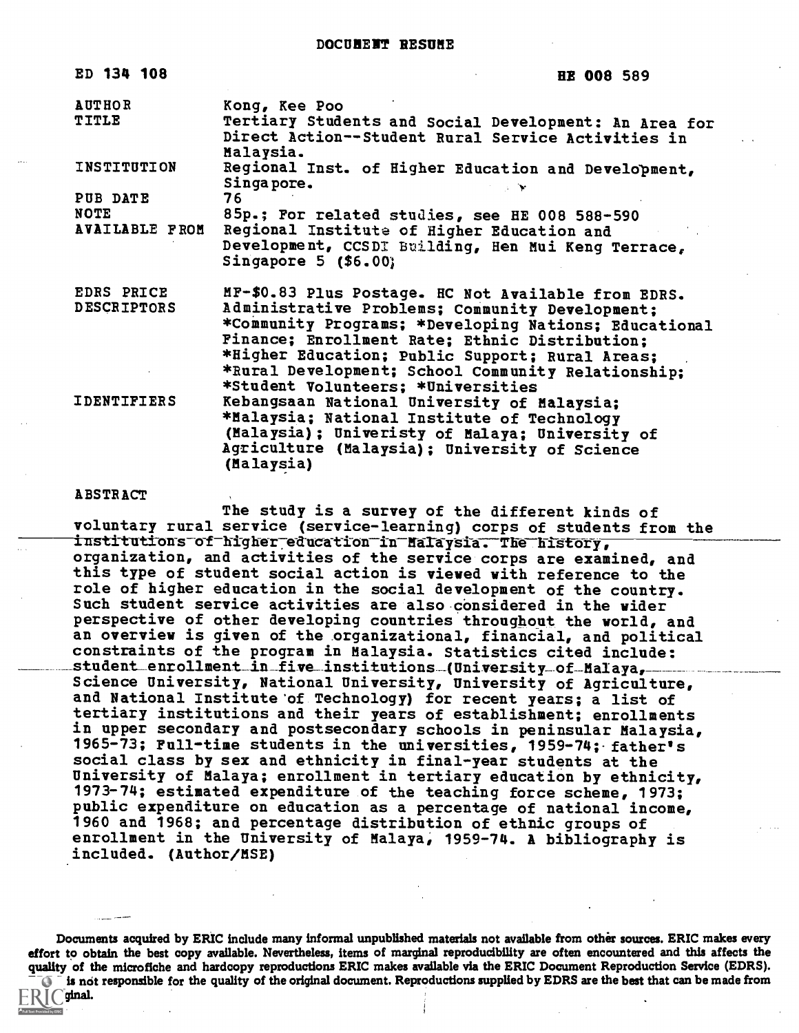# DOCUMENT RESUME

| | |
|---|---|
| ED 134 108 | HE 008 589 |
| AUTHOR | Kong, Kee Poo |
| TITLE | Tertiary Students and Social Development: An Area for Direct Action--Student Rural Service Activities in Malaysia. |
| INSTITUTION | Regional Inst. of Higher Education and Development, Singapore. |
| PUB DATE | 76 |
| NOTE | 85p.; For related studies, see HE 008 588-590 |
| AVAILABLE FROM | Regional Institute of Higher Education and Development, CCSDI Building, Hen Mui Keng Terrace, Singapore 5 ($6.00) |
| EDRS PRICE | MF-$0.83 Plus Postage. HC Not Available from EDRS. |
| DESCRIPTORS | Administrative Problems; Community Development; *Community Programs; *Developing Nations; Educational Finance; Enrollment Rate; Ethnic Distribution; *Higher Education; Public Support; Rural Areas; *Rural Development; School Community Relationship; *Student Volunteers; *Universities |
| IDENTIFIERS | Kebangsaan National University of Malaysia; *Malaysia; National Institute of Technology (Malaysia); Univeristy of Malaya; University of Agriculture (Malaysia); University of Science (Malaysia) |

ABSTRACT

The study is a survey of the different kinds of voluntary rural service (service-learning) corps of students from the institutions of higher education in Malaysia. The history, organization, and activities of the service corps are examined, and this type of student social action is viewed with reference to the role of higher education in the social development of the country. Such student service activities are also considered in the wider perspective of other developing countries throughout the world, and an overview is given of the organizational, financial, and political constraints of the program in Malaysia. Statistics cited include: student enrollment in five institutions (University of Malaya, Science University, National University, University of Agriculture, and National Institute of Technology) for recent years; a list of tertiary institutions and their years of establishment; enrollments in upper secondary and postsecondary schools in peninsular Malaysia, 1965-73; Full-time students in the universities, 1959-74; father's social class by sex and ethnicity in final-year students at the University of Malaya; enrollment in tertiary education by ethnicity, 1973-74; estimated expenditure of the teaching force scheme, 1973; public expenditure on education as a percentage of national income, 1960 and 1968; and percentage distribution of ethnic groups of enrollment in the University of Malaya, 1959-74. A bibliography is included. (Author/MSE)

Documents acquired by ERIC include many informal unpublished materials not available from other sources. ERIC makes every effort to obtain the best copy available. Nevertheless, items of marginal reproducibility are often encountered and this affects the quality of the microfiche and hardcopy reproductions ERIC makes available via the ERIC Document Reproduction Service (EDRS). EDRS is not responsible for the quality of the original document. Reproductions supplied by EDRS are the best that can be made from the original.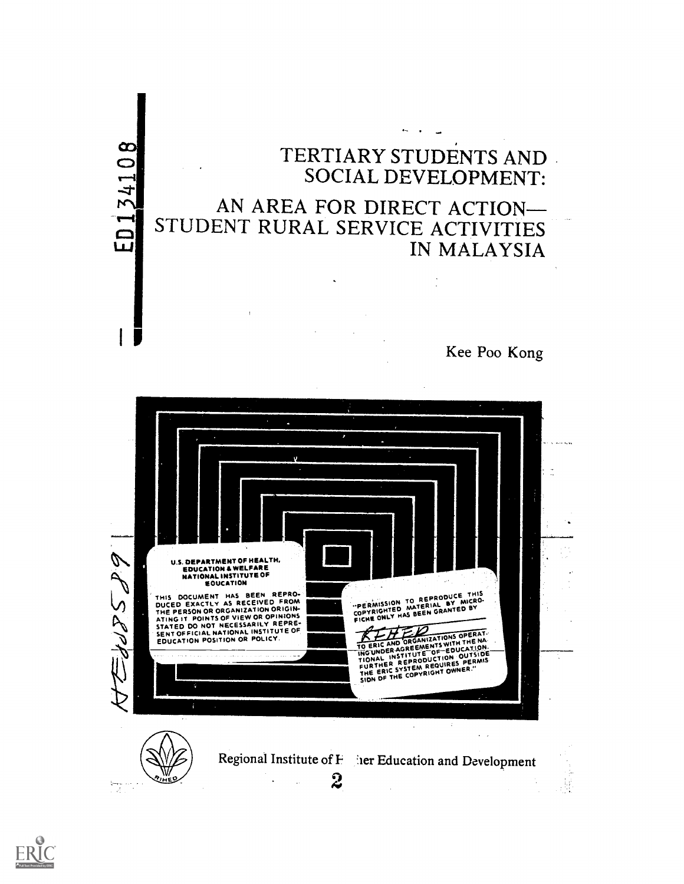ED134108

# TERTIARY STUDENTS AND SOCIAL DEVELOPMENT:

## AN AREA FOR DIRECT ACTION— STUDENT RURAL SERVICE ACTIVITIES IN MALAYSIA

Kee Poo Kong

U.S. DEPARTMENT OF HEALTH, EDUCATION & WELFARE NATIONAL INSTITUTE OF EDUCATION

THIS DOCUMENT HAS BEEN REPRODUCED EXACTLY AS RECEIVED FROM THE PERSON OR ORGANIZATION ORIGINATING IT. POINTS OF VIEW OR OPINIONS STATED DO NOT NECESSARILY REPRESENT OFFICIAL NATIONAL INSTITUTE OF EDUCATION POSITION OR POLICY.

"PERMISSION TO REPRODUCE THIS COPYRIGHTED MATERIAL BY MICROFICHE ONLY HAS BEEN GRANTED BY

RIHED

TO ERIC AND ORGANIZATIONS OPERATING UNDER AGREEMENTS WITH THE NATIONAL INSTITUTE OF EDUCATION. FURTHER REPRODUCTION OUTSIDE THE ERIC SYSTEM REQUIRES PERMISSION OF THE COPYRIGHT OWNER."

HE008589

Regional Institute of Higher Education and Development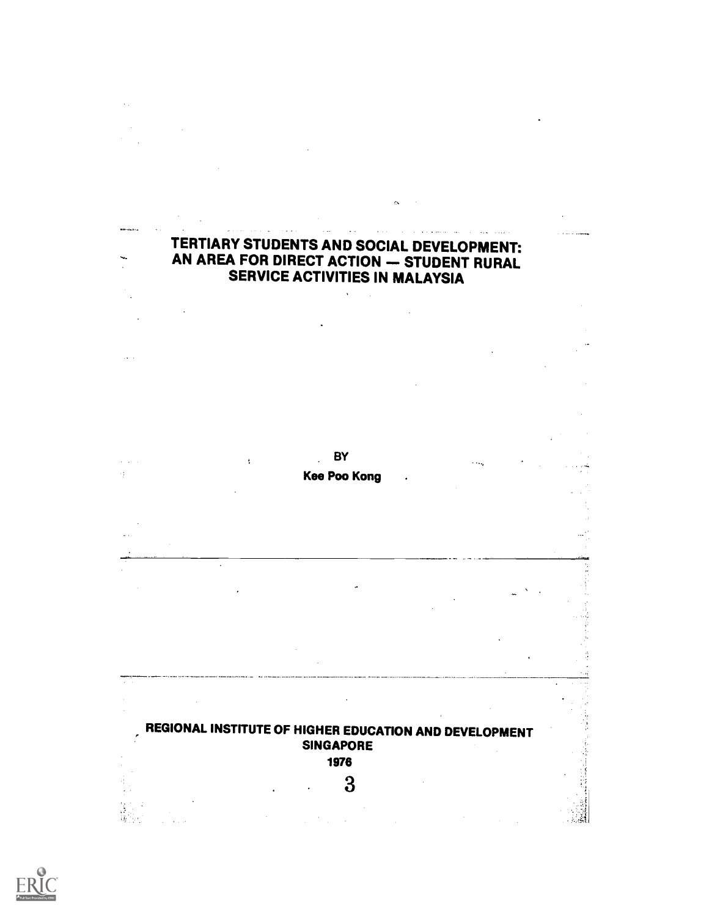# TERTIARY STUDENTS AND SOCIAL DEVELOPMENT: AN AREA FOR DIRECT ACTION — STUDENT RURAL SERVICE ACTIVITIES IN MALAYSIA

BY

Kee Poo Kong

REGIONAL INSTITUTE OF HIGHER EDUCATION AND DEVELOPMENT
SINGAPORE
1976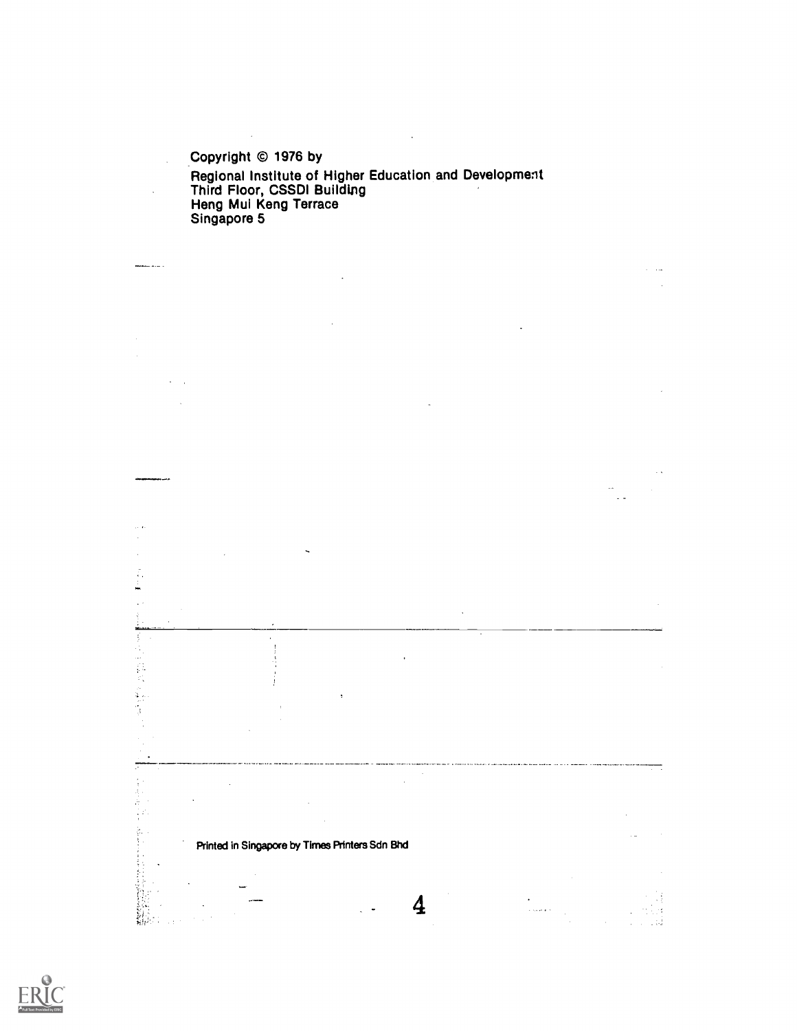Copyright © 1976 by
Regional Institute of Higher Education and Development
Third Floor, CSSDI Building
Heng Mui Keng Terrace
Singapore 5

Printed in Singapore by Times Printers Sdn Bhd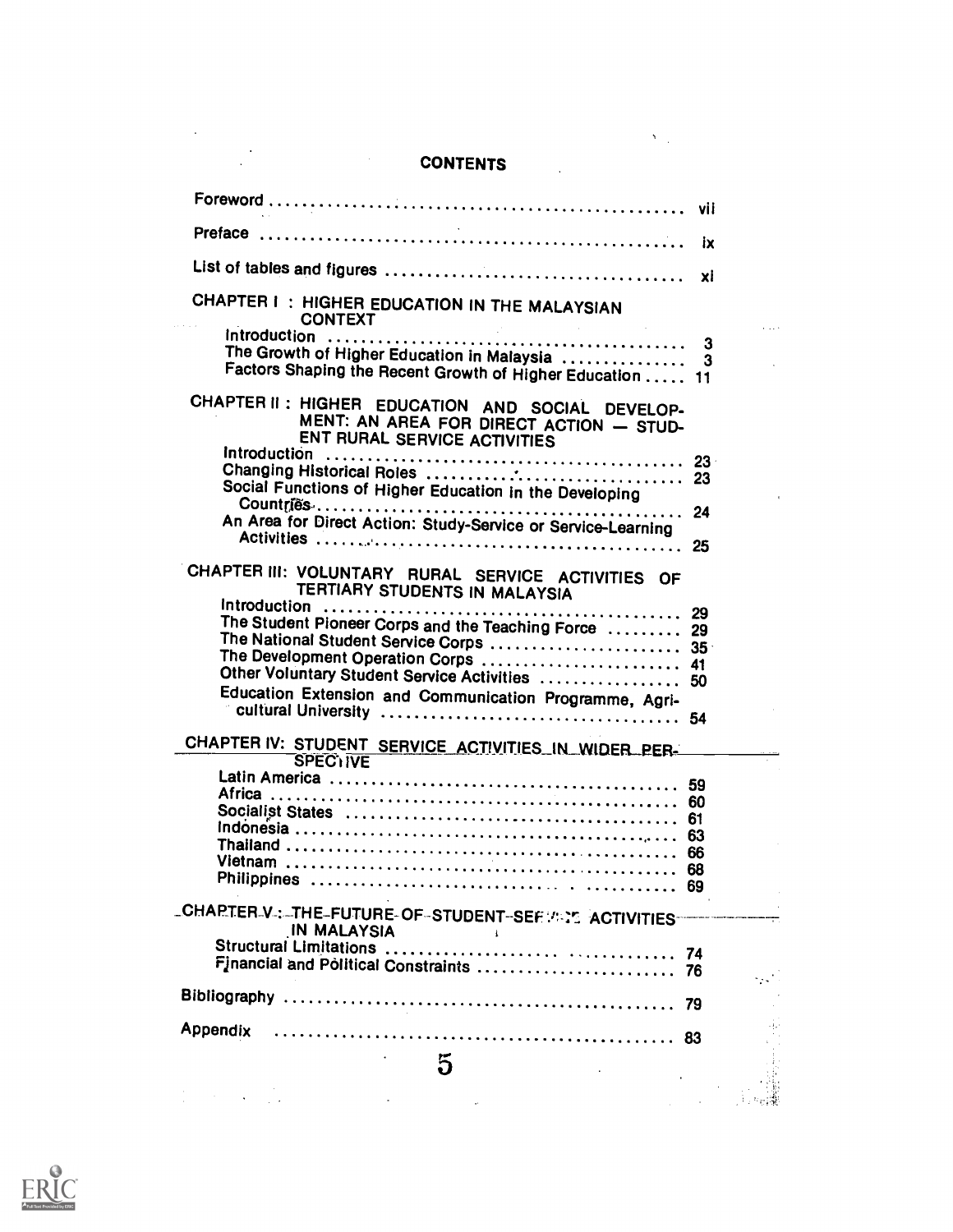# CONTENTS

| | |
|---|---|
| Foreword | vii |
| Preface | ix |
| List of tables and figures | xi |
| **CHAPTER I : HIGHER EDUCATION IN THE MALAYSIAN CONTEXT** | |
| Introduction | 3 |
| The Growth of Higher Education in Malaysia | 3 |
| Factors Shaping the Recent Growth of Higher Education | 11 |
| **CHAPTER II : HIGHER EDUCATION AND SOCIAL DEVELOPMENT: AN AREA FOR DIRECT ACTION — STUDENT RURAL SERVICE ACTIVITIES** | |
| Introduction | 23 |
| Changing Historical Roles | 23 |
| Social Functions of Higher Education in the Developing Countries | 24 |
| An Area for Direct Action: Study-Service or Service-Learning Activities | 25 |
| **CHAPTER III: VOLUNTARY RURAL SERVICE ACTIVITIES OF TERTIARY STUDENTS IN MALAYSIA** | |
| Introduction | 29 |
| The Student Pioneer Corps and the Teaching Force | 29 |
| The National Student Service Corps | 35 |
| The Development Operation Corps | 41 |
| Other Voluntary Student Service Activities | 50 |
| Education Extension and Communication Programme, Agricultural University | 54 |
| **CHAPTER IV: STUDENT SERVICE ACTIVITIES IN WIDER PERSPECTIVE** | |
| Latin America | 59 |
| Africa | 60 |
| Socialist States | 61 |
| Indonesia | 63 |
| Thailand | 66 |
| Vietnam | 68 |
| Philippines | 69 |
| **CHAPTER V : THE FUTURE OF STUDENT SERVICE ACTIVITIES IN MALAYSIA** | |
| Structural Limitations | 74 |
| Financial and Political Constraints | 76 |
| Bibliography | 79 |
| Appendix | 83 |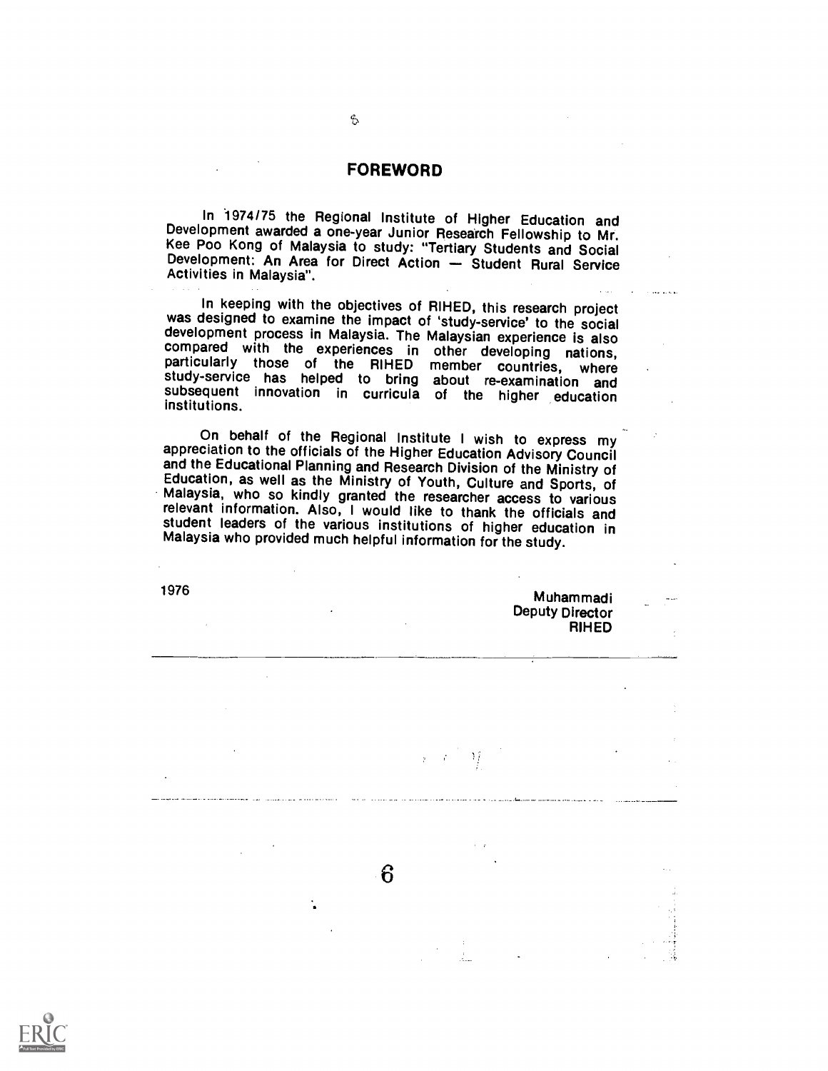# FOREWORD

In 1974/75 the Regional Institute of Higher Education and Development awarded a one-year Junior Research Fellowship to Mr. Kee Poo Kong of Malaysia to study: "Tertiary Students and Social Development: An Area for Direct Action — Student Rural Service Activities in Malaysia".

In keeping with the objectives of RIHED, this research project was designed to examine the impact of 'study-service' to the social development process in Malaysia. The Malaysian experience is also compared with the experiences in other developing nations, particularly those of the RIHED member countries, where study-service has helped to bring about re-examination and subsequent innovation in curricula of the higher education institutions.

On behalf of the Regional Institute I wish to express my appreciation to the officials of the Higher Education Advisory Council and the Educational Planning and Research Division of the Ministry of Education, as well as the Ministry of Youth, Culture and Sports, of Malaysia, who so kindly granted the researcher access to various relevant information. Also, I would like to thank the officials and student leaders of the various institutions of higher education in Malaysia who provided much helpful information for the study.

1976

Muhammadi
Deputy Director
RIHED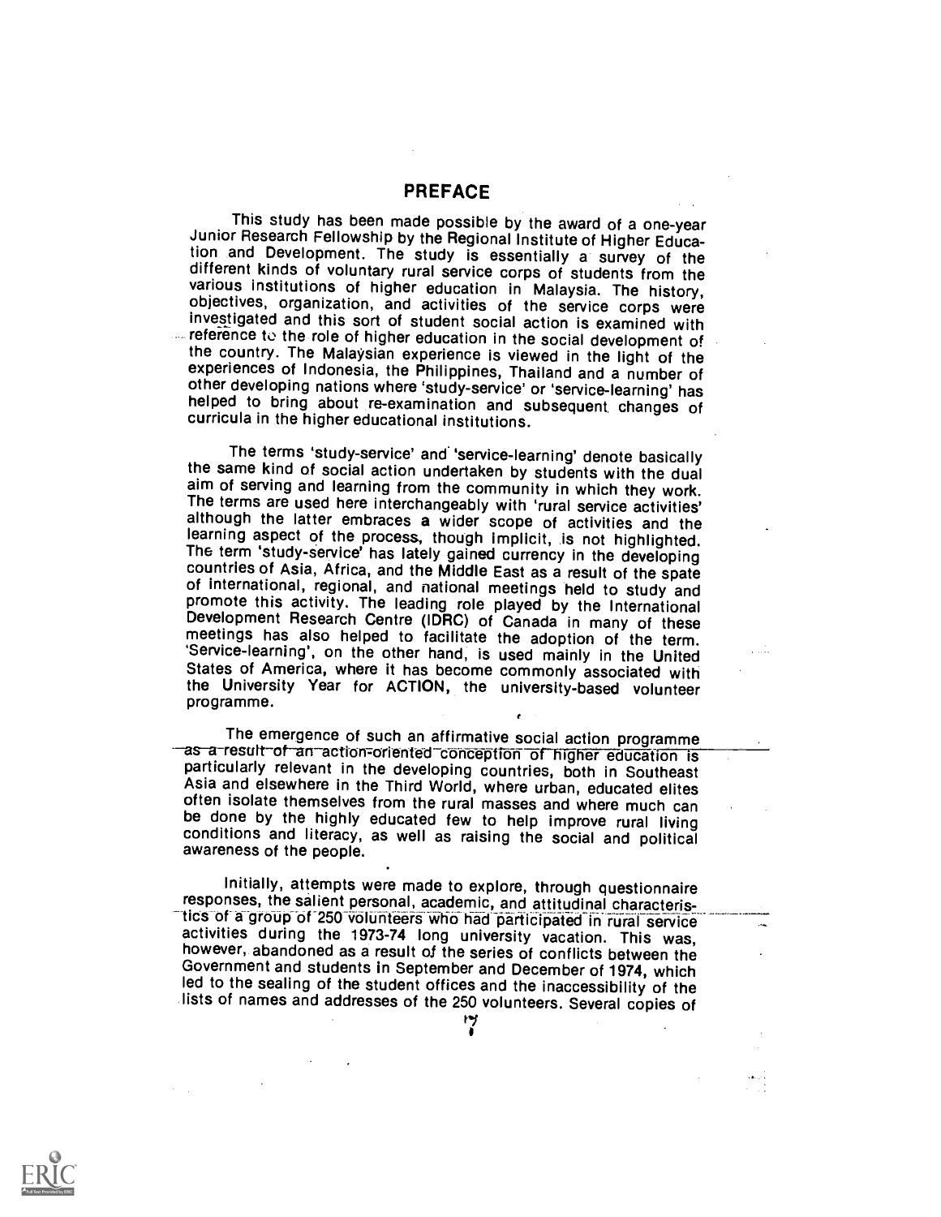## PREFACE

This study has been made possible by the award of a one-year Junior Research Fellowship by the Regional Institute of Higher Education and Development. The study is essentially a survey of the different kinds of voluntary rural service corps of students from the various institutions of higher education in Malaysia. The history, objectives, organization, and activities of the service corps were investigated and this sort of student social action is examined with reference to the role of higher education in the social development of the country. The Malaysian experience is viewed in the light of the experiences of Indonesia, the Philippines, Thailand and a number of other developing nations where 'study-service' or 'service-learning' has helped to bring about re-examination and subsequent changes of curricula in the higher educational institutions.

The terms 'study-service' and 'service-learning' denote basically the same kind of social action undertaken by students with the dual aim of serving and learning from the community in which they work. The terms are used here interchangeably with 'rural service activities' although the latter embraces a wider scope of activities and the learning aspect of the process, though implicit, is not highlighted. The term 'study-service' has lately gained currency in the developing countries of Asia, Africa, and the Middle East as a result of the spate of international, regional, and national meetings held to study and promote this activity. The leading role played by the International Development Research Centre (IDRC) of Canada in many of these meetings has also helped to facilitate the adoption of the term. 'Service-learning', on the other hand, is used mainly in the United States of America, where it has become commonly associated with the University Year for ACTION, the university-based volunteer programme.

The emergence of such an affirmative social action programme as a result of an action-oriented conception of higher education is particularly relevant in the developing countries, both in Southeast Asia and elsewhere in the Third World, where urban, educated elites often isolate themselves from the rural masses and where much can be done by the highly educated few to help improve rural living conditions and literacy, as well as raising the social and political awareness of the people.

Initially, attempts were made to explore, through questionnaire responses, the salient personal, academic, and attitudinal characteristics of a group of 250 volunteers who had participated in rural service activities during the 1973-74 long university vacation. This was, however, abandoned as a result of the series of conflicts between the Government and students in September and December of 1974, which led to the sealing of the student offices and the inaccessibility of the lists of names and addresses of the 250 volunteers. Several copies of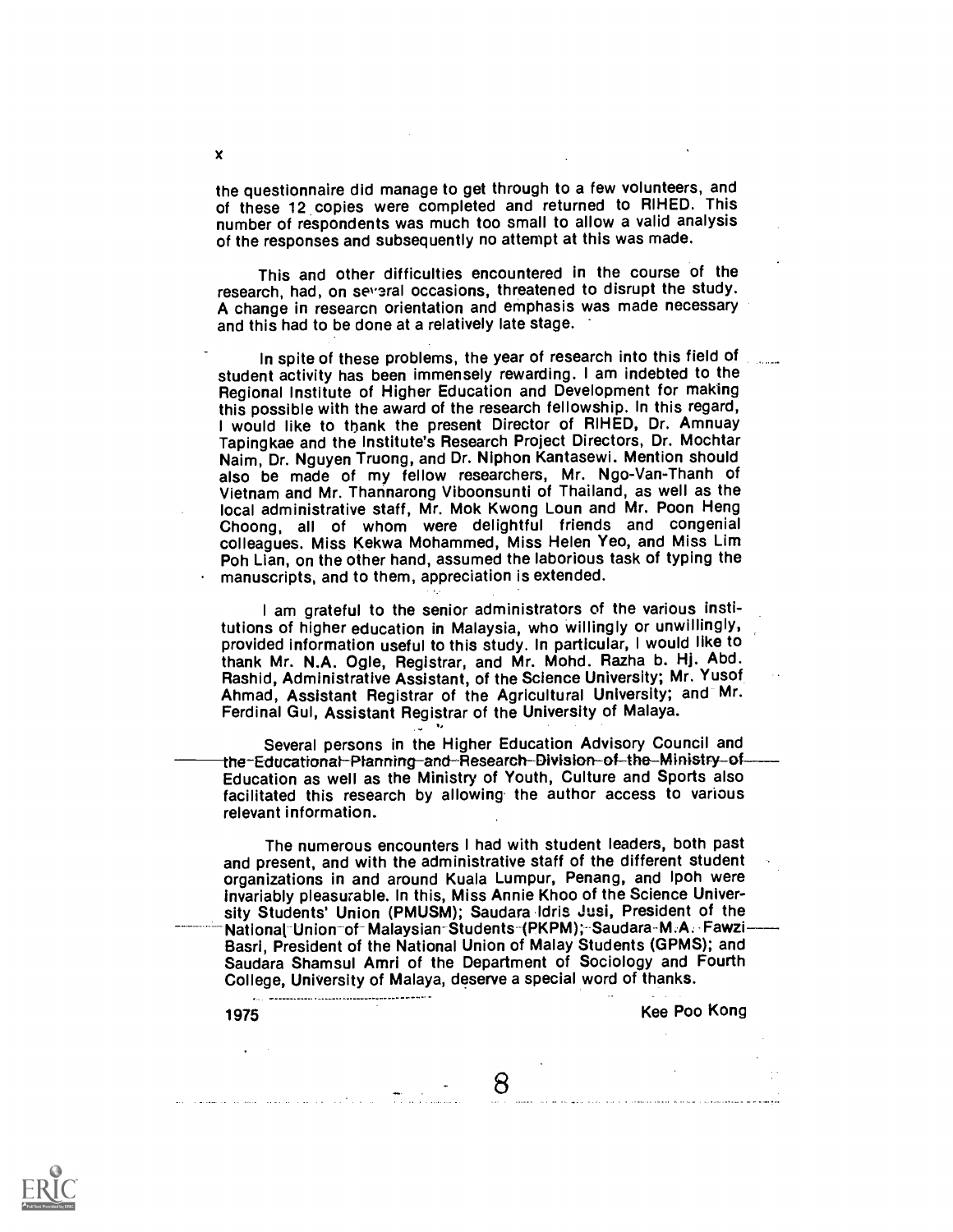the questionnaire did manage to get through to a few volunteers, and of these 12 copies were completed and returned to RIHED. This number of respondents was much too small to allow a valid analysis of the responses and subsequently no attempt at this was made.

This and other difficulties encountered in the course of the research, had, on several occasions, threatened to disrupt the study. A change in research orientation and emphasis was made necessary and this had to be done at a relatively late stage.

In spite of these problems, the year of research into this field of student activity has been immensely rewarding. I am indebted to the Regional Institute of Higher Education and Development for making this possible with the award of the research fellowship. In this regard, I would like to thank the present Director of RIHED, Dr. Amnuay Tapingkae and the Institute's Research Project Directors, Dr. Mochtar Naim, Dr. Nguyen Truong, and Dr. Niphon Kantasewi. Mention should also be made of my fellow researchers, Mr. Ngo-Van-Thanh of Vietnam and Mr. Thannarong Viboonsunti of Thailand, as well as the local administrative staff, Mr. Mok Kwong Loun and Mr. Poon Heng Choong, all of whom were delightful friends and congenial colleagues. Miss Kekwa Mohammed, Miss Helen Yeo, and Miss Lim Poh Lian, on the other hand, assumed the laborious task of typing the manuscripts, and to them, appreciation is extended.

I am grateful to the senior administrators of the various institutions of higher education in Malaysia, who willingly or unwillingly, provided information useful to this study. In particular, I would like to thank Mr. N.A. Ogle, Registrar, and Mr. Mohd. Razha b. Hj. Abd. Rashid, Administrative Assistant, of the Science University; Mr. Yusof Ahmad, Assistant Registrar of the Agricultural University; and Mr. Ferdinal Gul, Assistant Registrar of the University of Malaya.

Several persons in the Higher Education Advisory Council and the Educational Planning and Research Division of the Ministry of Education as well as the Ministry of Youth, Culture and Sports also facilitated this research by allowing the author access to various relevant information.

The numerous encounters I had with student leaders, both past and present, and with the administrative staff of the different student organizations in and around Kuala Lumpur, Penang, and Ipoh were invariably pleasurable. In this, Miss Annie Khoo of the Science University Students' Union (PMUSM); Saudara Idris Jusi, President of the National Union of Malaysian Students (PKPM); Saudara M.A. Fawzi Basri, President of the National Union of Malay Students (GPMS); and Saudara Shamsul Amri of the Department of Sociology and Fourth College, University of Malaya, deserve a special word of thanks.

1975 Kee Poo Kong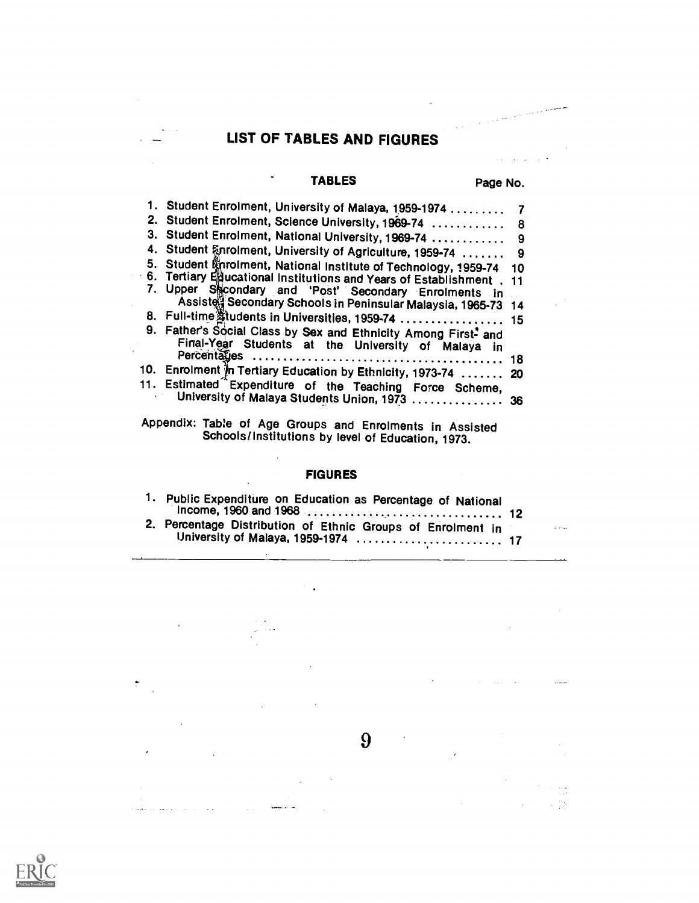# LIST OF TABLES AND FIGURES

## TABLES

| | Page No. |
|---|---|
| 1. Student Enrolment, University of Malaya, 1959-1974 | 7 |
| 2. Student Enrolment, Science University, 1969-74 | 8 |
| 3. Student Enrolment, National University, 1969-74 | 9 |
| 4. Student Enrolment, University of Agriculture, 1959-74 | 9 |
| 5. Student Enrolment, National Institute of Technology, 1959-74 | 10 |
| 6. Tertiary Educational Institutions and Years of Establishment | 11 |
| 7. Upper Secondary and 'Post' Secondary Enrolments in Assisted Secondary Schools in Peninsular Malaysia, 1965-73 | 14 |
| 8. Full-time Students in Universities, 1959-74 | 15 |
| 9. Father's Social Class by Sex and Ethnicity Among First- and Final-Year Students at the University of Malaya in Percentages | 18 |
| 10. Enrolment in Tertiary Education by Ethnicity, 1973-74 | 20 |
| 11. Estimated Expenditure of the Teaching Force Scheme, University of Malaya Students Union, 1973 | 36 |

Appendix: Table of Age Groups and Enrolments in Assisted Schools/Institutions by level of Education, 1973.

## FIGURES

| | |
|---|---|
| 1. Public Expenditure on Education as Percentage of National Income, 1960 and 1968 | 12 |
| 2. Percentage Distribution of Ethnic Groups of Enrolment in University of Malaya, 1959-1974 | 17 |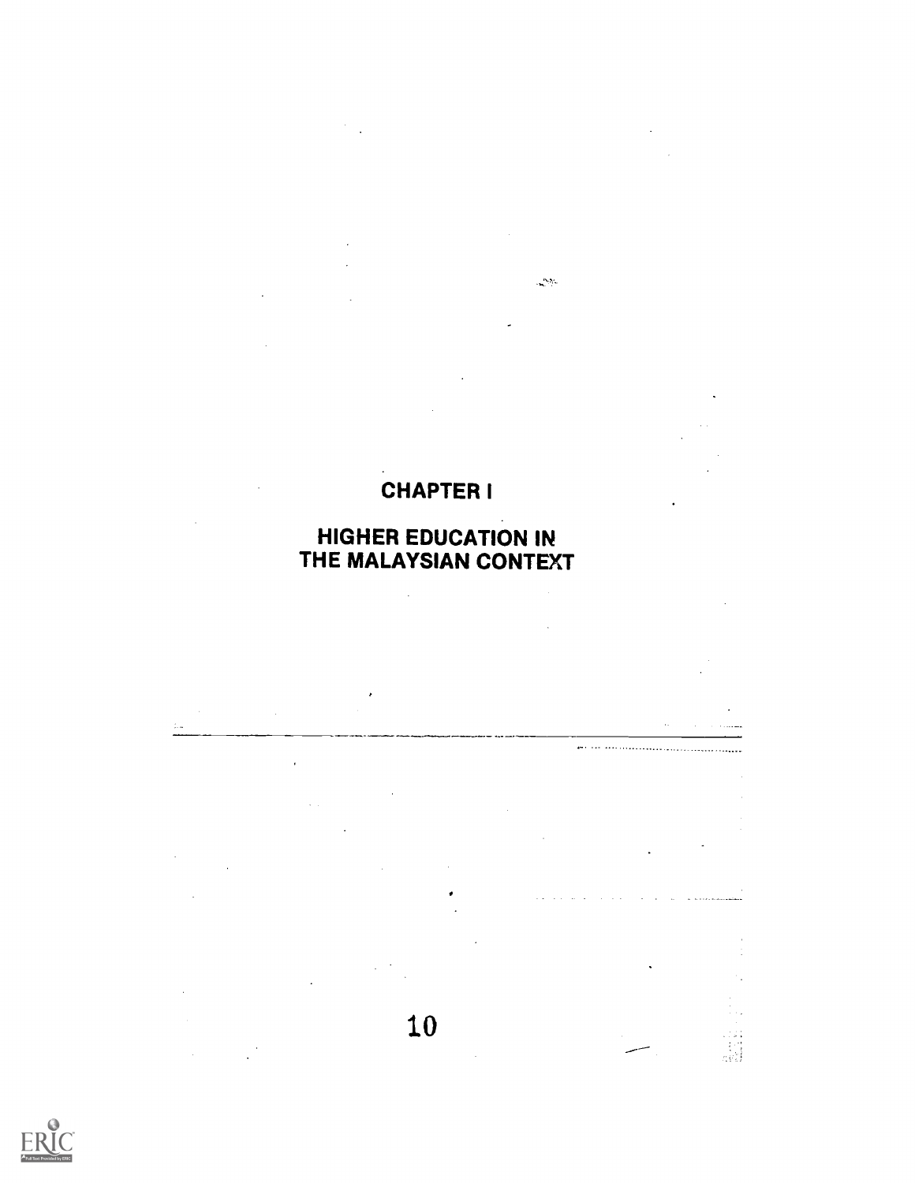# CHAPTER I

# HIGHER EDUCATION IN THE MALAYSIAN CONTEXT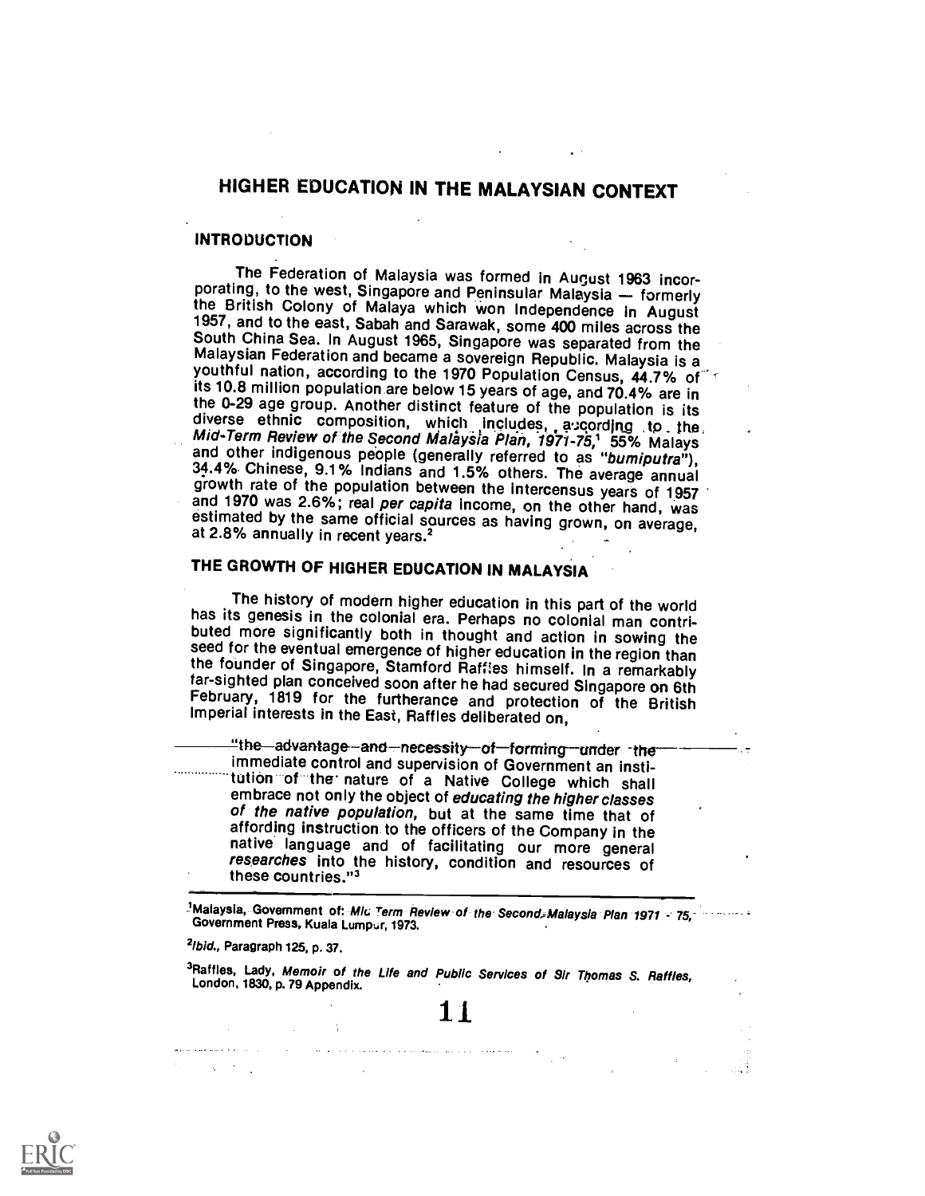# HIGHER EDUCATION IN THE MALAYSIAN CONTEXT

## INTRODUCTION

The Federation of Malaysia was formed in August 1963 incorporating, to the west, Singapore and Peninsular Malaysia — formerly the British Colony of Malaya which won Independence in August 1957, and to the east, Sabah and Sarawak, some 400 miles across the South China Sea. In August 1965, Singapore was separated from the Malaysian Federation and became a sovereign Republic. Malaysia is a youthful nation, according to the 1970 Population Census, 44.7% of its 10.8 million population are below 15 years of age, and 70.4% are in the 0-29 age group. Another distinct feature of the population is its diverse ethnic composition, which includes, according to the *Mid-Term Review of the Second Malaysia Plan, 1971-75,*[1] 55% Malays and other indigenous people (generally referred to as "*bumiputra*"), 34.4% Chinese, 9.1% Indians and 1.5% others. The average annual growth rate of the population between the intercensus years of 1957 and 1970 was 2.6%; real *per capita* income, on the other hand, was estimated by the same official sources as having grown, on average, at 2.8% annually in recent years.[2]

## THE GROWTH OF HIGHER EDUCATION IN MALAYSIA

The history of modern higher education in this part of the world has its genesis in the colonial era. Perhaps no colonial man contributed more significantly both in thought and action in sowing the seed for the eventual emergence of higher education in the region than the founder of Singapore, Stamford Raffles himself. In a remarkably far-sighted plan conceived soon after he had secured Singapore on 6th February, 1819 for the furtherance and protection of the British Imperial interests in the East, Raffles deliberated on,

> "the advantage and necessity of forming under the immediate control and supervision of Government an institution of the nature of a Native College which shall embrace not only the object of *educating the higher classes of the native population*, but at the same time that of affording instruction to the officers of the Company in the native language and of facilitating our more general *researches* into the history, condition and resources of these countries."[3]

---

[1]Malaysia, Government of: *Mid Term Review of the Second Malaysia Plan 1971 - 75*, Government Press, Kuala Lumpur, 1973.

[2]*Ibid.*, Paragraph 125, p. 37.

[3]Raffles, Lady, *Memoir of the Life and Public Services of Sir Thomas S. Raffles*, London, 1830, p. 79 Appendix.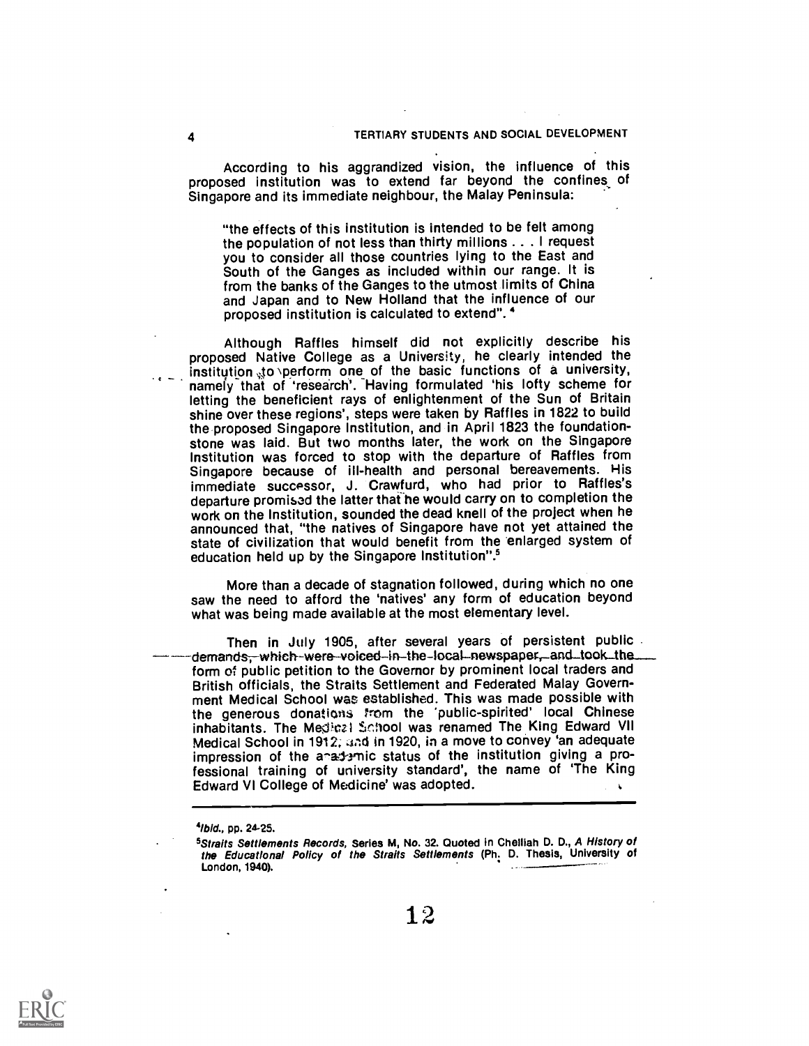According to his aggrandized vision, the influence of this proposed institution was to extend far beyond the confines of Singapore and its immediate neighbour, the Malay Peninsula:

> "the effects of this institution is intended to be felt among the population of not less than thirty millions . . . I request you to consider all those countries lying to the East and South of the Ganges as included within our range. It is from the banks of the Ganges to the utmost limits of China and Japan and to New Holland that the influence of our proposed institution is calculated to extend".[4]

Although Raffles himself did not explicitly describe his proposed Native College as a University, he clearly intended the institution to perform one of the basic functions of a university, namely that of 'research'. Having formulated 'his lofty scheme for letting the beneficient rays of enlightenment of the Sun of Britain shine over these regions', steps were taken by Raffles in 1822 to build the proposed Singapore Institution, and in April 1823 the foundation-stone was laid. But two months later, the work on the Singapore Institution was forced to stop with the departure of Raffles from Singapore because of ill-health and personal bereavements. His immediate successor, J. Crawfurd, who had prior to Raffles's departure promised the latter that he would carry on to completion the work on the Institution, sounded the dead knell of the project when he announced that, "the natives of Singapore have not yet attained the state of civilization that would benefit from the enlarged system of education held up by the Singapore Institution".[5]

More than a decade of stagnation followed, during which no one saw the need to afford the 'natives' any form of education beyond what was being made available at the most elementary level.

Then in July 1905, after several years of persistent public demands, which were voiced in the local newspaper, and took the form of public petition to the Governor by prominent local traders and British officials, the Straits Settlement and Federated Malay Government Medical School was established. This was made possible with the generous donations from the 'public-spirited' local Chinese inhabitants. The Medical School was renamed The King Edward VII Medical School in 1912, and in 1920, in a move to convey 'an adequate impression of the academic status of the institution giving a professional training of university standard', the name of 'The King Edward VI College of Medicine' was adopted.

---

[4] *Ibid.*, pp. 24-25.

[5] *Straits Settlements Records*, Series M, No. 32. Quoted in Chelliah D. D., *A History of the Educational Policy of the Straits Settlements* (Ph. D. Thesis, University of London, 1940).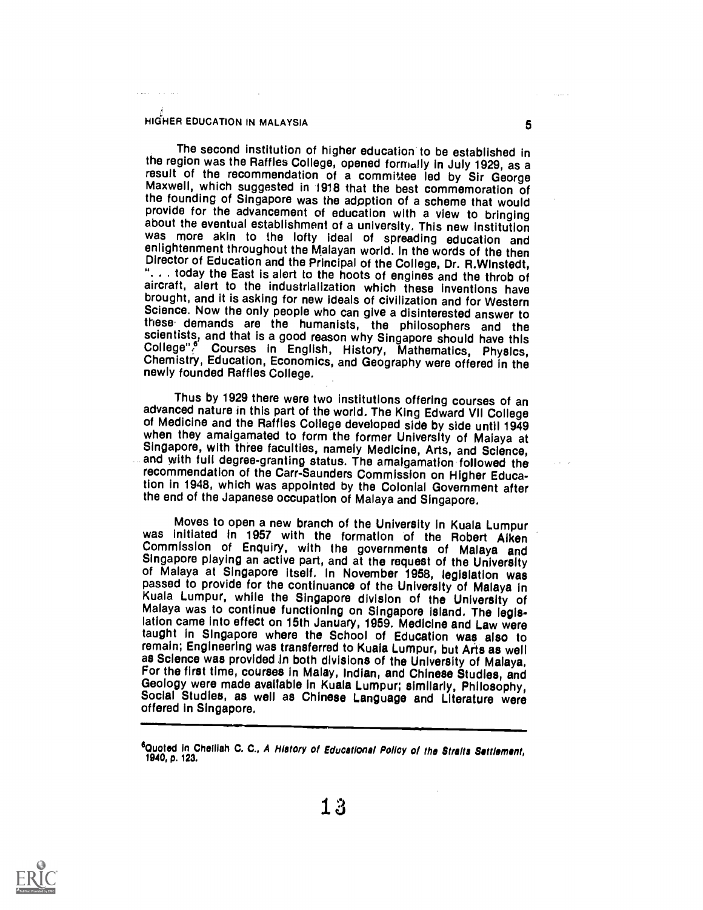The second institution of higher education to be established in the region was the Raffles College, opened formally in July 1929, as a result of the recommendation of a committee led by Sir George Maxwell, which suggested in 1918 that the best commemoration of the founding of Singapore was the adoption of a scheme that would provide for the advancement of education with a view to bringing about the eventual establishment of a university. This new institution was more akin to the lofty ideal of spreading education and enlightenment throughout the Malayan world. In the words of the then Director of Education and the Principal of the College, Dr. R.Winstedt, ". . . today the East is alert to the hoots of engines and the throb of aircraft, alert to the industrialization which these inventions have brought, and it is asking for new ideals of civilization and for Western Science. Now the only people who can give a disinterested answer to these demands are the humanists, the philosophers and the scientists, and that is a good reason why Singapore should have this College".[6] Courses in English, History, Mathematics, Physics, Chemistry, Education, Economics, and Geography were offered in the newly founded Raffles College.

Thus by 1929 there were two institutions offering courses of an advanced nature in this part of the world. The King Edward VII College of Medicine and the Raffles College developed side by side until 1949 when they amalgamated to form the former University of Malaya at Singapore, with three faculties, namely Medicine, Arts, and Science, and with full degree-granting status. The amalgamation followed the recommendation of the Carr-Saunders Commission on Higher Education in 1948, which was appointed by the Colonial Government after the end of the Japanese occupation of Malaya and Singapore.

Moves to open a new branch of the University in Kuala Lumpur was initiated in 1957 with the formation of the Robert Aiken Commission of Enquiry, with the governments of Malaya and Singapore playing an active part, and at the request of the University of Malaya at Singapore itself. In November 1958, legislation was passed to provide for the continuance of the University of Malaya in Kuala Lumpur, while the Singapore division of the University of Malaya was to continue functioning on Singapore island. The legislation came into effect on 15th January, 1959. Medicine and Law were taught in Singapore where the School of Education was also to remain; Engineering was transferred to Kuala Lumpur, but Arts as well as Science was provided in both divisions of the University of Malaya. For the first time, courses in Malay, Indian, and Chinese Studies, and Geology were made available in Kuala Lumpur; similarly, Philosophy, Social Studies, as well as Chinese Language and Literature were offered in Singapore.

---

[6] Quoted in Chelliah C. C., *A History of Educational Policy of the Straits Settlement*, 1940, p. 123.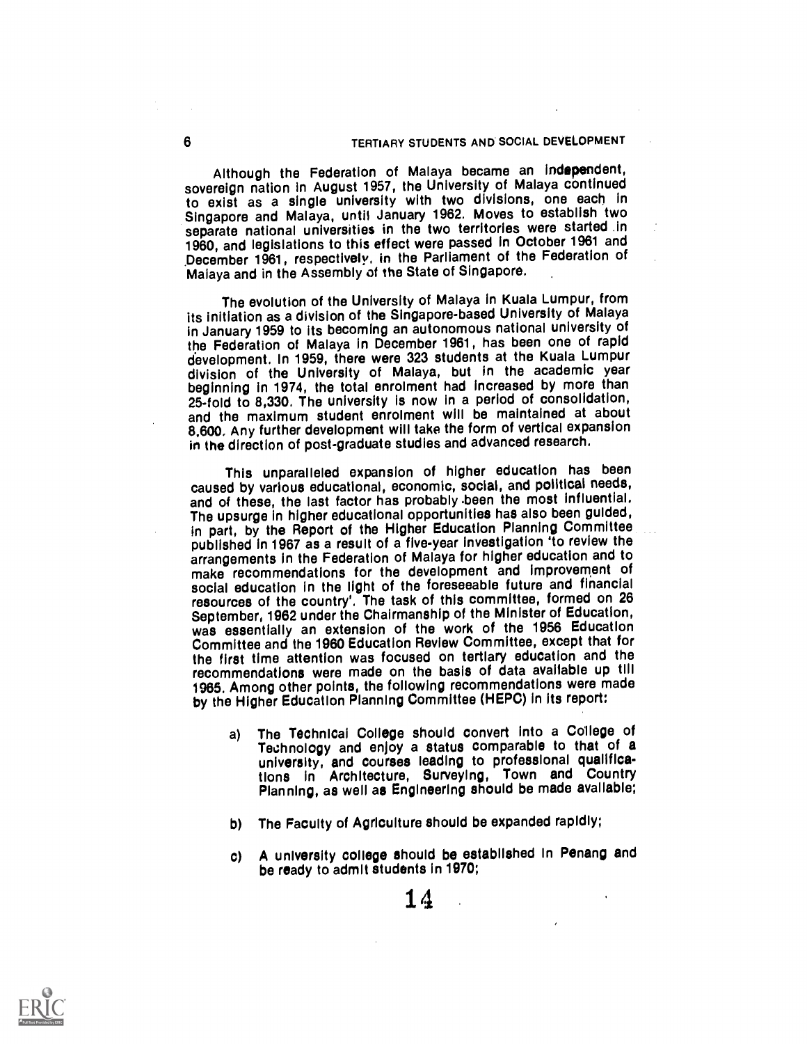Although the Federation of Malaya became an independent, sovereign nation in August 1957, the University of Malaya continued to exist as a single university with two divisions, one each in Singapore and Malaya, until January 1962. Moves to establish two separate national universities in the two territories were started in 1960, and legislations to this effect were passed in October 1961 and December 1961, respectively, in the Parliament of the Federation of Malaya and in the Assembly of the State of Singapore.

The evolution of the University of Malaya in Kuala Lumpur, from its initiation as a division of the Singapore-based University of Malaya in January 1959 to its becoming an autonomous national university of the Federation of Malaya in December 1961, has been one of rapid development. In 1959, there were 323 students at the Kuala Lumpur division of the University of Malaya, but in the academic year beginning in 1974, the total enrolment had increased by more than 25-fold to 8,330. The university is now in a period of consolidation, and the maximum student enrolment will be maintained at about 8,600. Any further development will take the form of vertical expansion in the direction of post-graduate studies and advanced research.

This unparalleled expansion of higher education has been caused by various educational, economic, social, and political needs, and of these, the last factor has probably been the most influential. The upsurge in higher educational opportunities has also been guided, in part, by the Report of the Higher Education Planning Committee published in 1967 as a result of a five-year investigation 'to review the arrangements in the Federation of Malaya for higher education and to make recommendations for the development and improvement of social education in the light of the foreseeable future and financial resources of the country'. The task of this committee, formed on 26 September, 1962 under the Chairmanship of the Minister of Education, was essentially an extension of the work of the 1956 Education Committee and the 1960 Education Review Committee, except that for the first time attention was focused on tertiary education and the recommendations were made on the basis of data available up till 1965. Among other points, the following recommendations were made by the Higher Education Planning Committee (HEPC) in its report:

a) The Technical College should convert into a College of Technology and enjoy a status comparable to that of a university, and courses leading to professional qualifications in Architecture, Surveying, Town and Country Planning, as well as Engineering should be made available;

b) The Faculty of Agriculture should be expanded rapidly;

c) A university college should be established in Penang and be ready to admit students in 1970;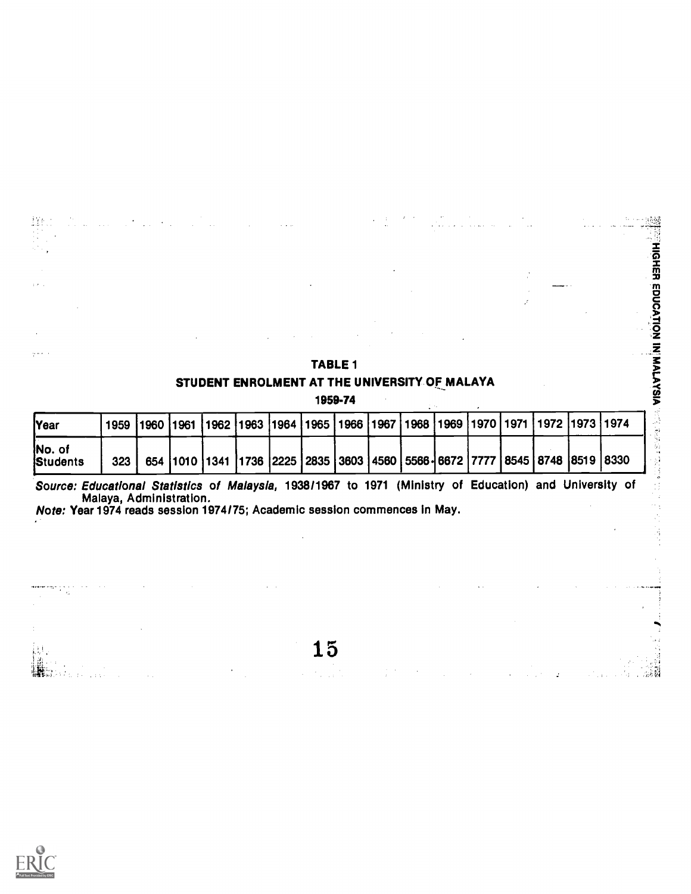## TABLE 1

### STUDENT ENROLMENT AT THE UNIVERSITY OF MALAYA

**1959-74**

| Year | 1959 | 1960 | 1961 | 1962 | 1963 | 1964 | 1965 | 1966 | 1967 | 1968 | 1969 | 1970 | 1971 | 1972 | 1973 | 1974 |
|---|---|---|---|---|---|---|---|---|---|---|---|---|---|---|---|---|
| No. of Students | 323 | 654 | 1010 | 1341 | 1736 | 2225 | 2835 | 3603 | 4560 | 5566 | 6672 | 7777 | 8545 | 8748 | 8519 | 8330 |

*Source: Educational Statistics* of *Malaysia,* 1938/1967 to 1971 (Ministry of Education) and University of Malaya, Administration.

*Note:* Year 1974 reads session 1974/75; Academic session commences in May.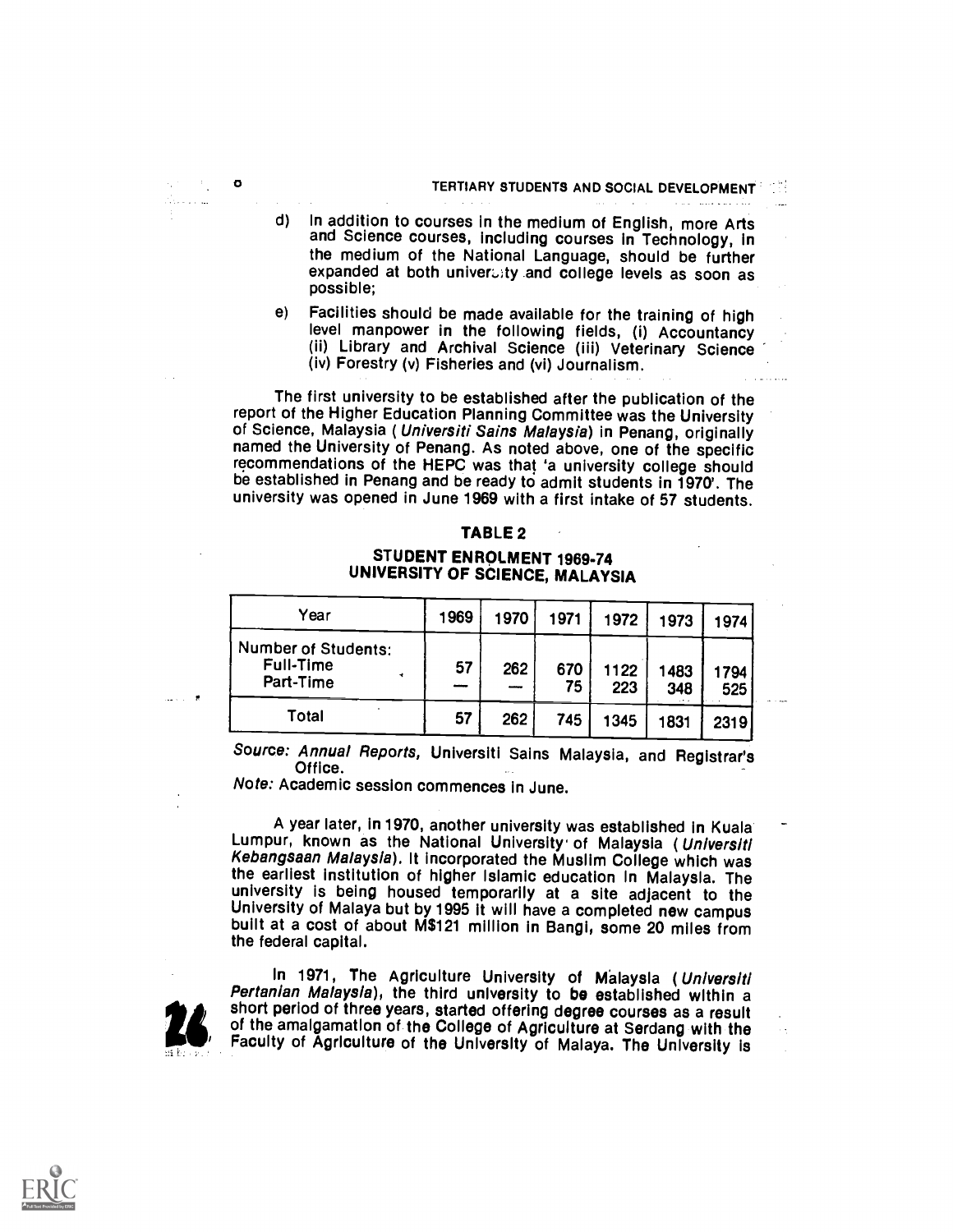d) In addition to courses in the medium of English, more Arts and Science courses, including courses in Technology, in the medium of the National Language, should be further expanded at both university and college levels as soon as possible;

e) Facilities should be made available for the training of high level manpower in the following fields, (i) Accountancy (ii) Library and Archival Science (iii) Veterinary Science (iv) Forestry (v) Fisheries and (vi) Journalism.

The first university to be established after the publication of the report of the Higher Education Planning Committee was the University of Science, Malaysia (*Universiti Sains Malaysia*) in Penang, originally named the University of Penang. As noted above, one of the specific recommendations of the HEPC was that 'a university college should be established in Penang and be ready to admit students in 1970'. The university was opened in June 1969 with a first intake of 57 students.

**TABLE 2**

**STUDENT ENROLMENT 1969-74**
**UNIVERSITY OF SCIENCE, MALAYSIA**

| Year | 1969 | 1970 | 1971 | 1972 | 1973 | 1974 |
|---|---|---|---|---|---|---|
| Number of Students: | | | | | | |
| Full-Time | 57 | 262 | 670 | 1122 | 1483 | 1794 |
| Part-Time | — | — | 75 | 223 | 348 | 525 |
| Total | 57 | 262 | 745 | 1345 | 1831 | 2319 |

Source: *Annual Reports*, Universiti Sains Malaysia, and Registrar's Office.

*Note:* Academic session commences in June.

A year later, in 1970, another university was established in Kuala Lumpur, known as the National University of Malaysia (*Universiti Kebangsaan Malaysia*). It incorporated the Muslim College which was the earliest institution of higher Islamic education in Malaysia. The university is being housed temporarily at a site adjacent to the University of Malaya but by 1995 it will have a completed new campus built at a cost of about M$121 million in Bangi, some 20 miles from the federal capital.

In 1971, The Agriculture University of Malaysia (*Universiti Pertanian Malaysia*), the third university to be established within a short period of three years, started offering degree courses as a result of the amalgamation of the College of Agriculture at Serdang with the Faculty of Agriculture of the University of Malaya. The University is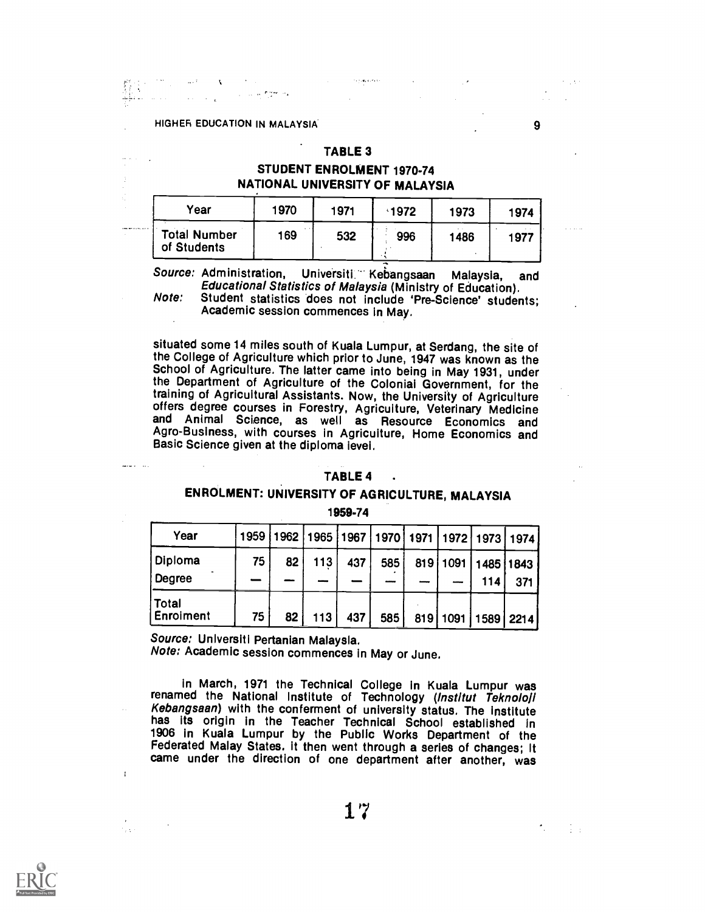### TABLE 3

### STUDENT ENROLMENT 1970-74
### NATIONAL UNIVERSITY OF MALAYSIA

| Year | 1970 | 1971 | 1972 | 1973 | 1974 |
|---|---|---|---|---|---|
| Total Number of Students | 169 | 532 | 996 | 1486 | 1977 |

*Source:* Administration, Universiti Kebangsaan Malaysia, and *Educational Statistics of Malaysia* (Ministry of Education).
*Note:* Student statistics does not include 'Pre-Science' students; Academic session commences in May.

situated some 14 miles south of Kuala Lumpur, at Serdang, the site of the College of Agriculture which prior to June, 1947 was known as the School of Agriculture. The latter came into being in May 1931, under the Department of Agriculture of the Colonial Government, for the training of Agricultural Assistants. Now, the University of Agriculture offers degree courses in Forestry, Agriculture, Veterinary Medicine and Animal Science, as well as Resource Economics and Agro-Business, with courses in Agriculture, Home Economics and Basic Science given at the diploma level.

### TABLE 4

### ENROLMENT: UNIVERSITY OF AGRICULTURE, MALAYSIA
### 1959-74

| Year | 1959 | 1962 | 1965 | 1967 | 1970 | 1971 | 1972 | 1973 | 1974 |
|---|---|---|---|---|---|---|---|---|---|
| Diploma | 75 | 82 | 113 | 437 | 585 | 819 | 1091 | 1485 | 1843 |
| Degree | — | — | — | — | — | — | — | 114 | 371 |
| Total Enrolment | 75 | 82 | 113 | 437 | 585 | 819 | 1091 | 1589 | 2214 |

*Source:* Universiti Pertanian Malaysia.
*Note:* Academic session commences in May or June.

In March, 1971 the Technical College in Kuala Lumpur was renamed the National Institute of Technology (*Institut Teknoloji Kebangsaan*) with the conferment of university status. The institute has its origin in the Teacher Technical School established in 1906 in Kuala Lumpur by the Public Works Department of the Federated Malay States. It then went through a series of changes; it came under the direction of one department after another, was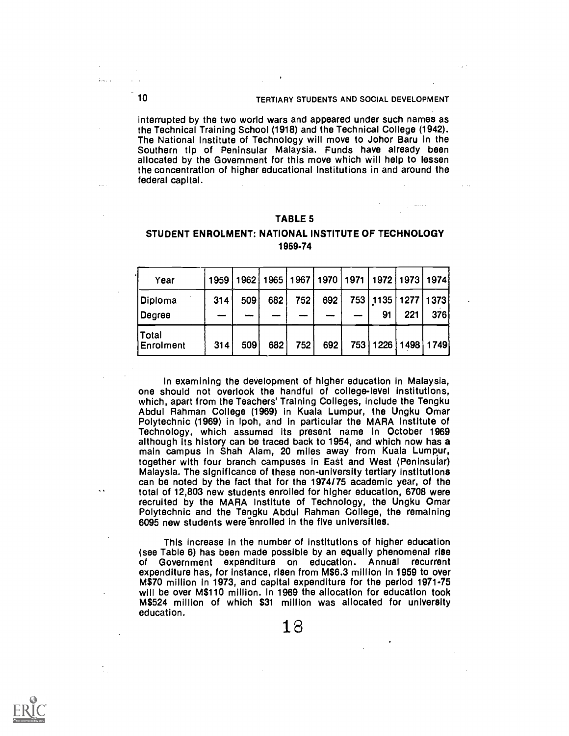interrupted by the two world wars and appeared under such names as the Technical Training School (1918) and the Technical College (1942). The National Institute of Technology will move to Johor Baru in the Southern tip of Peninsular Malaysia. Funds have already been allocated by the Government for this move which will help to lessen the concentration of higher educational institutions in and around the federal capital.

## TABLE 5

### STUDENT ENROLMENT: NATIONAL INSTITUTE OF TECHNOLOGY 1959-74

| Year | 1959 | 1962 | 1965 | 1967 | 1970 | 1971 | 1972 | 1973 | 1974 |
|---|---|---|---|---|---|---|---|---|---|
| Diploma | 314 | 509 | 682 | 752 | 692 | 753 | 1135 | 1277 | 1373 |
| Degree | — | — | — | — | — | — | 91 | 221 | 376 |
| Total Enrolment | 314 | 509 | 682 | 752 | 692 | 753 | 1226 | 1498 | 1749 |

In examining the development of higher education in Malaysia, one should not overlook the handful of college-level institutions, which, apart from the Teachers' Training Colleges, include the Tengku Abdul Rahman College (1969) in Kuala Lumpur, the Ungku Omar Polytechnic (1969) in Ipoh, and in particular the MARA Institute of Technology, which assumed its present name in October 1969 although its history can be traced back to 1954, and which now has a main campus in Shah Alam, 20 miles away from Kuala Lumpur, together with four branch campuses in East and West (Peninsular) Malaysia. The significance of these non-university tertiary institutions can be noted by the fact that for the 1974/75 academic year, of the total of 12,803 new students enrolled for higher education, 6708 were recruited by the MARA Institute of Technology, the Ungku Omar Polytechnic and the Tengku Abdul Rahman College, the remaining 6095 new students were enrolled in the five universities.

This increase in the number of institutions of higher education (see Table 6) has been made possible by an equally phenomenal rise of Government expenditure on education. Annual recurrent expenditure has, for instance, risen from M$6.3 million in 1959 to over M$70 million in 1973, and capital expenditure for the period 1971-75 will be over M$110 million. In 1969 the allocation for education took M$524 million of which $31 million was allocated for university education.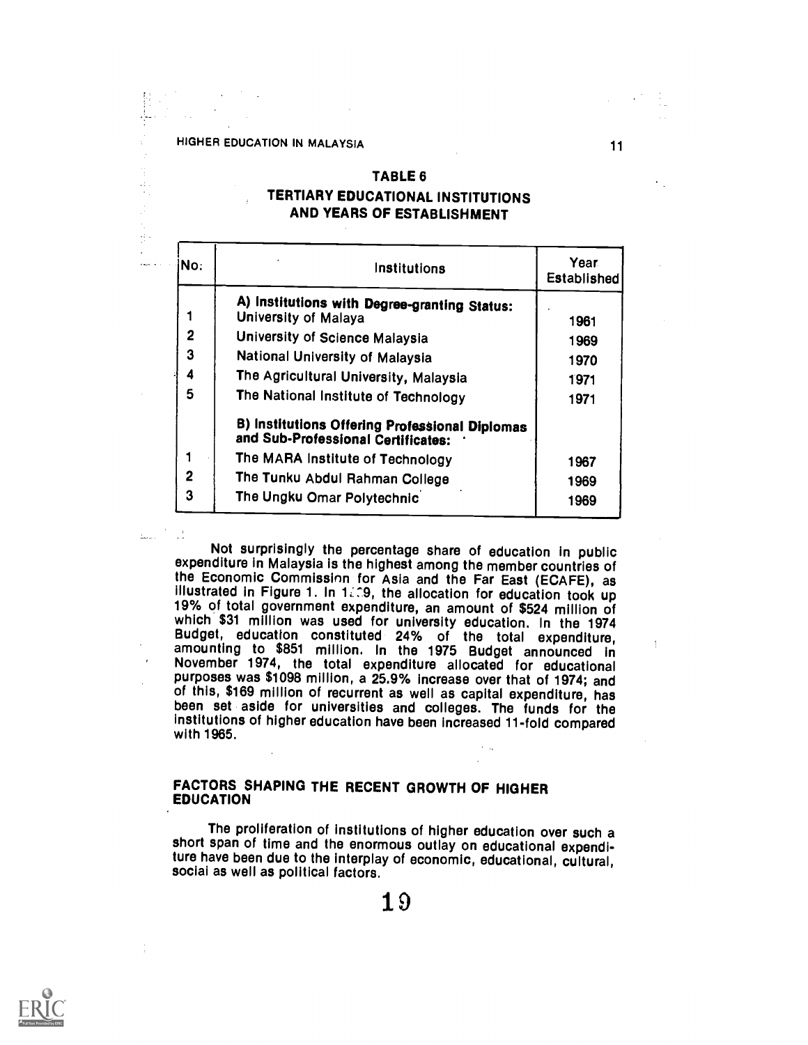**TABLE 6**

**TERTIARY EDUCATIONAL INSTITUTIONS AND YEARS OF ESTABLISHMENT**

| No: | Institutions | Year Established |
|---|---|---|
| | **A) Institutions with Degree-granting Status:** | |
| 1 | University of Malaya | 1961 |
| 2 | University of Science Malaysia | 1969 |
| 3 | National University of Malaysia | 1970 |
| 4 | The Agricultural University, Malaysia | 1971 |
| 5 | The National Institute of Technology | 1971 |
| | **B) Institutions Offering Professional Diplomas and Sub-Professional Certificates:** | |
| 1 | The MARA Institute of Technology | 1967 |
| 2 | The Tunku Abdul Rahman College | 1969 |
| 3 | The Ungku Omar Polytechnic | 1969 |

Not surprisingly the percentage share of education in public expenditure in Malaysia is the highest among the member countries of the Economic Commission for Asia and the Far East (ECAFE), as illustrated in Figure 1. In 1969, the allocation for education took up 19% of total government expenditure, an amount of $524 million of which $31 million was used for university education. In the 1974 Budget, education constituted 24% of the total expenditure, amounting to $851 million. In the 1975 Budget announced in November 1974, the total expenditure allocated for educational purposes was $1098 million, a 25.9% increase over that of 1974; and of this, $169 million of recurrent as well as capital expenditure, has been set aside for universities and colleges. The funds for the institutions of higher education have been increased 11-fold compared with 1965.

## FACTORS SHAPING THE RECENT GROWTH OF HIGHER EDUCATION

The proliferation of institutions of higher education over such a short span of time and the enormous outlay on educational expenditure have been due to the interplay of economic, educational, cultural, social as well as political factors.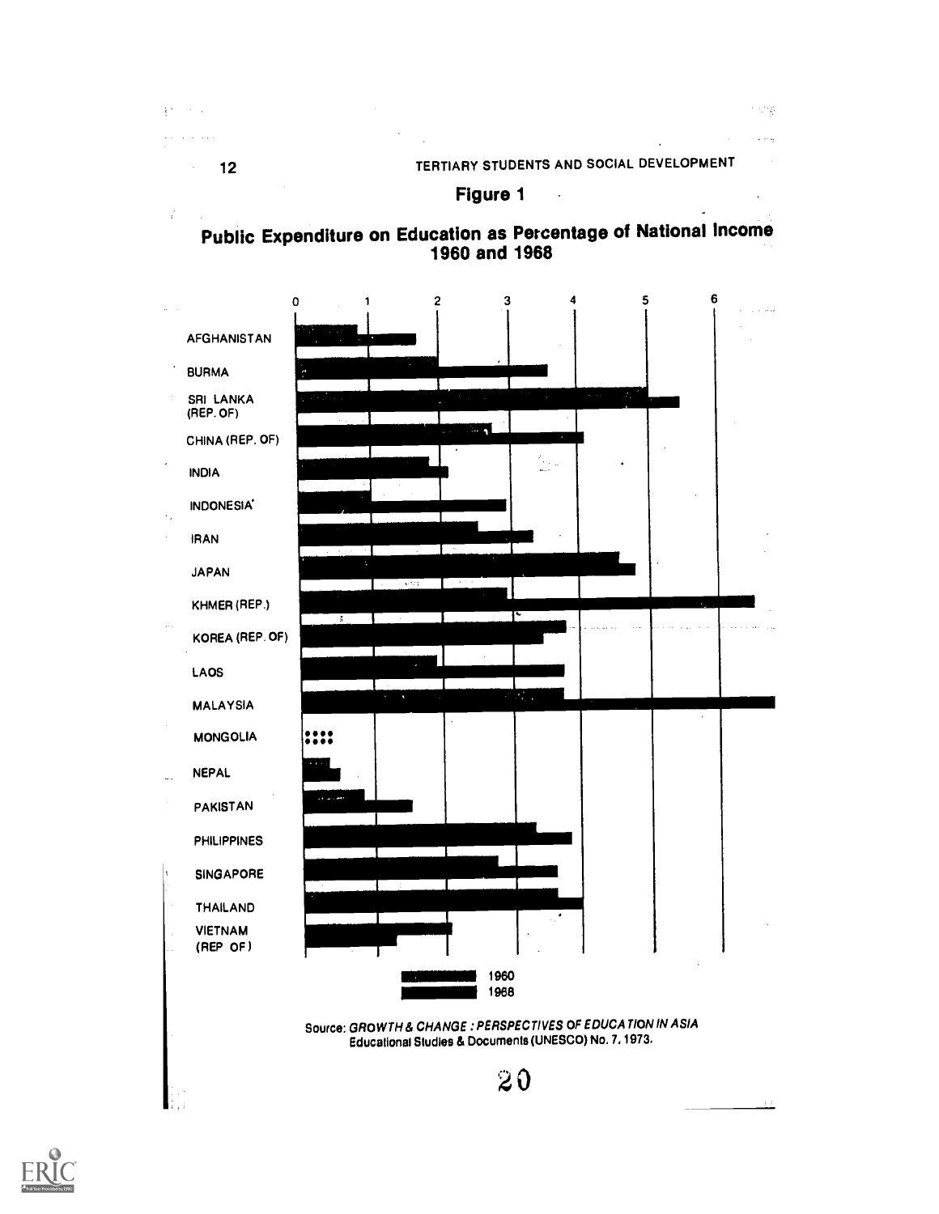**Figure 1**

**Public Expenditure on Education as Percentage of National Income 1960 and 1968**

0 1 2 3 4 5 6

AFGHANISTAN

BURMA

SRI LANKA (REP. OF)

CHINA (REP. OF)

INDIA

INDONESIA*

IRAN

JAPAN

KHMER (REP.)

KOREA (REP. OF)

LAOS

MALAYSIA

MONGOLIA

NEPAL

PAKISTAN

PHILIPPINES

SINGAPORE

THAILAND

VIETNAM (REP OF)

1960

1968

Source: *GROWTH & CHANGE : PERSPECTIVES OF EDUCATION IN ASIA* Educational Studies & Documents (UNESCO) No. 7, 1973.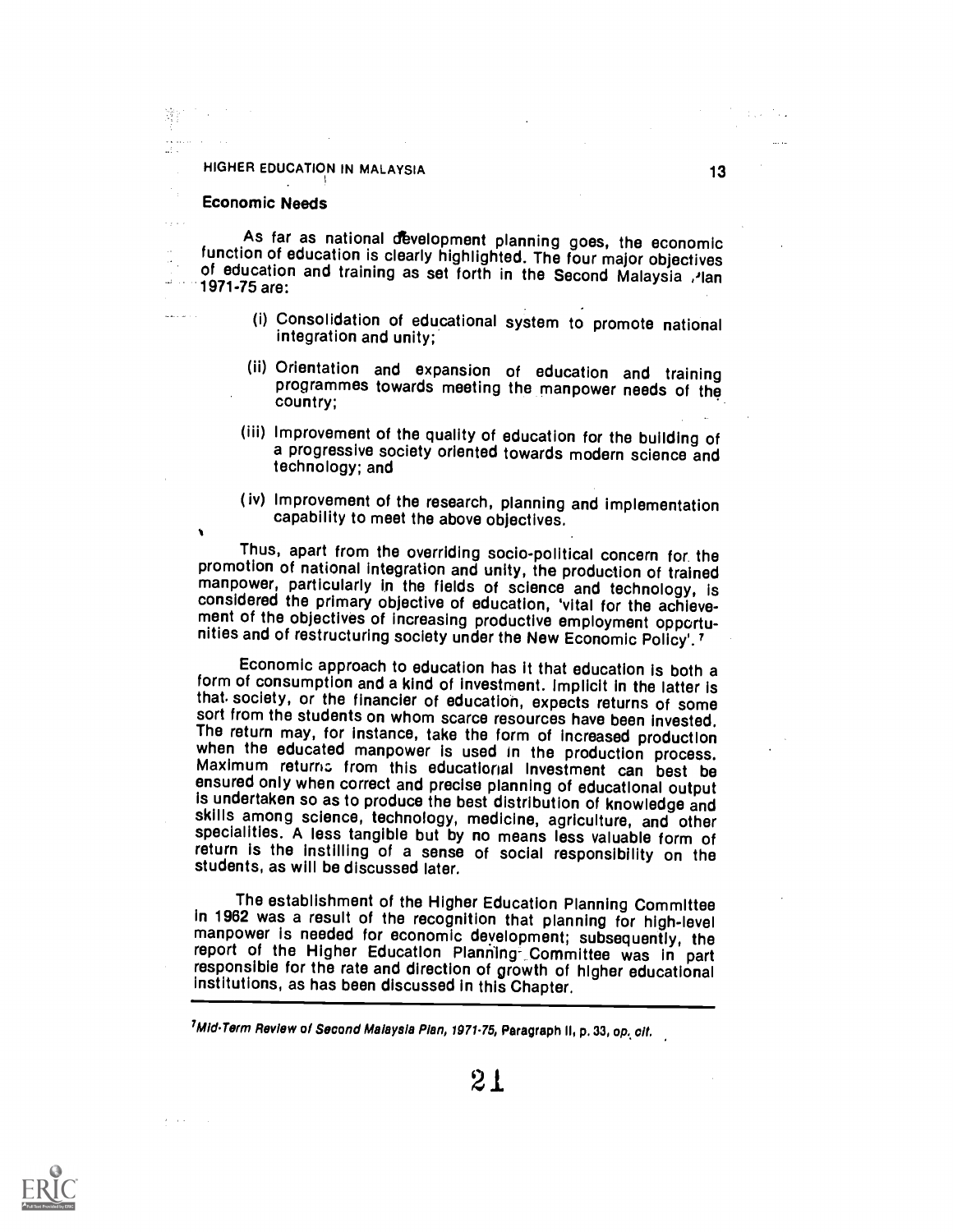## Economic Needs

As far as national development planning goes, the economic function of education is clearly highlighted. The four major objectives of education and training as set forth in the Second Malaysia Plan 1971-75 are:

(i) Consolidation of educational system to promote national integration and unity;

(ii) Orientation and expansion of education and training programmes towards meeting the manpower needs of the country;

(iii) Improvement of the quality of education for the building of a progressive society oriented towards modern science and technology; and

(iv) Improvement of the research, planning and implementation capability to meet the above objectives.

Thus, apart from the overriding socio-political concern for the promotion of national integration and unity, the production of trained manpower, particularly in the fields of science and technology, is considered the primary objective of education, 'vital for the achievement of the objectives of increasing productive employment opportunities and of restructuring society under the New Economic Policy'.[7]

Economic approach to education has it that education is both a form of consumption and a kind of investment. Implicit in the latter is that society, or the financier of education, expects returns of some sort from the students on whom scarce resources have been invested. The return may, for instance, take the form of increased production when the educated manpower is used in the production process. Maximum returns from this educational investment can best be ensured only when correct and precise planning of educational output is undertaken so as to produce the best distribution of knowledge and skills among science, technology, medicine, agriculture, and other specialities. A less tangible but by no means less valuable form of return is the instilling of a sense of social responsibility on the students, as will be discussed later.

The establishment of the Higher Education Planning Committee in 1962 was a result of the recognition that planning for high-level manpower is needed for economic development; subsequently, the report of the Higher Education Planning Committee was in part responsible for the rate and direction of growth of higher educational institutions, as has been discussed in this Chapter.

---

[7] *Mid-Term Review of Second Malaysia Plan, 1971-75*, Paragraph II, p. 33, *op. cit.*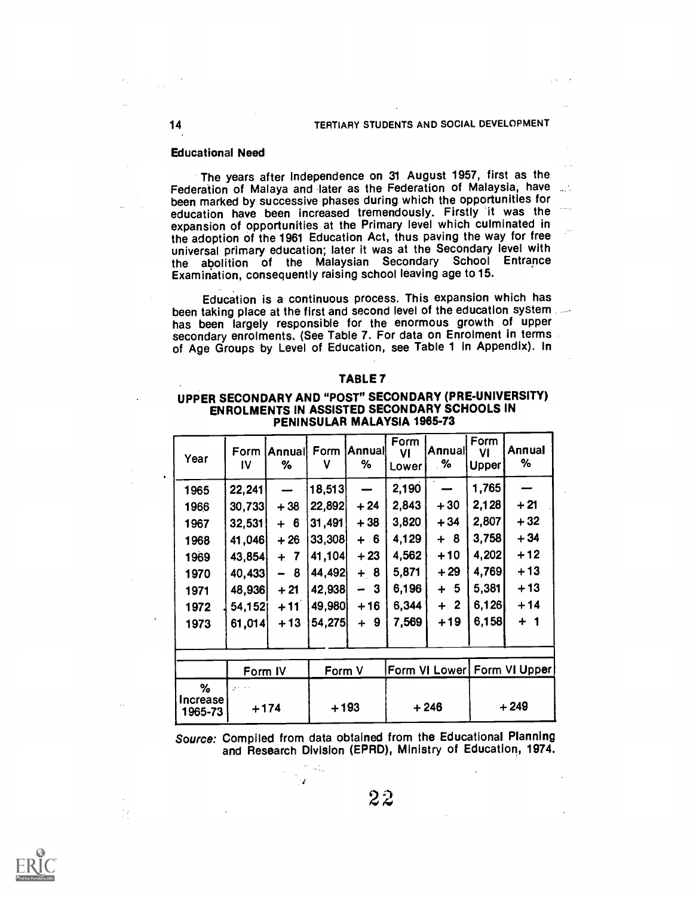### Educational Need

The years after Independence on 31 August 1957, first as the Federation of Malaya and later as the Federation of Malaysia, have been marked by successive phases during which the opportunities for education have been increased tremendously. Firstly it was the expansion of opportunities at the Primary level which culminated in the adoption of the 1961 Education Act, thus paving the way for free universal primary education; later it was at the Secondary level with the abolition of the Malaysian Secondary School Entrance Examination, consequently raising school leaving age to 15.

Education is a continuous process. This expansion which has been taking place at the first and second level of the education system has been largely responsible for the enormous growth of upper secondary enrolments. (See Table 7. For data on Enrolment in terms of Age Groups by Level of Education, see Table 1 in Appendix). In

**TABLE 7**

**UPPER SECONDARY AND "POST" SECONDARY (PRE-UNIVERSITY) ENROLMENTS IN ASSISTED SECONDARY SCHOOLS IN PENINSULAR MALAYSIA 1965-73**

| Year | Form IV | Annual % | Form V | Annual % | Form VI Lower | Annual % | Form VI Upper | Annual % |
|---|---|---|---|---|---|---|---|---|
| 1965 | 22,241 | — | 18,513 | — | 2,190 | — | 1,765 | — |
| 1966 | 30,733 | +38 | 22,892 | +24 | 2,843 | +30 | 2,128 | +21 |
| 1967 | 32,531 | + 6 | 31,491 | +38 | 3,820 | +34 | 2,807 | +32 |
| 1968 | 41,046 | +26 | 33,308 | + 6 | 4,129 | + 8 | 3,758 | +34 |
| 1969 | 43,854 | + 7 | 41,104 | +23 | 4,562 | +10 | 4,202 | +12 |
| 1970 | 40,433 | − 8 | 44,492 | + 8 | 5,871 | +29 | 4,769 | +13 |
| 1971 | 48,936 | +21 | 42,938 | − 3 | 6,196 | + 5 | 5,381 | +13 |
| 1972 | 54,152 | +11 | 49,980 | +16 | 6,344 | + 2 | 6,126 | +14 |
| 1973 | 61,014 | +13 | 54,275 | + 9 | 7,569 | +19 | 6,158 | + 1 |
| | Form IV | | Form V | | Form VI Lower | | Form VI Upper | |
| % Increase 1965-73 | +174 | | +193 | | +246 | | +249 | |

*Source:* Compiled from data obtained from the Educational Planning and Research Division (EPRD), Ministry of Education, 1974.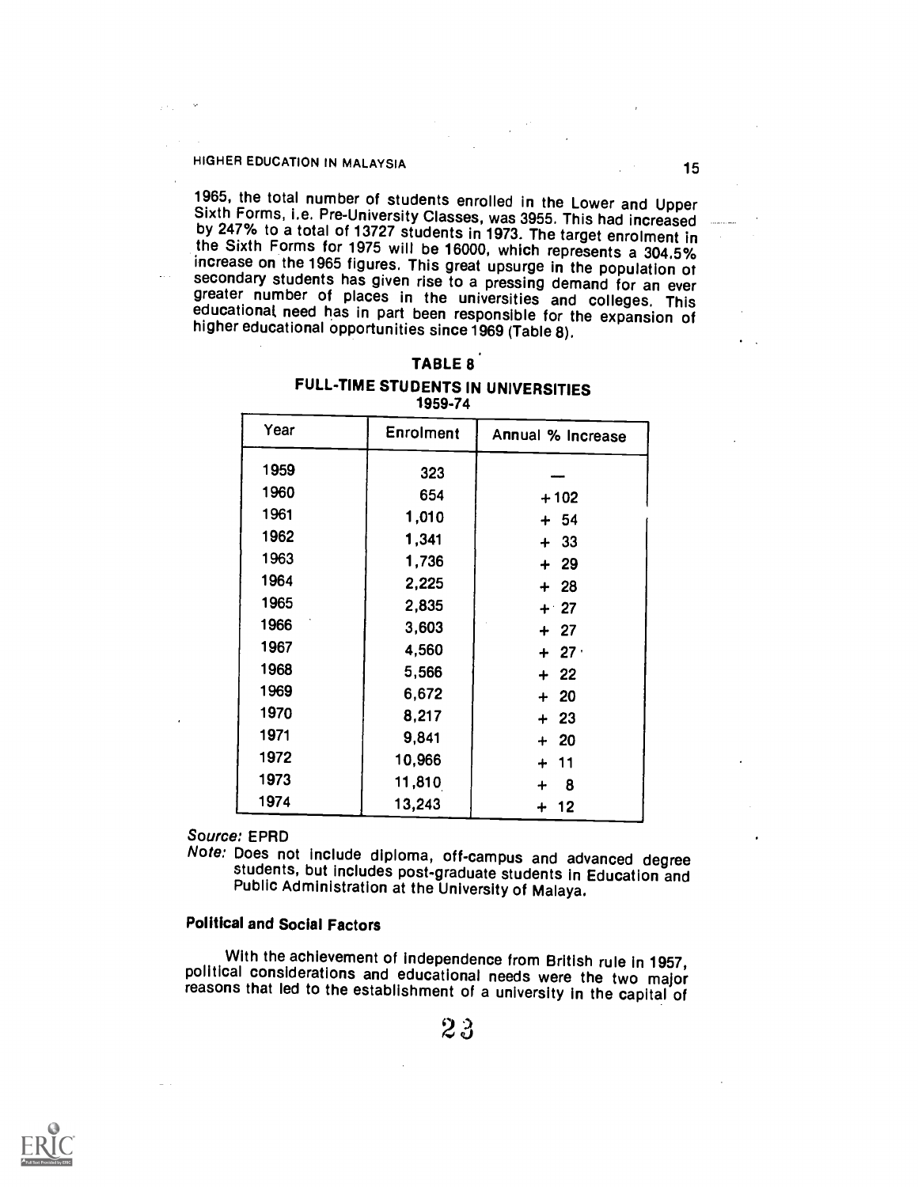1965, the total number of students enrolled in the Lower and Upper Sixth Forms, i.e. Pre-University Classes, was 3955. This had increased by 247% to a total of 13727 students in 1973. The target enrolment in the Sixth Forms for 1975 will be 16000, which represents a 304.5% increase on the 1965 figures. This great upsurge in the population of secondary students has given rise to a pressing demand for an ever greater number of places in the universities and colleges. This educational need has in part been responsible for the expansion of higher educational opportunities since 1969 (Table 8).

**TABLE 8**

**FULL-TIME STUDENTS IN UNIVERSITIES**
**1959-74**

| Year | Enrolment | Annual % Increase |
|---|---|---|
| 1959 | 323 | — |
| 1960 | 654 | +102 |
| 1961 | 1,010 | + 54 |
| 1962 | 1,341 | + 33 |
| 1963 | 1,736 | + 29 |
| 1964 | 2,225 | + 28 |
| 1965 | 2,835 | + 27 |
| 1966 | 3,603 | + 27 |
| 1967 | 4,560 | + 27 |
| 1968 | 5,566 | + 22 |
| 1969 | 6,672 | + 20 |
| 1970 | 8,217 | + 23 |
| 1971 | 9,841 | + 20 |
| 1972 | 10,966 | + 11 |
| 1973 | 11,810 | + 8 |
| 1974 | 13,243 | + 12 |

*Source:* EPRD

*Note:* Does not include diploma, off-campus and advanced degree students, but includes post-graduate students in Education and Public Administration at the University of Malaya.

### Political and Social Factors

With the achievement of independence from British rule in 1957, political considerations and educational needs were the two major reasons that led to the establishment of a university in the capital of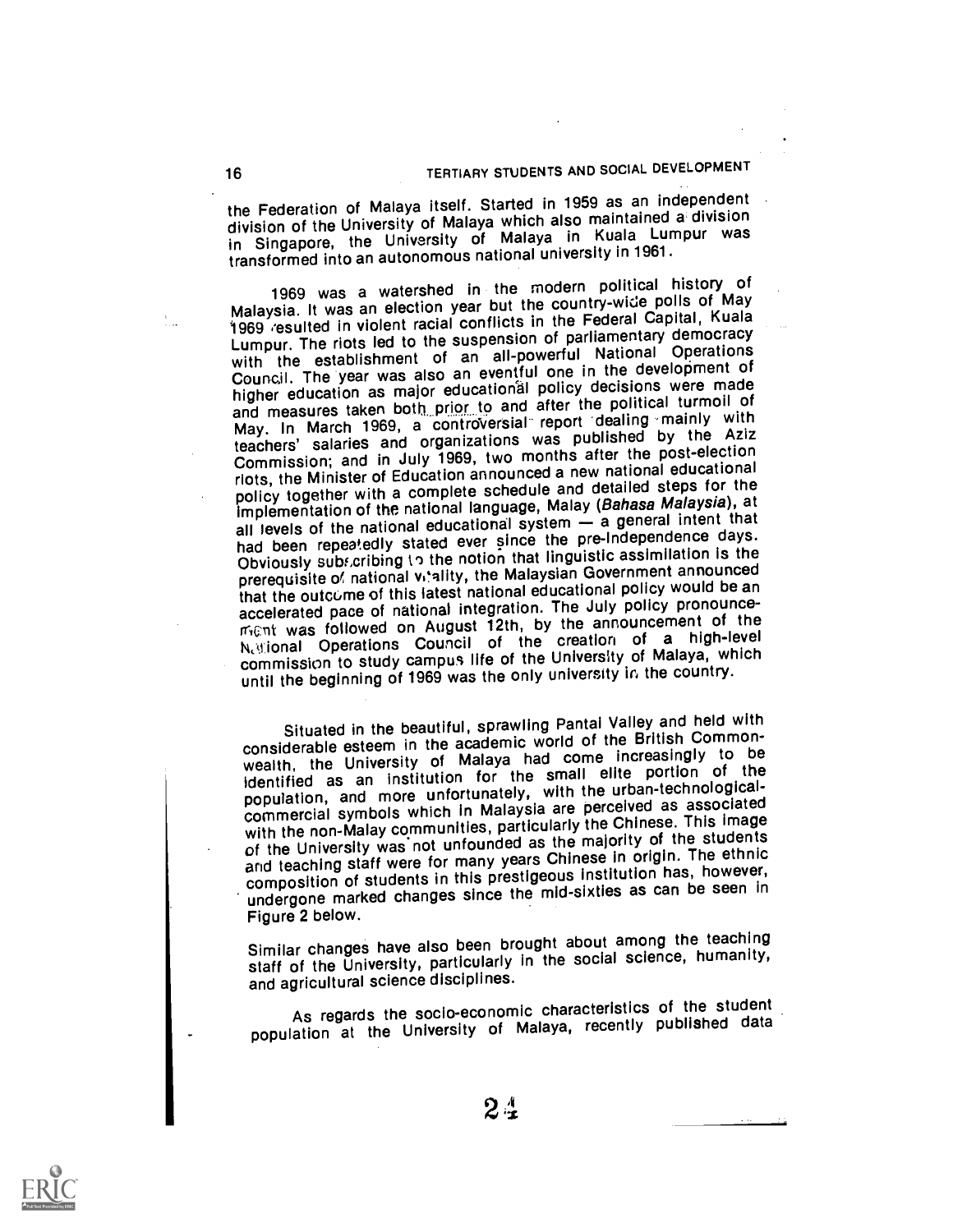the Federation of Malaya itself. Started in 1959 as an independent division of the University of Malaya which also maintained a division in Singapore, the University of Malaya in Kuala Lumpur was transformed into an autonomous national university in 1961.

1969 was a watershed in the modern political history of Malaysia. It was an election year but the country-wide polls of May 1969 resulted in violent racial conflicts in the Federal Capital, Kuala Lumpur. The riots led to the suspension of parliamentary democracy with the establishment of an all-powerful National Operations Council. The year was also an eventful one in the development of higher education as major educational policy decisions were made and measures taken both prior to and after the political turmoil of May. In March 1969, a controversial report dealing mainly with teachers' salaries and organizations was published by the Aziz Commission; and in July 1969, two months after the post-election riots, the Minister of Education announced a new national educational policy together with a complete schedule and detailed steps for the implementation of the national language, Malay (*Bahasa Malaysia*), at all levels of the national educational system — a general intent that had been repeatedly stated ever since the pre-Independence days. Obviously subscribing to the notion that linguistic assimilation is the prerequisite of national vitality, the Malaysian Government announced that the outcome of this latest national educational policy would be an accelerated pace of national integration. The July policy pronouncement was followed on August 12th, by the announcement of the National Operations Council of the creation of a high-level commission to study campus life of the University of Malaya, which until the beginning of 1969 was the only university in the country.

Situated in the beautiful, sprawling Pantai Valley and held with considerable esteem in the academic world of the British Commonwealth, the University of Malaya had come increasingly to be identified as an institution for the small elite portion of the population, and more unfortunately, with the urban-technological-commercial symbols which in Malaysia are perceived as associated with the non-Malay communities, particularly the Chinese. This image of the University was not unfounded as the majority of the students and teaching staff were for many years Chinese in origin. The ethnic composition of students in this prestigeous institution has, however, undergone marked changes since the mid-sixties as can be seen in Figure 2 below.

Similar changes have also been brought about among the teaching staff of the University, particularly in the social science, humanity, and agricultural science disciplines.

As regards the socio-economic characteristics of the student population at the University of Malaya, recently published data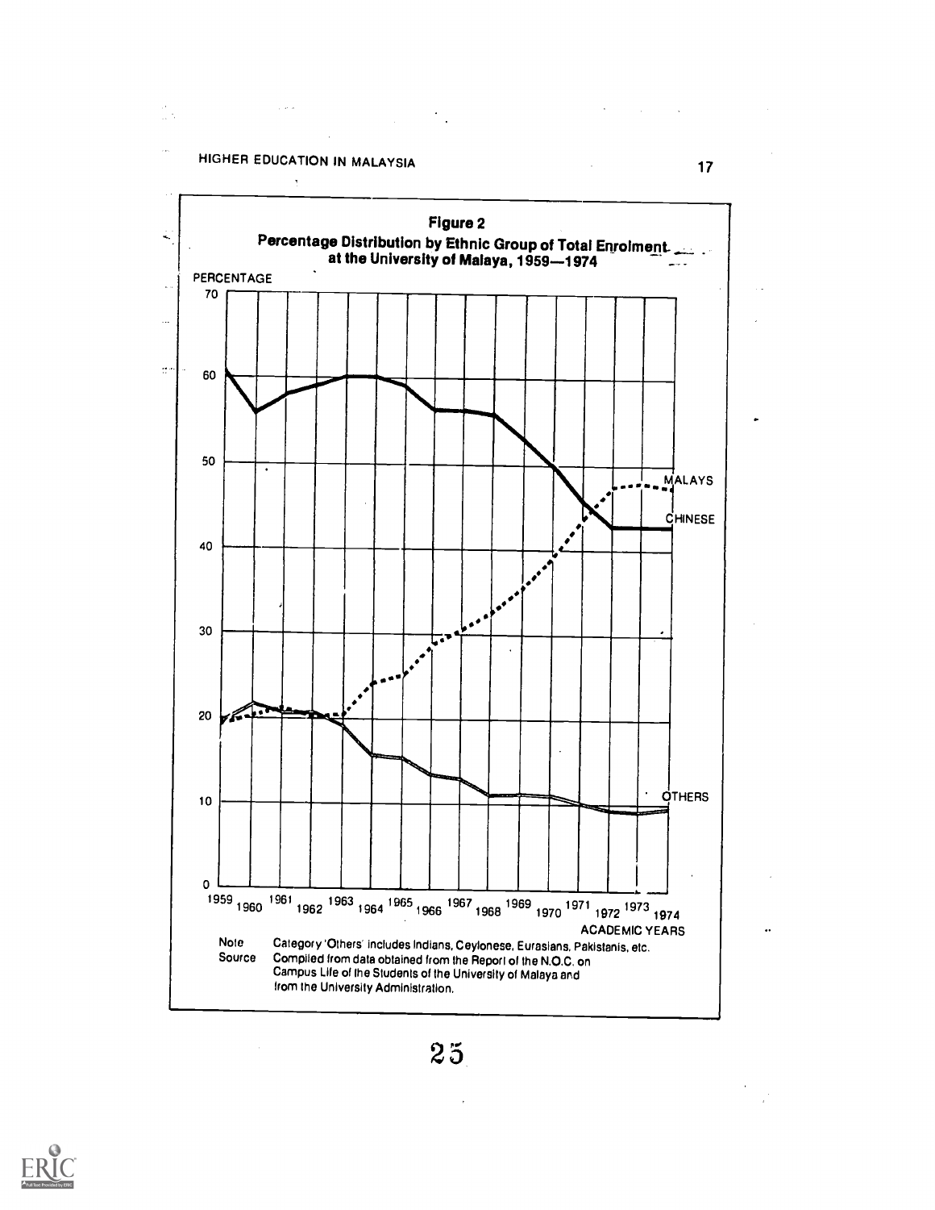**Figure 2**

**Percentage Distribution by Ethnic Group of Total Enrolment at the University of Malaya, 1959—1974**

Note: Category 'Others' includes Indians, Ceylonese, Eurasians, Pakistanis, etc.

Source: Compiled from data obtained from the Report of the N.O.C. on Campus Life of the Students of the University of Malaya and from the University Administration.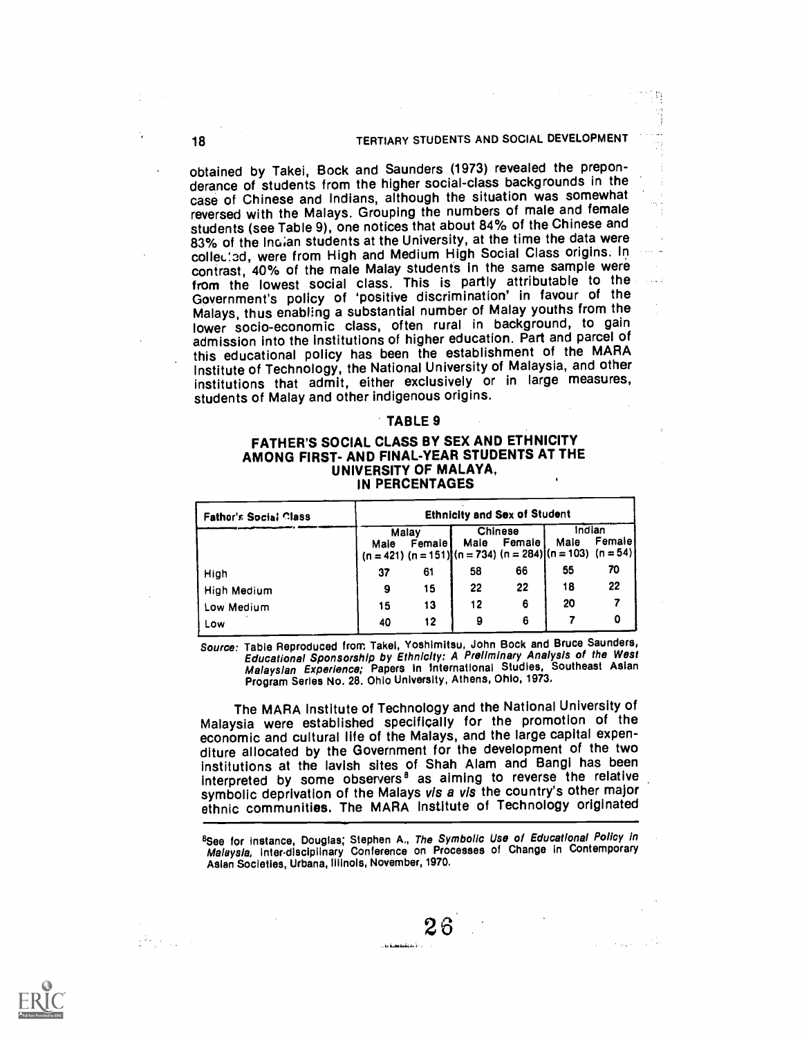obtained by Takei, Bock and Saunders (1973) revealed the preponderance of students from the higher social-class backgrounds in the case of Chinese and Indians, although the situation was somewhat reversed with the Malays. Grouping the numbers of male and female students (see Table 9), one notices that about 84% of the Chinese and 83% of the Indian students at the University, at the time the data were collected, were from High and Medium High Social Class origins. In contrast, 40% of the male Malay students in the same sample were from the lowest social class. This is partly attributable to the Government's policy of 'positive discrimination' in favour of the Malays, thus enabling a substantial number of Malay youths from the lower socio-economic class, often rural in background, to gain admission into the institutions of higher education. Part and parcel of this educational policy has been the establishment of the MARA Institute of Technology, the National University of Malaysia, and other institutions that admit, either exclusively or in large measures, students of Malay and other indigenous origins.

**TABLE 9**

**FATHER'S SOCIAL CLASS BY SEX AND ETHNICITY AMONG FIRST- AND FINAL-YEAR STUDENTS AT THE UNIVERSITY OF MALAYA, IN PERCENTAGES**

| Father's Social Class | Ethnicity and Sex of Student | | | | | |
|---|---|---|---|---|---|---|
| | Malay | | Chinese | | Indian | |
| | Male (n = 421) | Female (n = 151) | Male (n = 734) | Female (n = 284) | Male (n = 103) | Female (n = 54) |
| High | 37 | 61 | 58 | 66 | 55 | 70 |
| High Medium | 9 | 15 | 22 | 22 | 18 | 22 |
| Low Medium | 15 | 13 | 12 | 6 | 20 | 7 |
| Low | 40 | 12 | 9 | 6 | 7 | 0 |

*Source:* Table Reproduced from Takei, Yoshimitsu, John Bock and Bruce Saunders, *Educational Sponsorship by Ethnicity: A Preliminary Analysis of the West Malaysian Experience;* Papers in International Studies, Southeast Asian Program Series No. 28. Ohio University, Athens, Ohio, 1973.

The MARA Institute of Technology and the National University of Malaysia were established specifically for the promotion of the economic and cultural life of the Malays, and the large capital expenditure allocated by the Government for the development of the two institutions at the lavish sites of Shah Alam and Bangi has been interpreted by some observers[8] as aiming to reverse the relative symbolic deprivation of the Malays *vis a vis* the country's other major ethnic communities. The MARA Institute of Technology originated

---

[8]See for instance, Douglas, Stephen A., *The Symbolic Use of Educational Policy in Malaysia,* Inter-disciplinary Conference on Processes of Change in Contemporary Asian Societies, Urbana, Illinois, November, 1970.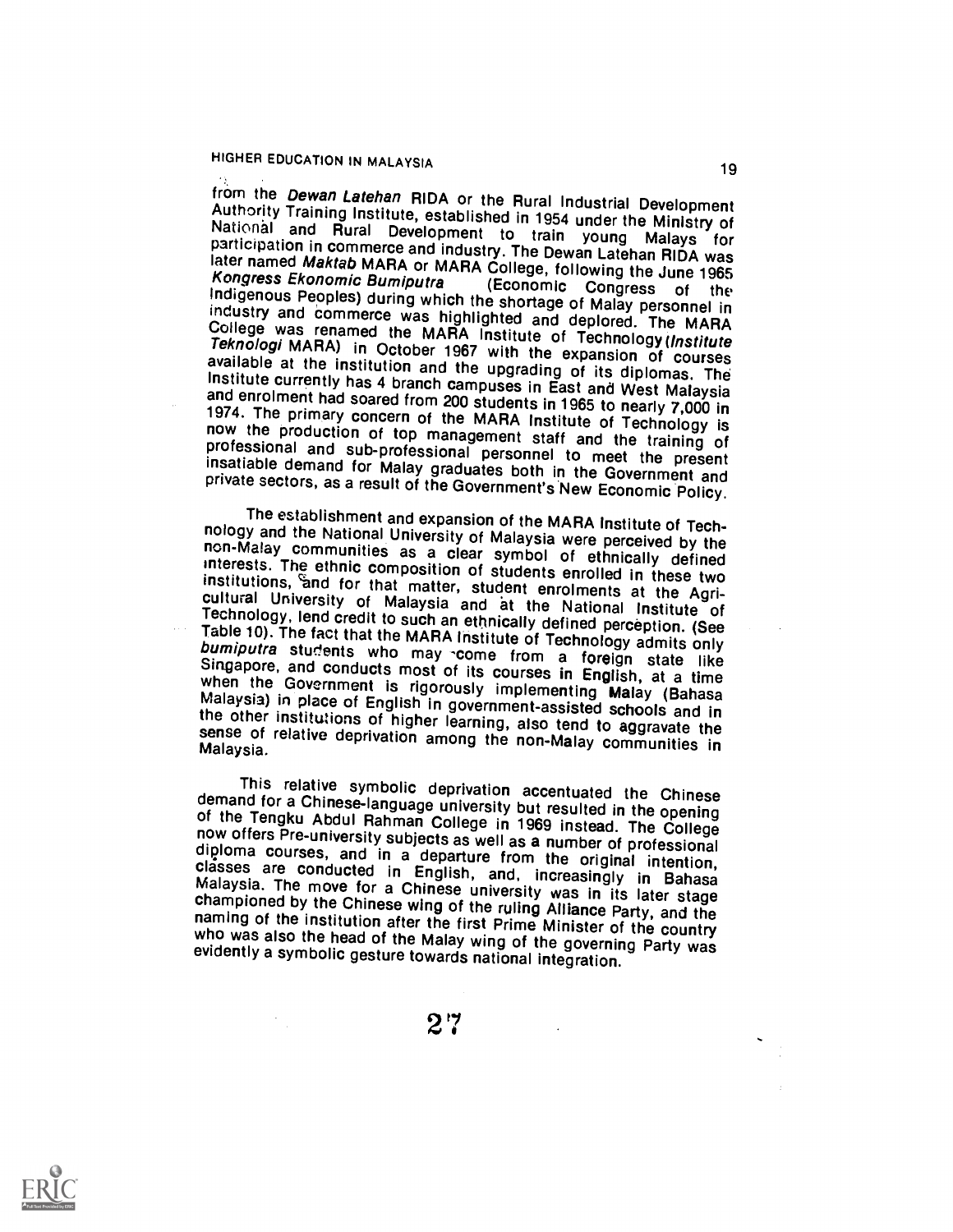from the *Dewan Latehan* RIDA or the Rural Industrial Development Authority Training Institute, established in 1954 under the Ministry of National and Rural Development to train young Malays for participation in commerce and industry. The Dewan Latehan RIDA was later named *Maktab* MARA or MARA College, following the June 1965 *Kongress Ekonomic Bumiputra* (Economic Congress of the Indigenous Peoples) during which the shortage of Malay personnel in industry and commerce was highlighted and deplored. The MARA College was renamed the MARA Institute of Technology (*Institute Teknologi* MARA) in October 1967 with the expansion of courses available at the institution and the upgrading of its diplomas. The Institute currently has 4 branch campuses in East and West Malaysia and enrolment had soared from 200 students in 1965 to nearly 7,000 in 1974. The primary concern of the MARA Institute of Technology is now the production of top management staff and the training of professional and sub-professional personnel to meet the present insatiable demand for Malay graduates both in the Government and private sectors, as a result of the Government's New Economic Policy.

The establishment and expansion of the MARA Institute of Technology and the National University of Malaysia were perceived by the non-Malay communities as a clear symbol of ethnically defined interests. The ethnic composition of students enrolled in these two institutions, and for that matter, student enrolments at the Agricultural University of Malaysia and at the National Institute of Technology, lend credit to such an ethnically defined perception. (See Table 10). The fact that the MARA Institute of Technology admits only *bumiputra* students who may come from a foreign state like Singapore, and conducts most of its courses in English, at a time when the Government is rigorously implementing Malay (Bahasa Malaysia) in place of English in government-assisted schools and in the other institutions of higher learning, also tend to aggravate the sense of relative deprivation among the non-Malay communities in Malaysia.

This relative symbolic deprivation accentuated the Chinese demand for a Chinese-language university but resulted in the opening of the Tengku Abdul Rahman College in 1969 instead. The College now offers Pre-university subjects as well as a number of professional diploma courses, and in a departure from the original intention, classes are conducted in English, and, increasingly in Bahasa Malaysia. The move for a Chinese university was in its later stage championed by the Chinese wing of the ruling Alliance Party, and the naming of the institution after the first Prime Minister of the country who was also the head of the Malay wing of the governing Party was evidently a symbolic gesture towards national integration.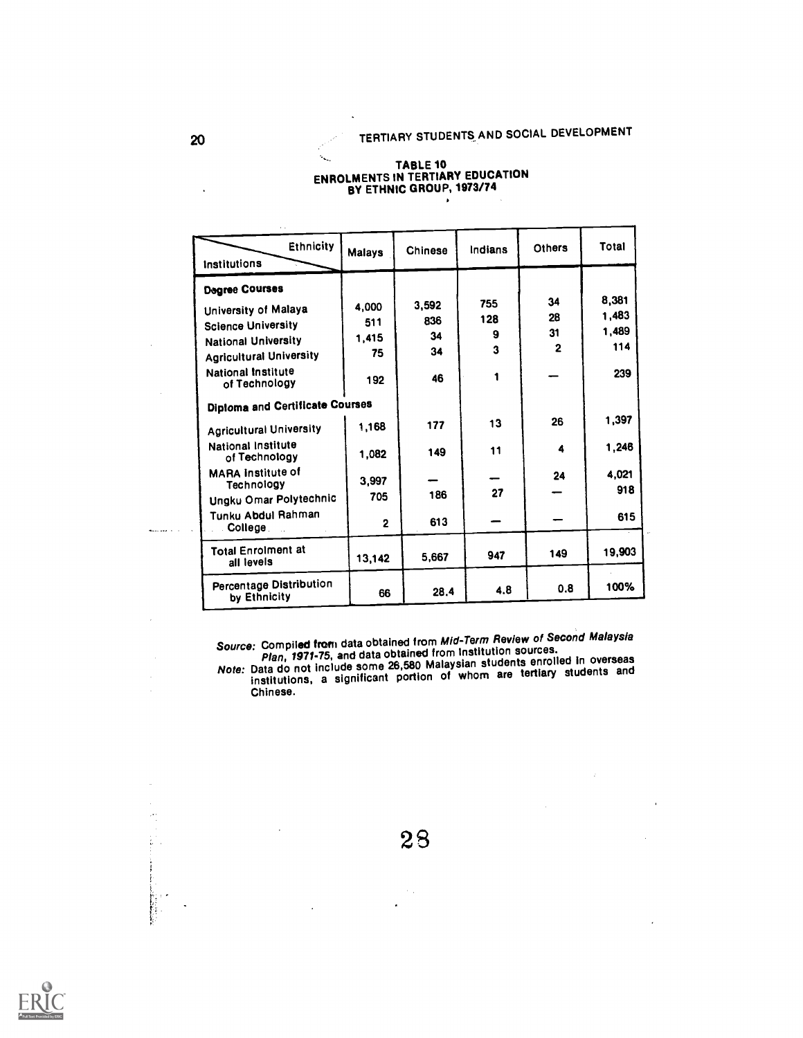TABLE 10
ENROLMENTS IN TERTIARY EDUCATION
BY ETHNIC GROUP, 1973/74

| Institutions \ Ethnicity | Malays | Chinese | Indians | Others | Total |
|---|---|---|---|---|---|
| **Degree Courses** | | | | | |
| University of Malaya | 4,000 | 3,592 | 755 | 34 | 8,381 |
| Science University | 511 | 836 | 128 | 28 | 1,483 |
| National University | 1,415 | 34 | 9 | 31 | 1,489 |
| Agricultural University | 75 | 34 | 3 | 2 | 114 |
| National Institute of Technology | 192 | 46 | 1 | — | 239 |
| **Diploma and Certificate Courses** | | | | | |
| Agricultural University | 1,168 | 177 | 13 | 26 | 1,397 |
| National Institute of Technology | 1,082 | 149 | 11 | 4 | 1,246 |
| MARA Institute of Technology | 3,997 | — | — | 24 | 4,021 |
| Ungku Omar Polytechnic | 705 | 186 | 27 | — | 918 |
| Tunku Abdul Rahman College | 2 | 613 | — | — | 615 |
| Total Enrolment at all levels | 13,142 | 5,667 | 947 | 149 | 19,903 |
| Percentage Distribution by Ethnicity | 66 | 28.4 | 4.8 | 0.8 | 100% |

*Source:* Compiled from data obtained from *Mid-Term Review of Second Malaysia Plan, 1971-75*, and data obtained from institution sources.

*Note:* Data do not include some 26,580 Malaysian students enrolled in overseas institutions, a significant portion of whom are tertiary students and Chinese.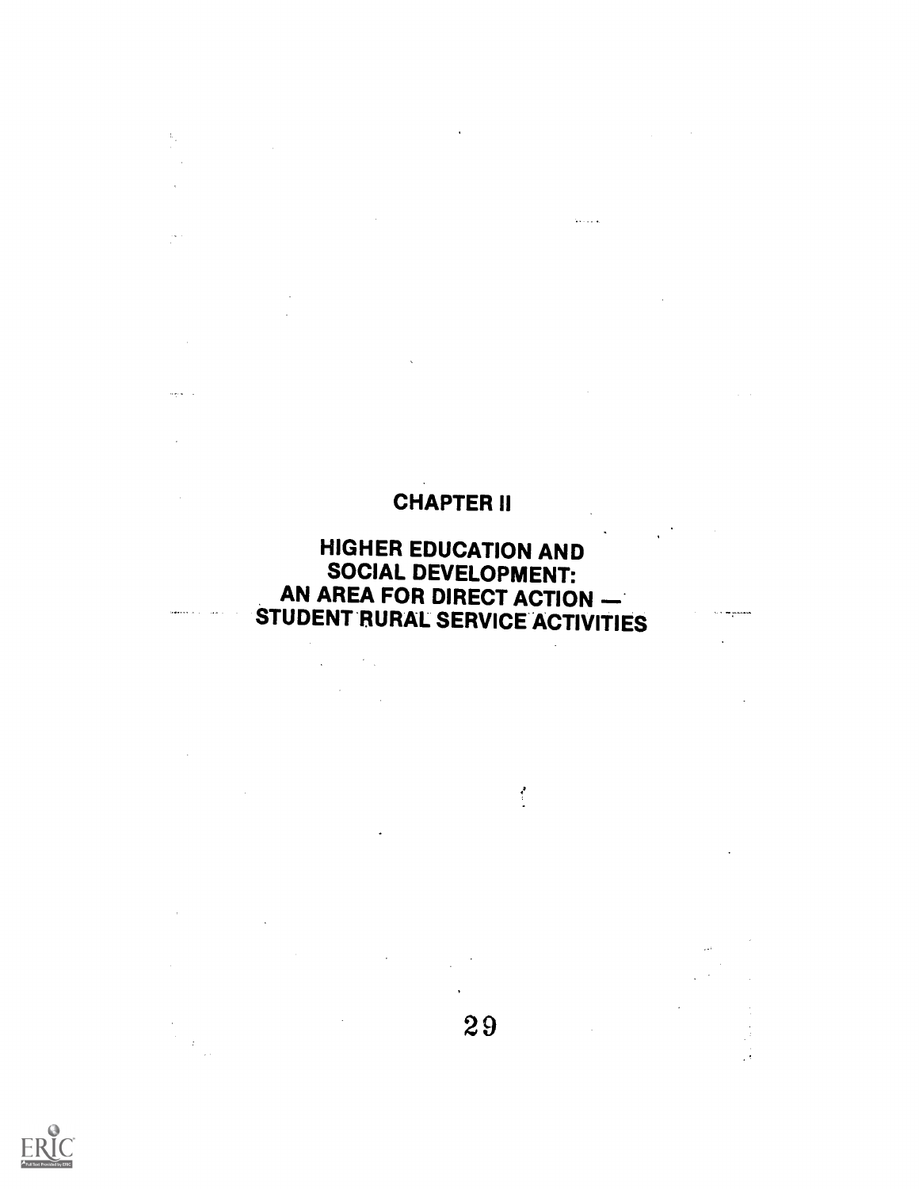# CHAPTER II

## HIGHER EDUCATION AND SOCIAL DEVELOPMENT: AN AREA FOR DIRECT ACTION — STUDENT RURAL SERVICE ACTIVITIES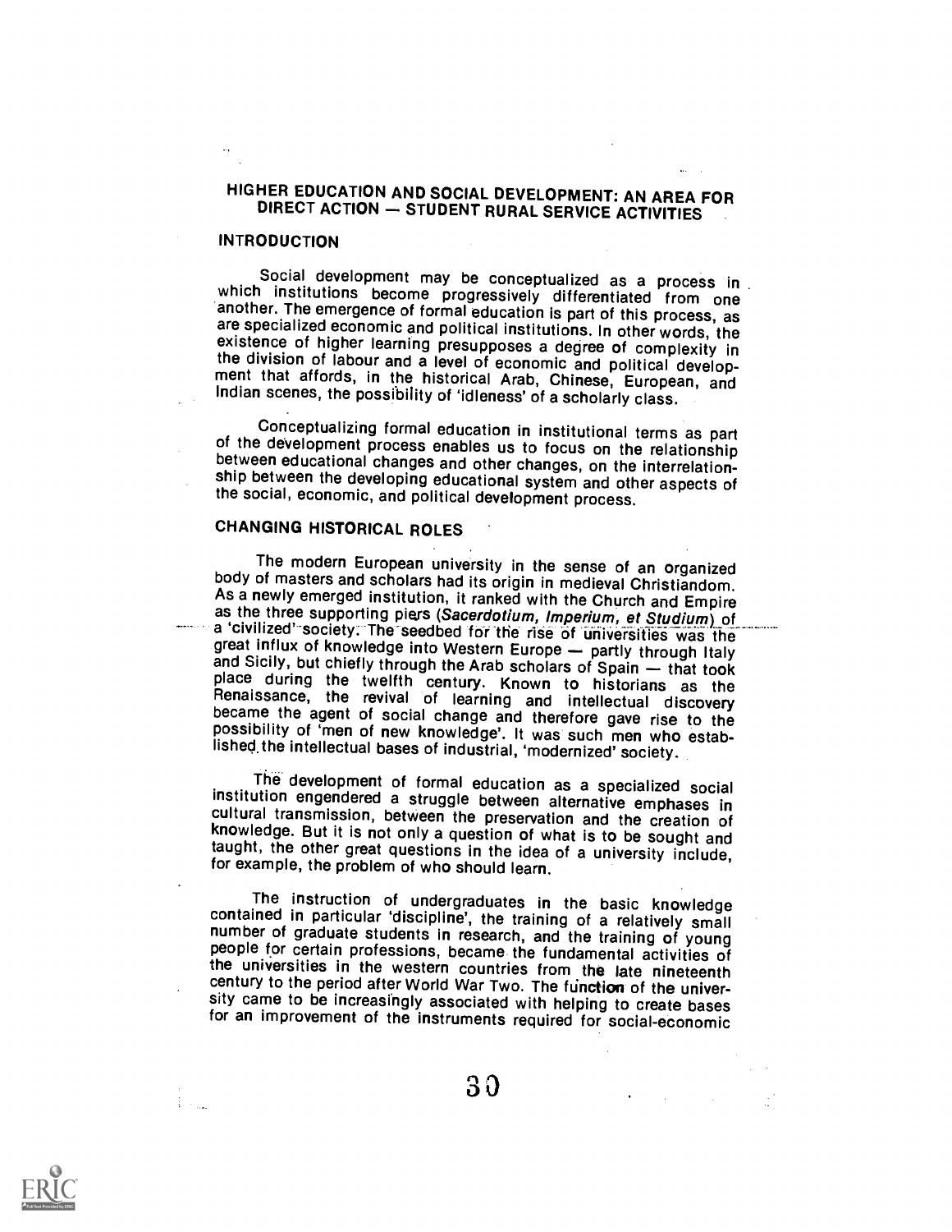# HIGHER EDUCATION AND SOCIAL DEVELOPMENT: AN AREA FOR DIRECT ACTION — STUDENT RURAL SERVICE ACTIVITIES

## INTRODUCTION

Social development may be conceptualized as a process in which institutions become progressively differentiated from one another. The emergence of formal education is part of this process, as are specialized economic and political institutions. In other words, the existence of higher learning presupposes a degree of complexity in the division of labour and a level of economic and political development that affords, in the historical Arab, Chinese, European, and Indian scenes, the possibility of 'idleness' of a scholarly class.

Conceptualizing formal education in institutional terms as part of the development process enables us to focus on the relationship between educational changes and other changes, on the interrelationship between the developing educational system and other aspects of the social, economic, and political development process.

## CHANGING HISTORICAL ROLES

The modern European university in the sense of an organized body of masters and scholars had its origin in medieval Christiandom. As a newly emerged institution, it ranked with the Church and Empire as the three supporting piers (*Sacerdotium, Imperium, et Studium*) of a 'civilized' society. The seedbed for the rise of universities was the great influx of knowledge into Western Europe — partly through Italy and Sicily, but chiefly through the Arab scholars of Spain — that took place during the twelfth century. Known to historians as the Renaissance, the revival of learning and intellectual discovery became the agent of social change and therefore gave rise to the possibility of 'men of new knowledge'. It was such men who established the intellectual bases of industrial, 'modernized' society.

The development of formal education as a specialized social institution engendered a struggle between alternative emphases in cultural transmission, between the preservation and the creation of knowledge. But it is not only a question of what is to be sought and taught, the other great questions in the idea of a university include, for example, the problem of who should learn.

The instruction of undergraduates in the basic knowledge contained in particular 'discipline', the training of a relatively small number of graduate students in research, and the training of young people for certain professions, became the fundamental activities of the universities in the western countries from the late nineteenth century to the period after World War Two. The function of the university came to be increasingly associated with helping to create bases for an improvement of the instruments required for social-economic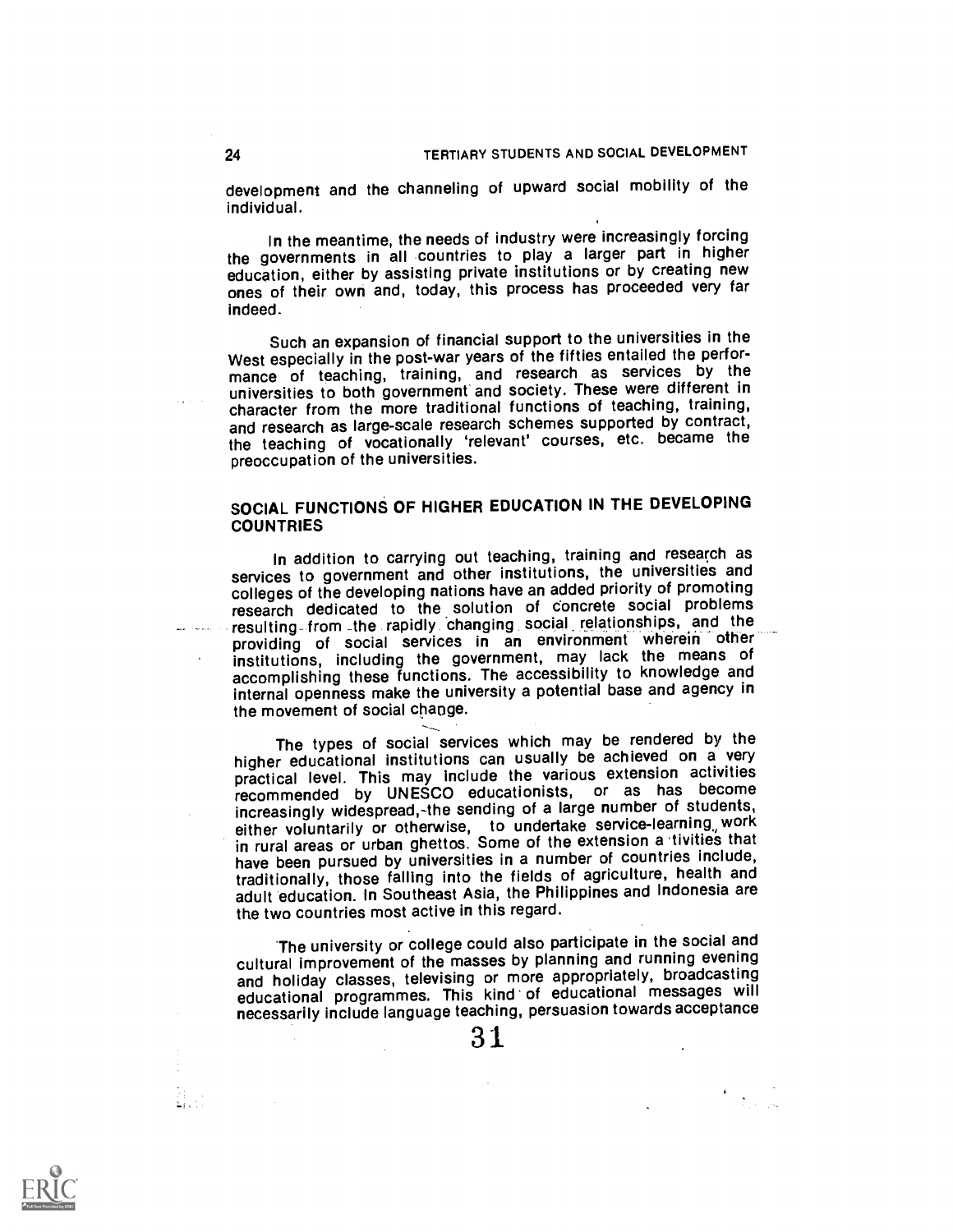development and the channeling of upward social mobility of the individual.

In the meantime, the needs of industry were increasingly forcing the governments in all countries to play a larger part in higher education, either by assisting private institutions or by creating new ones of their own and, today, this process has proceeded very far indeed.

Such an expansion of financial support to the universities in the West especially in the post-war years of the fifties entailed the performance of teaching, training, and research as services by the universities to both government and society. These were different in character from the more traditional functions of teaching, training, and research as large-scale research schemes supported by contract, the teaching of vocationally 'relevant' courses, etc. became the preoccupation of the universities.

## SOCIAL FUNCTIONS OF HIGHER EDUCATION IN THE DEVELOPING COUNTRIES

In addition to carrying out teaching, training and research as services to government and other institutions, the universities and colleges of the developing nations have an added priority of promoting research dedicated to the solution of concrete social problems resulting from the rapidly changing social relationships, and the providing of social services in an environment wherein other institutions, including the government, may lack the means of accomplishing these functions. The accessibility to knowledge and internal openness make the university a potential base and agency in the movement of social change.

The types of social services which may be rendered by the higher educational institutions can usually be achieved on a very practical level. This may include the various extension activities recommended by UNESCO educationists, or as has become increasingly widespread, the sending of a large number of students, either voluntarily or otherwise, to undertake service-learning work in rural areas or urban ghettos. Some of the extension activities that have been pursued by universities in a number of countries include, traditionally, those falling into the fields of agriculture, health and adult education. In Southeast Asia, the Philippines and Indonesia are the two countries most active in this regard.

The university or college could also participate in the social and cultural improvement of the masses by planning and running evening and holiday classes, televising or more appropriately, broadcasting educational programmes. This kind of educational messages will necessarily include language teaching, persuasion towards acceptance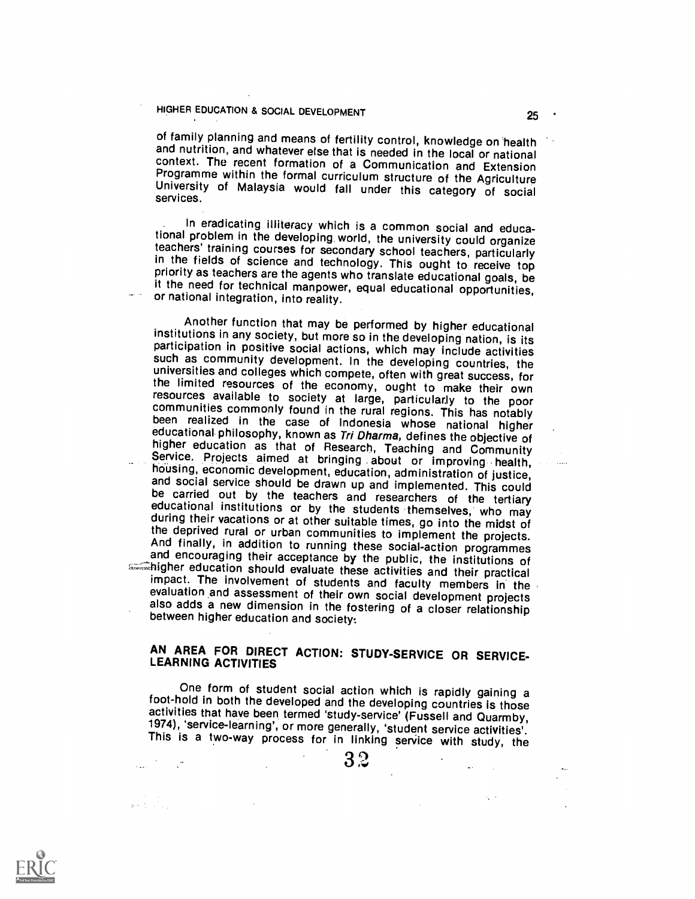of family planning and means of fertility control, knowledge on health and nutrition, and whatever else that is needed in the local or national context. The recent formation of a Communication and Extension Programme within the formal curriculum structure of the Agriculture University of Malaysia would fall under this category of social services.

In eradicating illiteracy which is a common social and educational problem in the developing world, the university could organize teachers' training courses for secondary school teachers, particularly in the fields of science and technology. This ought to receive top priority as teachers are the agents who translate educational goals, be it the need for technical manpower, equal educational opportunities, or national integration, into reality.

Another function that may be performed by higher educational institutions in any society, but more so in the developing nation, is its participation in positive social actions, which may include activities such as community development. In the developing countries, the universities and colleges which compete, often with great success, for the limited resources of the economy, ought to make their own resources available to society at large, particularly to the poor communities commonly found in the rural regions. This has notably been realized in the case of Indonesia whose national higher educational philosophy, known as *Tri Dharma*, defines the objective of higher education as that of Research, Teaching and Community Service. Projects aimed at bringing about or improving health, housing, economic development, education, administration of justice, and social service should be drawn up and implemented. This could be carried out by the teachers and researchers of the tertiary educational institutions or by the students themselves, who may during their vacations or at other suitable times, go into the midst of the deprived rural or urban communities to implement the projects. And finally, in addition to running these social-action programmes and encouraging their acceptance by the public, the institutions of higher education should evaluate these activities and their practical impact. The involvement of students and faculty members in the evaluation and assessment of their own social development projects also adds a new dimension in the fostering of a closer relationship between higher education and society.

## AN AREA FOR DIRECT ACTION: STUDY-SERVICE OR SERVICE-LEARNING ACTIVITIES

One form of student social action which is rapidly gaining a foot-hold in both the developed and the developing countries is those activities that have been termed 'study-service' (Fussell and Quarmby, 1974), 'service-learning', or more generally, 'student service activities'. This is a two-way process for in linking service with study, the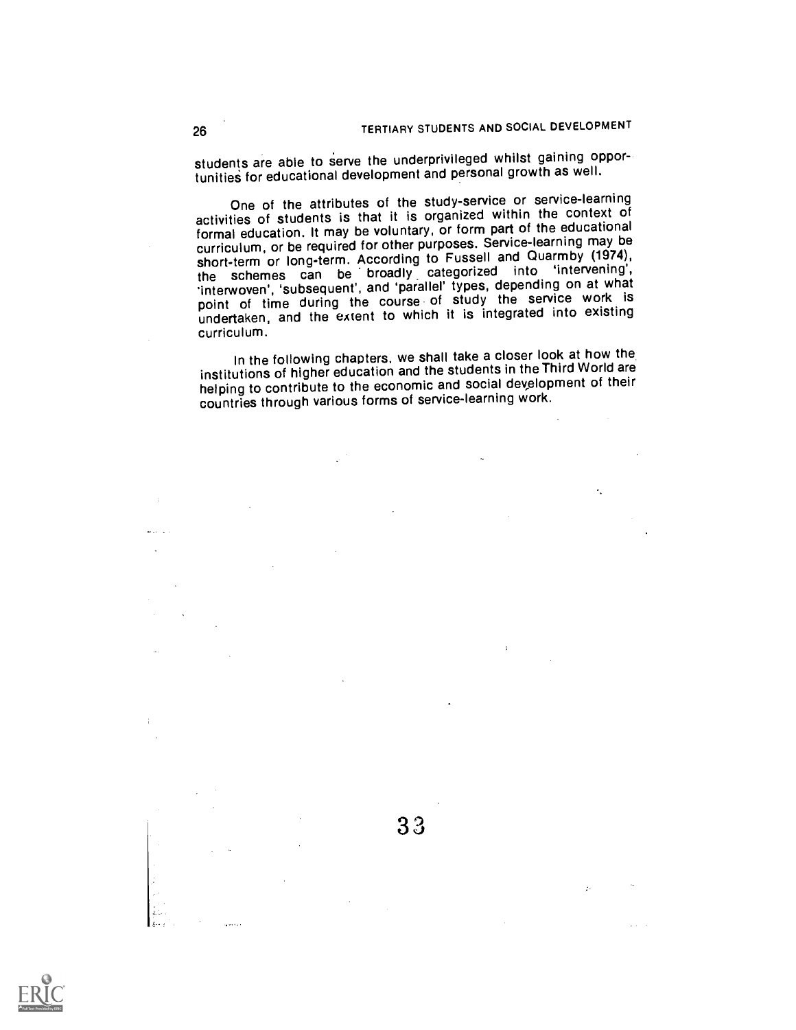students are able to serve the underprivileged whilst gaining opportunities for educational development and personal growth as well.

One of the attributes of the study-service or service-learning activities of students is that it is organized within the context of formal education. It may be voluntary, or form part of the educational curriculum, or be required for other purposes. Service-learning may be short-term or long-term. According to Fussell and Quarmby (1974), the schemes can be broadly categorized into 'intervening', 'interwoven', 'subsequent', and 'parallel' types, depending on at what point of time during the course of study the service work is undertaken, and the extent to which it is integrated into existing curriculum.

In the following chapters, we shall take a closer look at how the institutions of higher education and the students in the Third World are helping to contribute to the economic and social development of their countries through various forms of service-learning work.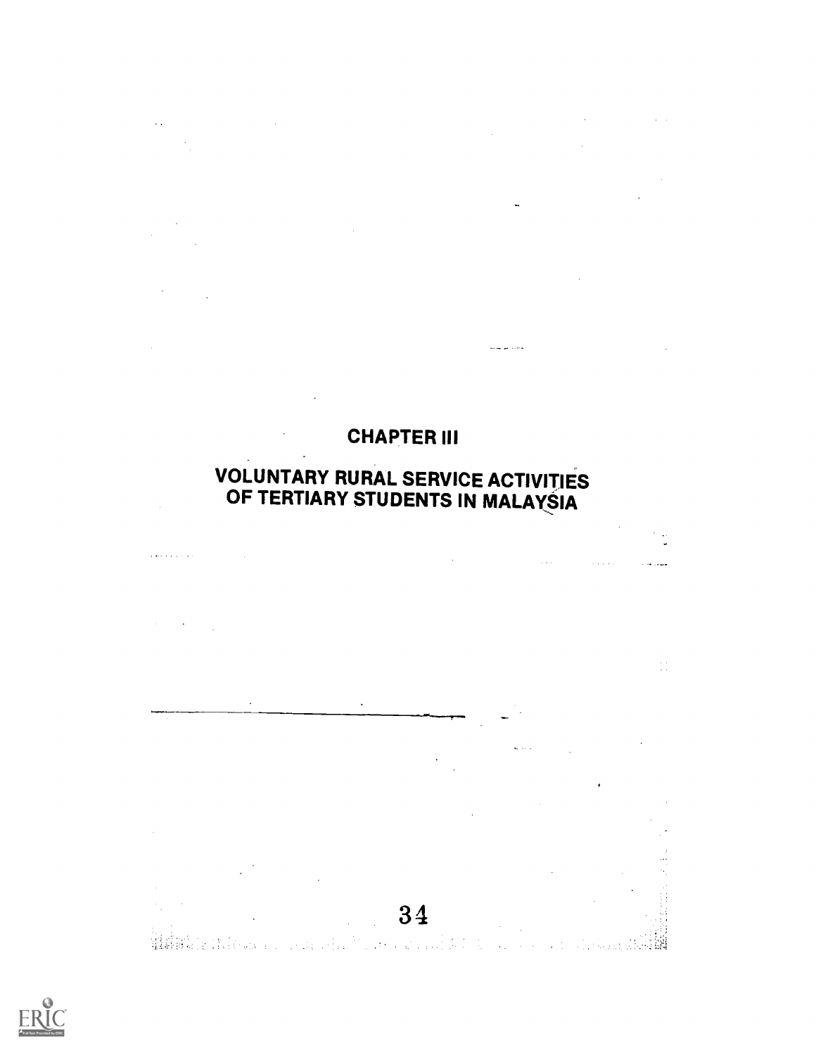# CHAPTER III

# VOLUNTARY RURAL SERVICE ACTIVITIES OF TERTIARY STUDENTS IN MALAYSIA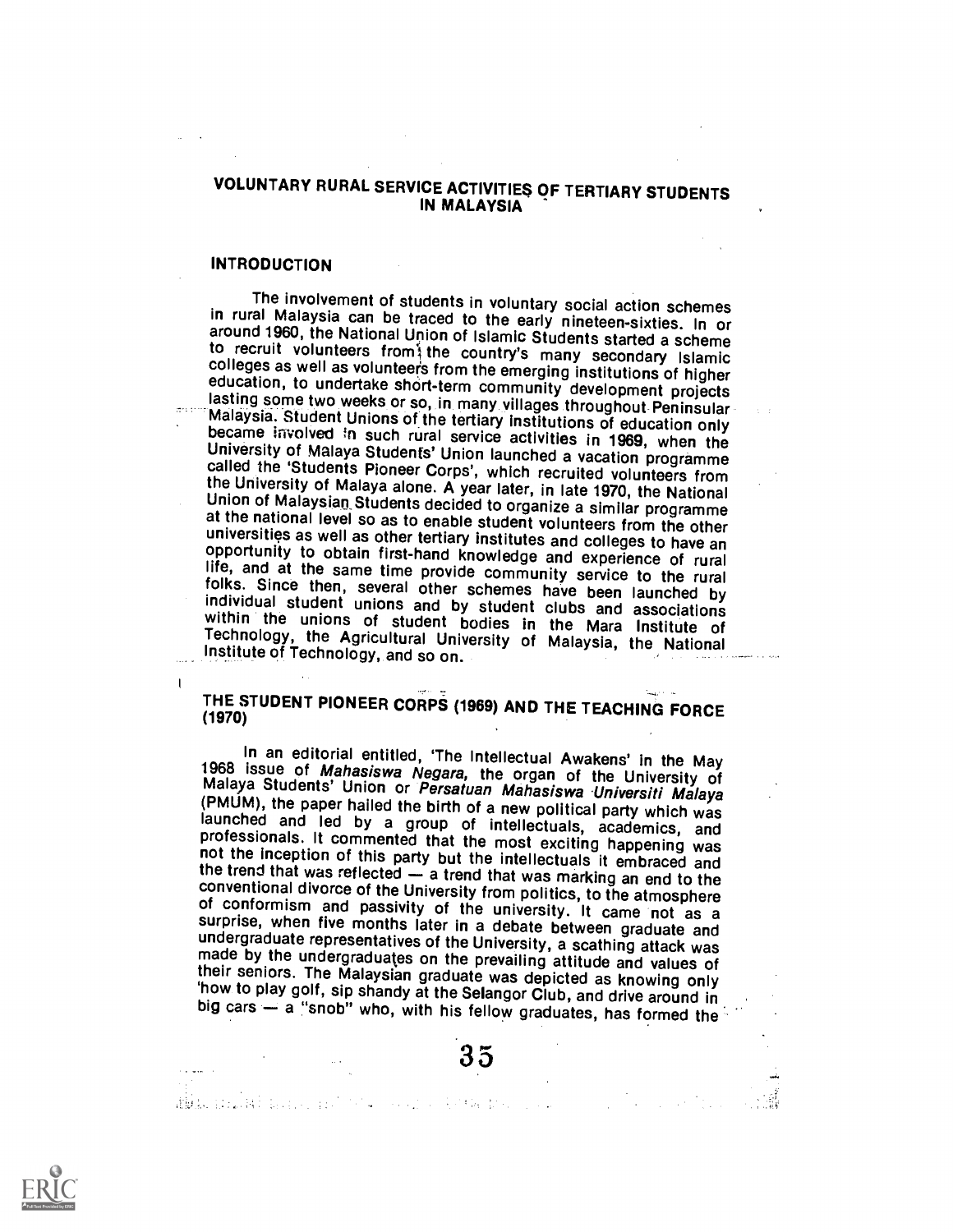# VOLUNTARY RURAL SERVICE ACTIVITIES OF TERTIARY STUDENTS IN MALAYSIA

## INTRODUCTION

The involvement of students in voluntary social action schemes in rural Malaysia can be traced to the early nineteen-sixties. In or around 1960, the National Union of Islamic Students started a scheme to recruit volunteers from the country's many secondary Islamic colleges as well as volunteers from the emerging institutions of higher education, to undertake short-term community development projects lasting some two weeks or so, in many villages throughout Peninsular Malaysia. Student Unions of the tertiary institutions of education only became involved in such rural service activities in 1969, when the University of Malaya Students' Union launched a vacation programme called the 'Students Pioneer Corps', which recruited volunteers from the University of Malaya alone. A year later, in late 1970, the National Union of Malaysian Students decided to organize a similar programme at the national level so as to enable student volunteers from the other universities as well as other tertiary institutes and colleges to have an opportunity to obtain first-hand knowledge and experience of rural life, and at the same time provide community service to the rural folks. Since then, several other schemes have been launched by individual student unions and by student clubs and associations within the unions of student bodies in the Mara Institute of Technology, the Agricultural University of Malaysia, the National Institute of Technology, and so on.

## THE STUDENT PIONEER CORPS (1969) AND THE TEACHING FORCE (1970)

In an editorial entitled, 'The Intellectual Awakens' in the May 1968 issue of *Mahasiswa Negara*, the organ of the University of Malaya Students' Union or *Persatuan Mahasiswa Universiti Malaya* (PMUM), the paper hailed the birth of a new political party which was launched and led by a group of intellectuals, academics, and professionals. It commented that the most exciting happening was not the inception of this party but the intellectuals it embraced and the trend that was reflected — a trend that was marking an end to the conventional divorce of the University from politics, to the atmosphere of conformism and passivity of the university. It came not as a surprise, when five months later in a debate between graduate and undergraduate representatives of the University, a scathing attack was made by the undergraduates on the prevailing attitude and values of their seniors. The Malaysian graduate was depicted as knowing only 'how to play golf, sip shandy at the Selangor Club, and drive around in big cars — a "snob" who, with his fellow graduates, has formed the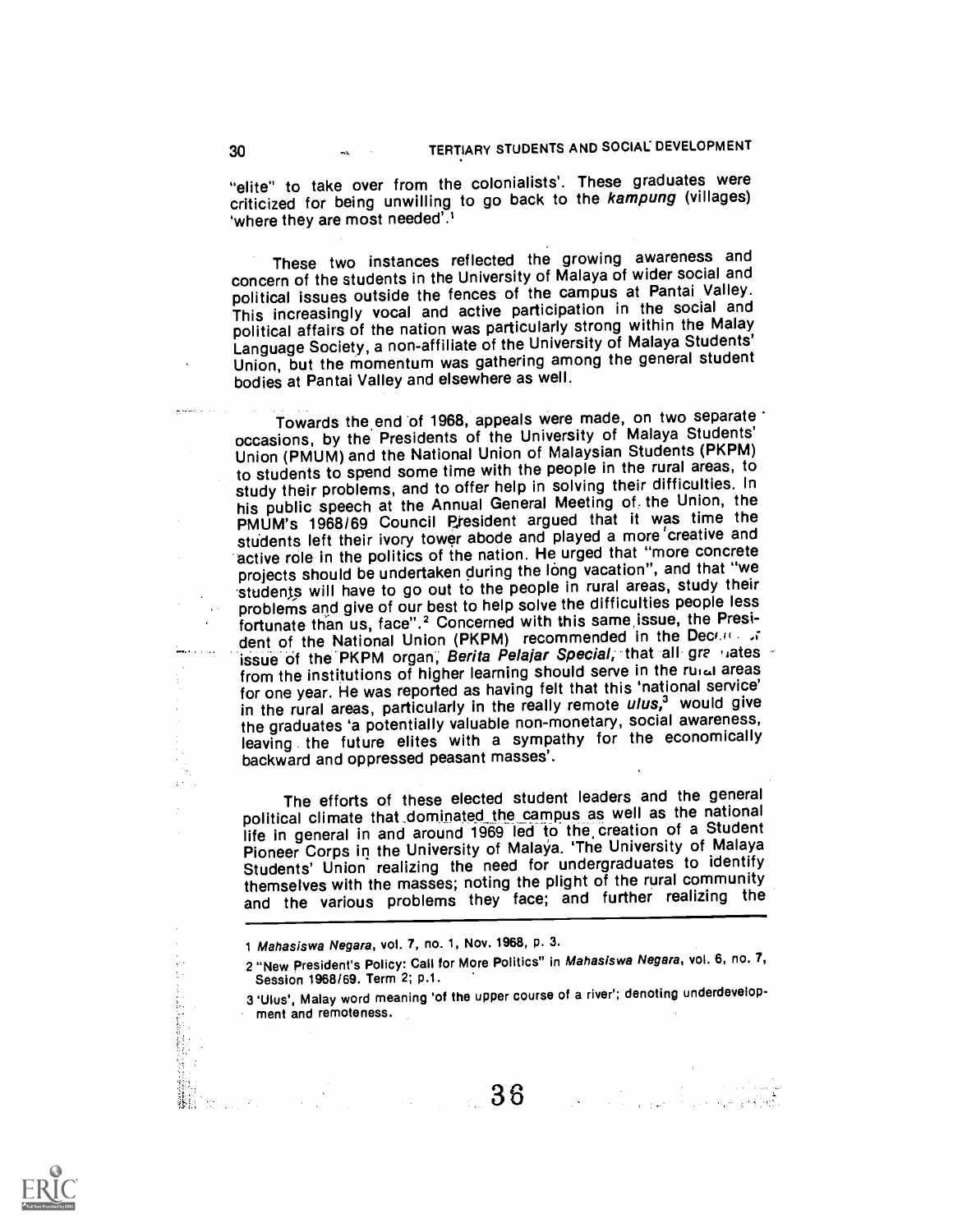"elite" to take over from the colonialists'. These graduates were criticized for being unwilling to go back to the *kampung* (villages) 'where they are most needed'.[1]

These two instances reflected the growing awareness and concern of the students in the University of Malaya of wider social and political issues outside the fences of the campus at Pantai Valley. This increasingly vocal and active participation in the social and political affairs of the nation was particularly strong within the Malay Language Society, a non-affiliate of the University of Malaya Students' Union, but the momentum was gathering among the general student bodies at Pantai Valley and elsewhere as well.

Towards the end of 1968, appeals were made, on two separate occasions, by the Presidents of the University of Malaya Students' Union (PMUM) and the National Union of Malaysian Students (PKPM) to students to spend some time with the people in the rural areas, to study their problems, and to offer help in solving their difficulties. In his public speech at the Annual General Meeting of the Union, the PMUM's 1968/69 Council President argued that it was time the students left their ivory tower abode and played a more creative and active role in the politics of the nation. He urged that "more concrete projects should be undertaken during the long vacation", and that "we students will have to go out to the people in rural areas, study their problems and give of our best to help solve the difficulties people less fortunate than us, face".[2] Concerned with this same issue, the President of the National Union (PKPM) recommended in the December issue of the PKPM organ, *Berita Pelajar Special*, that all graduates from the institutions of higher learning should serve in the rural areas for one year. He was reported as having felt that this 'national service' in the rural areas, particularly in the really remote *ulus*,[3] would give the graduates 'a potentially valuable non-monetary, social awareness, leaving the future elites with a sympathy for the economically backward and oppressed peasant masses'.

The efforts of these elected student leaders and the general political climate that dominated the campus as well as the national life in general in and around 1969 led to the creation of a Student Pioneer Corps in the University of Malaya. 'The University of Malaya Students' Union realizing the need for undergraduates to identify themselves with the masses; noting the plight of the rural community and the various problems they face; and further realizing the

---

1 *Mahasiswa Negara*, vol. 7, no. 1, Nov. 1968, p. 3.

2 "New President's Policy: Call for More Politics" in *Mahasiswa Negara*, vol. 6, no. 7, Session 1968/69. Term 2; p.1.

3 'Ulus', Malay word meaning 'of the upper course of a river'; denoting underdevelopment and remoteness.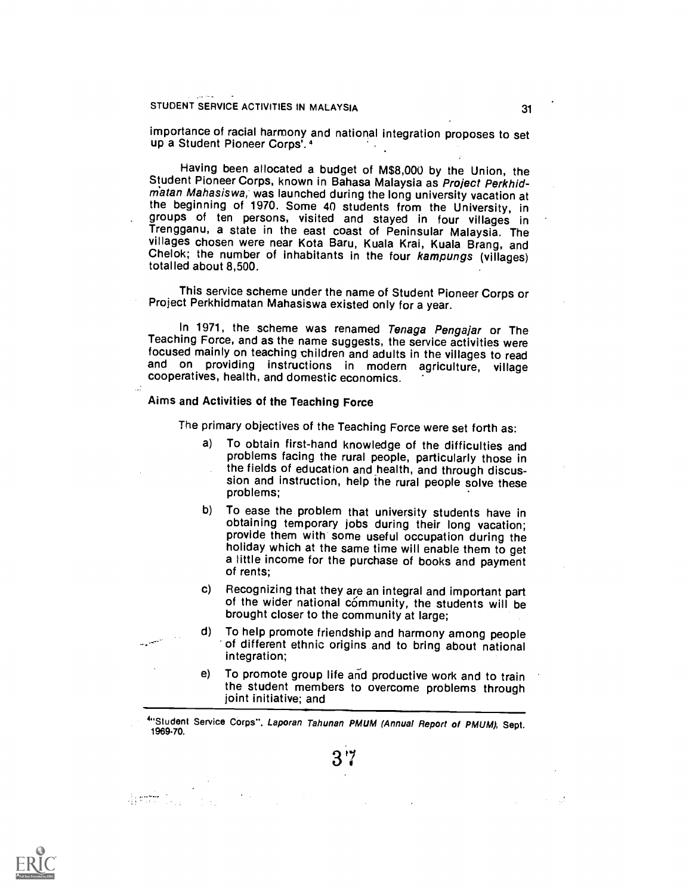importance of racial harmony and national integration proposes to set up a Student Pioneer Corps'.[4]

Having been allocated a budget of M$8,000 by the Union, the Student Pioneer Corps, known in Bahasa Malaysia as *Project Perkhidmatan Mahasiswa*, was launched during the long university vacation at the beginning of 1970. Some 40 students from the University, in groups of ten persons, visited and stayed in four villages in Trengganu, a state in the east coast of Peninsular Malaysia. The villages chosen were near Kota Baru, Kuala Krai, Kuala Brang, and Chelok; the number of inhabitants in the four *kampungs* (villages) totalled about 8,500.

This service scheme under the name of Student Pioneer Corps or Project Perkhidmatan Mahasiswa existed only for a year.

In 1971, the scheme was renamed *Tenaga Pengajar* or The Teaching Force, and as the name suggests, the service activities were focused mainly on teaching children and adults in the villages to read and on providing instructions in modern agriculture, village cooperatives, health, and domestic economics.

### Aims and Activities of the Teaching Force

The primary objectives of the Teaching Force were set forth as:

a) To obtain first-hand knowledge of the difficulties and problems facing the rural people, particularly those in the fields of education and health, and through discussion and instruction, help the rural people solve these problems;

b) To ease the problem that university students have in obtaining temporary jobs during their long vacation; provide them with some useful occupation during the holiday which at the same time will enable them to get a little income for the purchase of books and payment of rents;

c) Recognizing that they are an integral and important part of the wider national community, the students will be brought closer to the community at large;

d) To help promote friendship and harmony among people of different ethnic origins and to bring about national integration;

e) To promote group life and productive work and to train the student members to overcome problems through joint initiative; and

---

[4] "Student Service Corps", *Laporan Tahunan PMUM (Annual Report of PMUM)*, Sept. 1969-70.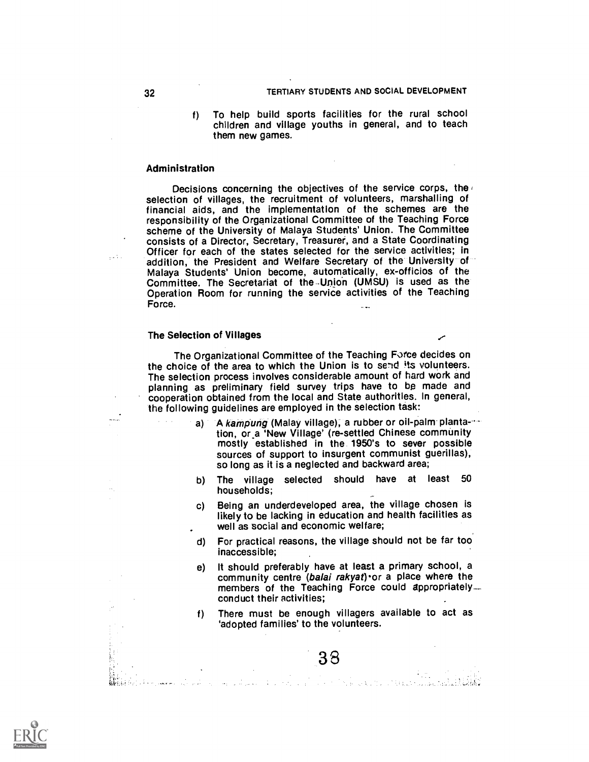f) To help build sports facilities for the rural school children and village youths in general, and to teach them new games.

### Administration

Decisions concerning the objectives of the service corps, the selection of villages, the recruitment of volunteers, marshalling of financial aids, and the implementation of the schemes are the responsibility of the Organizational Committee of the Teaching Force scheme of the University of Malaya Students' Union. The Committee consists of a Director, Secretary, Treasurer, and a State Coordinating Officer for each of the states selected for the service activities; in addition, the President and Welfare Secretary of the University of Malaya Students' Union become, automatically, ex-officios of the Committee. The Secretariat of the Union (UMSU) is used as the Operation Room for running the service activities of the Teaching Force.

### The Selection of Villages

The Organizational Committee of the Teaching Force decides on the choice of the area to which the Union is to send its volunteers. The selection process involves considerable amount of hard work and planning as preliminary field survey trips have to be made and cooperation obtained from the local and State authorities. In general, the following guidelines are employed in the selection task:

a) A *kampung* (Malay village), a rubber or oil-palm plantation, or a 'New Village' (re-settled Chinese community mostly established in the 1950's to sever possible sources of support to insurgent communist guerillas), so long as it is a neglected and backward area;

b) The village selected should have at least 50 households;

c) Being an underdeveloped area, the village chosen is likely to be lacking in education and health facilities as well as social and economic welfare;

d) For practical reasons, the village should not be far too inaccessible;

e) It should preferably have at least a primary school, a community centre (*balai rakyat*) or a place where the members of the Teaching Force could appropriately conduct their activities;

f) There must be enough villagers available to act as 'adopted families' to the volunteers.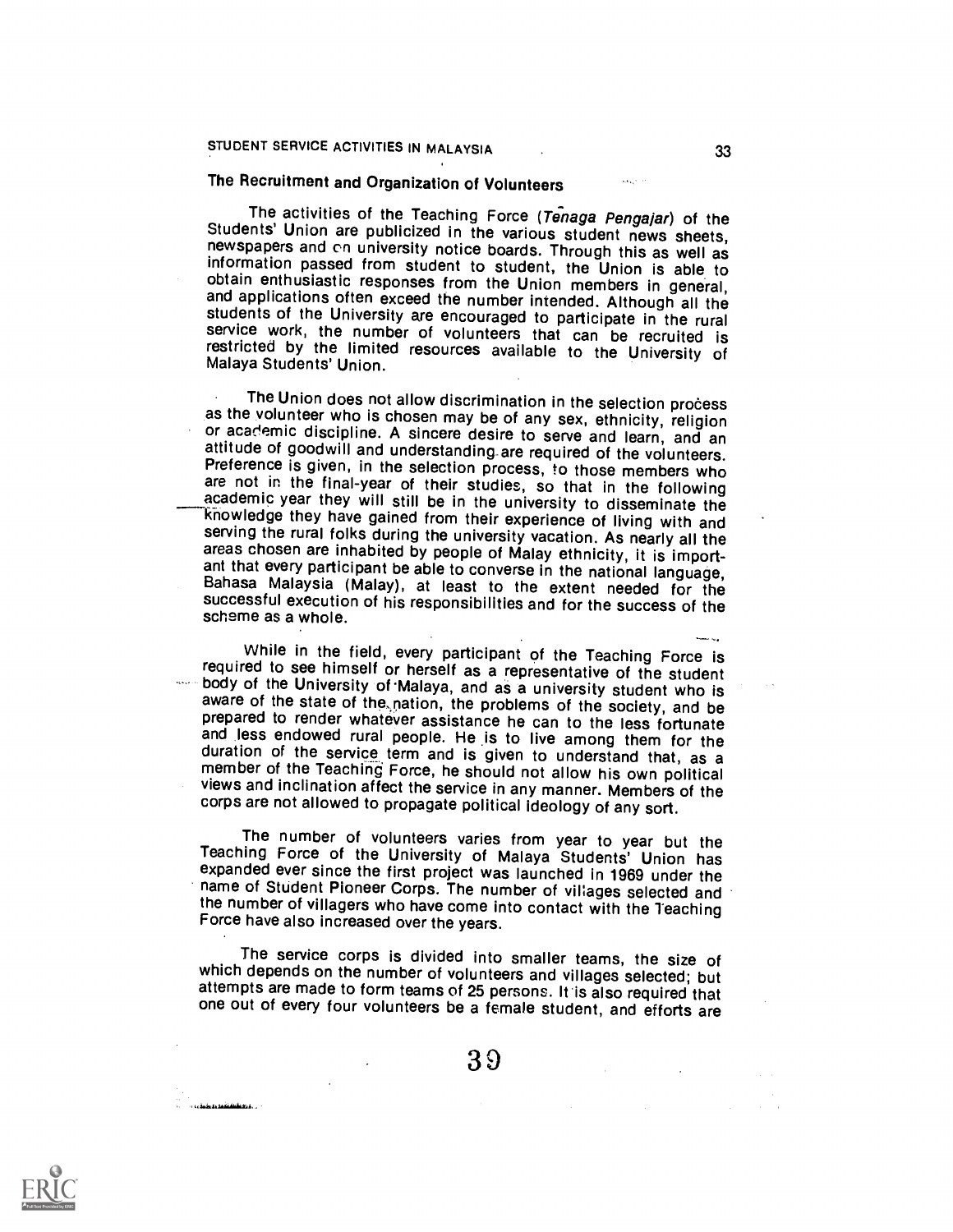## The Recruitment and Organization of Volunteers

The activities of the Teaching Force (*Tenaga Pengajar*) of the Students' Union are publicized in the various student news sheets, newspapers and on university notice boards. Through this as well as information passed from student to student, the Union is able to obtain enthusiastic responses from the Union members in general, and applications often exceed the number intended. Although all the students of the University are encouraged to participate in the rural service work, the number of volunteers that can be recruited is restricted by the limited resources available to the University of Malaya Students' Union.

The Union does not allow discrimination in the selection process as the volunteer who is chosen may be of any sex, ethnicity, religion or academic discipline. A sincere desire to serve and learn, and an attitude of goodwill and understanding are required of the volunteers. Preference is given, in the selection process, to those members who are not in the final-year of their studies, so that in the following academic year they will still be in the university to disseminate the knowledge they have gained from their experience of living with and serving the rural folks during the university vacation. As nearly all the areas chosen are inhabited by people of Malay ethnicity, it is important that every participant be able to converse in the national language, Bahasa Malaysia (Malay), at least to the extent needed for the successful execution of his responsibilities and for the success of the scheme as a whole.

While in the field, every participant of the Teaching Force is required to see himself or herself as a representative of the student body of the University of Malaya, and as a university student who is aware of the state of the nation, the problems of the society, and be prepared to render whatever assistance he can to the less fortunate and less endowed rural people. He is to live among them for the duration of the service term and is given to understand that, as a member of the Teaching Force, he should not allow his own political views and inclination affect the service in any manner. Members of the corps are not allowed to propagate political ideology of any sort.

The number of volunteers varies from year to year but the Teaching Force of the University of Malaya Students' Union has expanded ever since the first project was launched in 1969 under the name of Student Pioneer Corps. The number of villages selected and the number of villagers who have come into contact with the Teaching Force have also increased over the years.

The service corps is divided into smaller teams, the size of which depends on the number of volunteers and villages selected; but attempts are made to form teams of 25 persons. It is also required that one out of every four volunteers be a female student, and efforts are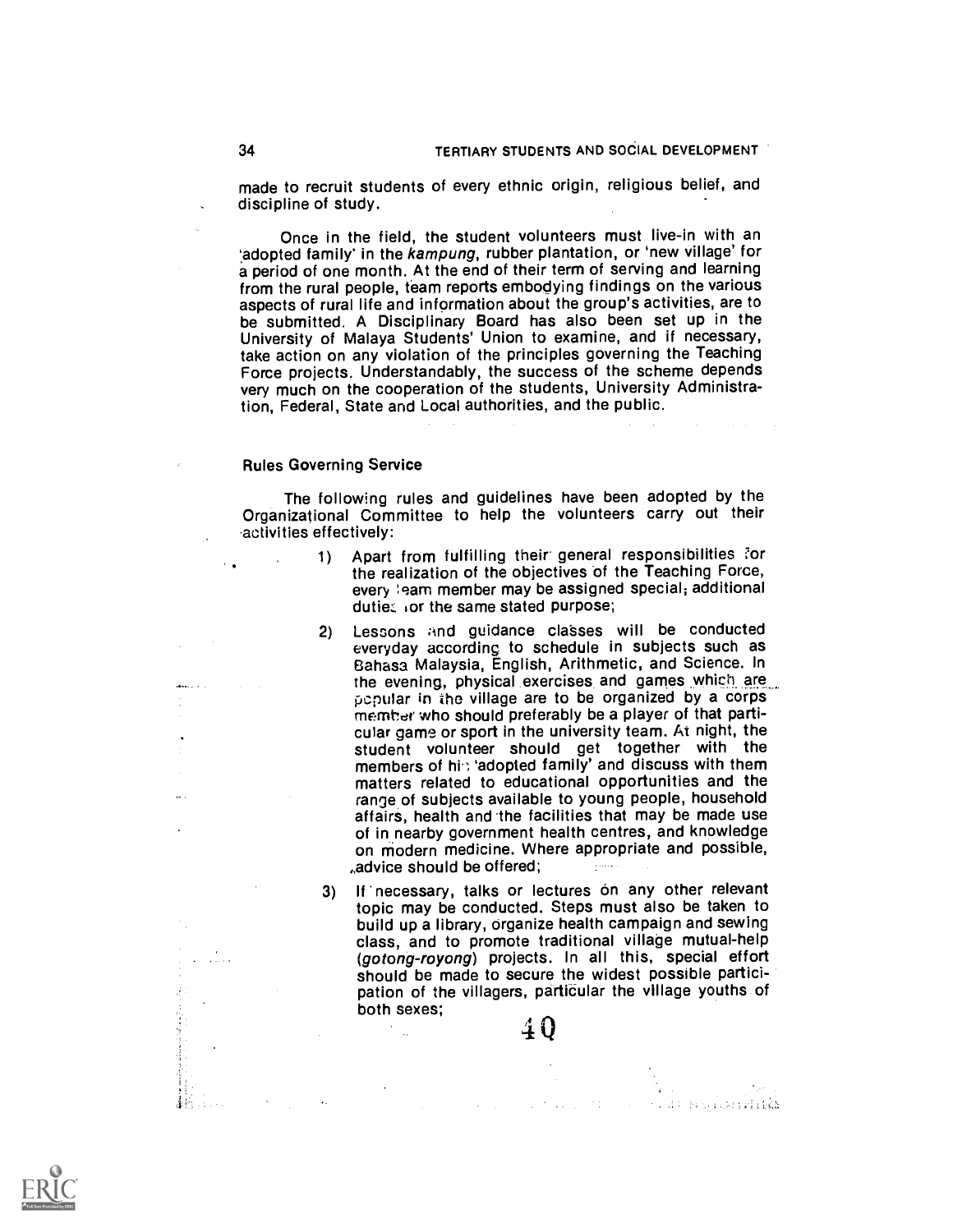made to recruit students of every ethnic origin, religious belief, and discipline of study.

Once in the field, the student volunteers must live-in with an 'adopted family' in the *kampung*, rubber plantation, or 'new village' for a period of one month. At the end of their term of serving and learning from the rural people, team reports embodying findings on the various aspects of rural life and information about the group's activities, are to be submitted. A Disciplinary Board has also been set up in the University of Malaya Students' Union to examine, and if necessary, take action on any violation of the principles governing the Teaching Force projects. Understandably, the success of the scheme depends very much on the cooperation of the students, University Administration, Federal, State and Local authorities, and the public.

### Rules Governing Service

The following rules and guidelines have been adopted by the Organizational Committee to help the volunteers carry out their activities effectively:

1) Apart from fulfilling their general responsibilities for the realization of the objectives of the Teaching Force, every team member may be assigned special, additional duties for the same stated purpose;

2) Lessons and guidance classes will be conducted everyday according to schedule in subjects such as Bahasa Malaysia, English, Arithmetic, and Science. In the evening, physical exercises and games which are popular in the village are to be organized by a corps member who should preferably be a player of that particular game or sport in the university team. At night, the student volunteer should get together with the members of his 'adopted family' and discuss with them matters related to educational opportunities and the range of subjects available to young people, household affairs, health and the facilities that may be made use of in nearby government health centres, and knowledge on modern medicine. Where appropriate and possible, advice should be offered;

3) If necessary, talks or lectures on any other relevant topic may be conducted. Steps must also be taken to build up a library, organize health campaign and sewing class, and to promote traditional village mutual-help (*gotong-royong*) projects. In all this, special effort should be made to secure the widest possible participation of the villagers, particular the village youths of both sexes;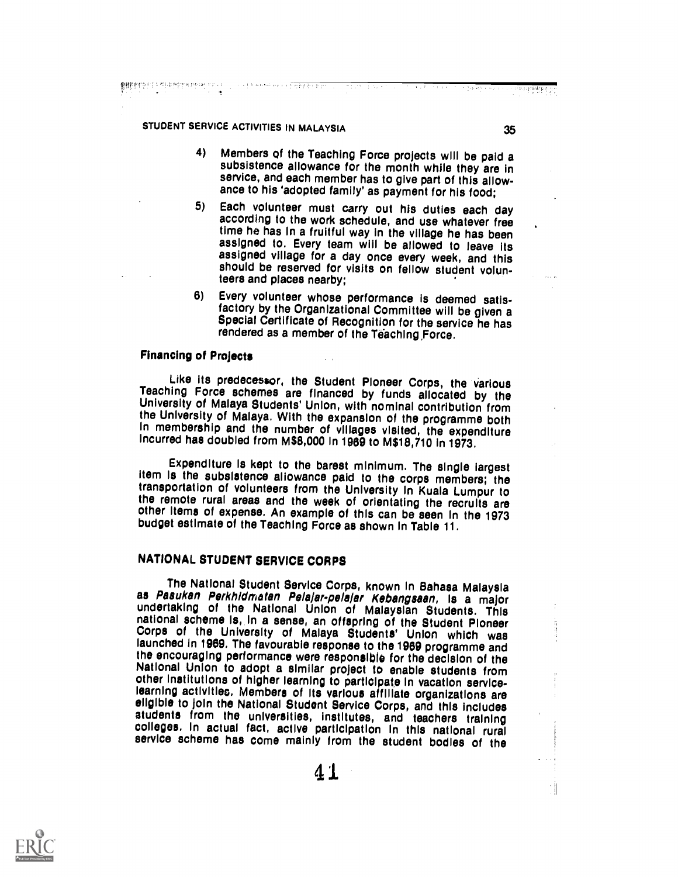4) Members of the Teaching Force projects will be paid a subsistence allowance for the month while they are in service, and each member has to give part of this allowance to his 'adopted family' as payment for his food;

5) Each volunteer must carry out his duties each day according to the work schedule, and use whatever free time he has in a fruitful way in the village he has been assigned to. Every team will be allowed to leave its assigned village for a day once every week, and this should be reserved for visits on fellow student volunteers and places nearby;

6) Every volunteer whose performance is deemed satisfactory by the Organizational Committee will be given a Special Certificate of Recognition for the service he has rendered as a member of the Teaching Force.

### Financing of Projects

Like its predecessor, the Student Pioneer Corps, the various Teaching Force schemes are financed by funds allocated by the University of Malaya Students' Union, with nominal contribution from the University of Malaya. With the expansion of the programme both in membership and the number of villages visited, the expenditure incurred has doubled from M$8,000 in 1969 to M$18,710 in 1973.

Expenditure is kept to the barest minimum. The single largest item is the subsistence allowance paid to the corps members; the transportation of volunteers from the University in Kuala Lumpur to the remote rural areas and the week of orientating the recruits are other items of expense. An example of this can be seen in the 1973 budget estimate of the Teaching Force as shown in Table 11.

## NATIONAL STUDENT SERVICE CORPS

The National Student Service Corps, known in Bahasa Malaysia as *Pasukan Perkhidmatan Pelajar-pelajar Kebangsaan*, is a major undertaking of the National Union of Malaysian Students. This national scheme is, in a sense, an offspring of the Student Pioneer Corps of the University of Malaya Students' Union which was launched in 1969. The favourable response to the 1969 programme and the encouraging performance were responsible for the decision of the National Union to adopt a similar project to enable students from other institutions of higher learning to participate in vacation service-learning activities. Members of its various affiliate organizations are eligible to join the National Student Service Corps, and this includes students from the universities, institutes, and teachers training colleges. In actual fact, active participation in this national rural service scheme has come mainly from the student bodies of the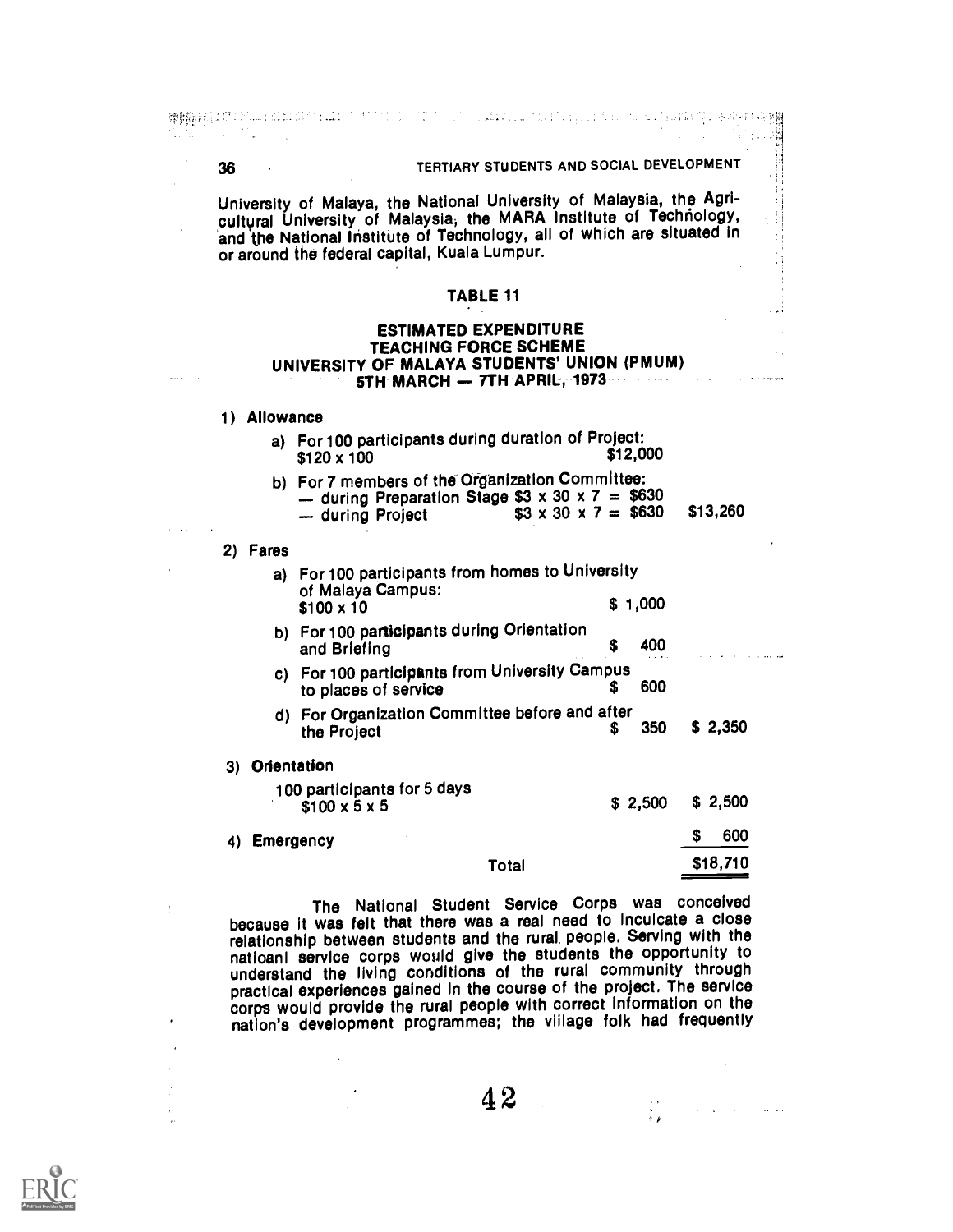University of Malaya, the National University of Malaysia, the Agricultural University of Malaysia, the MARA Institute of Technology, and the National Institute of Technology, all of which are situated in or around the federal capital, Kuala Lumpur.

**TABLE 11**

**ESTIMATED EXPENDITURE**
**TEACHING FORCE SCHEME**
**UNIVERSITY OF MALAYA STUDENTS' UNION (PMUM)**
**5TH MARCH — 7TH APRIL, 1973**

| | | |
|---|---|---|
| **1) Allowance** | | |
| a) For 100 participants during duration of Project: $120 x 100 | $12,000 | |
| b) For 7 members of the Organization Committee: | | |
| — during Preparation Stage $3 x 30 x 7 = | $630 | |
| — during Project $3 x 30 x 7 = | $630 | $13,260 |
| **2) Fares** | | |
| a) For 100 participants from homes to University of Malaya Campus: $100 x 10 | $ 1,000 | |
| b) For 100 participants during Orientation and Briefing | $ 400 | |
| c) For 100 participants from University Campus to places of service | $ 600 | |
| d) For Organization Committee before and after the Project | $ 350 | $ 2,350 |
| **3) Orientation** | | |
| 100 participants for 5 days $100 x 5 x 5 | $ 2,500 | $ 2,500 |
| **4) Emergency** | | $ 600 |
| Total | | $18,710 |

The National Student Service Corps was conceived because it was felt that there was a real need to inculcate a close relationship between students and the rural people. Serving with the natioanl service corps would give the students the opportunity to understand the living conditions of the rural community through practical experiences gained in the course of the project. The service corps would provide the rural people with correct information on the nation's development programmes; the village folk had frequently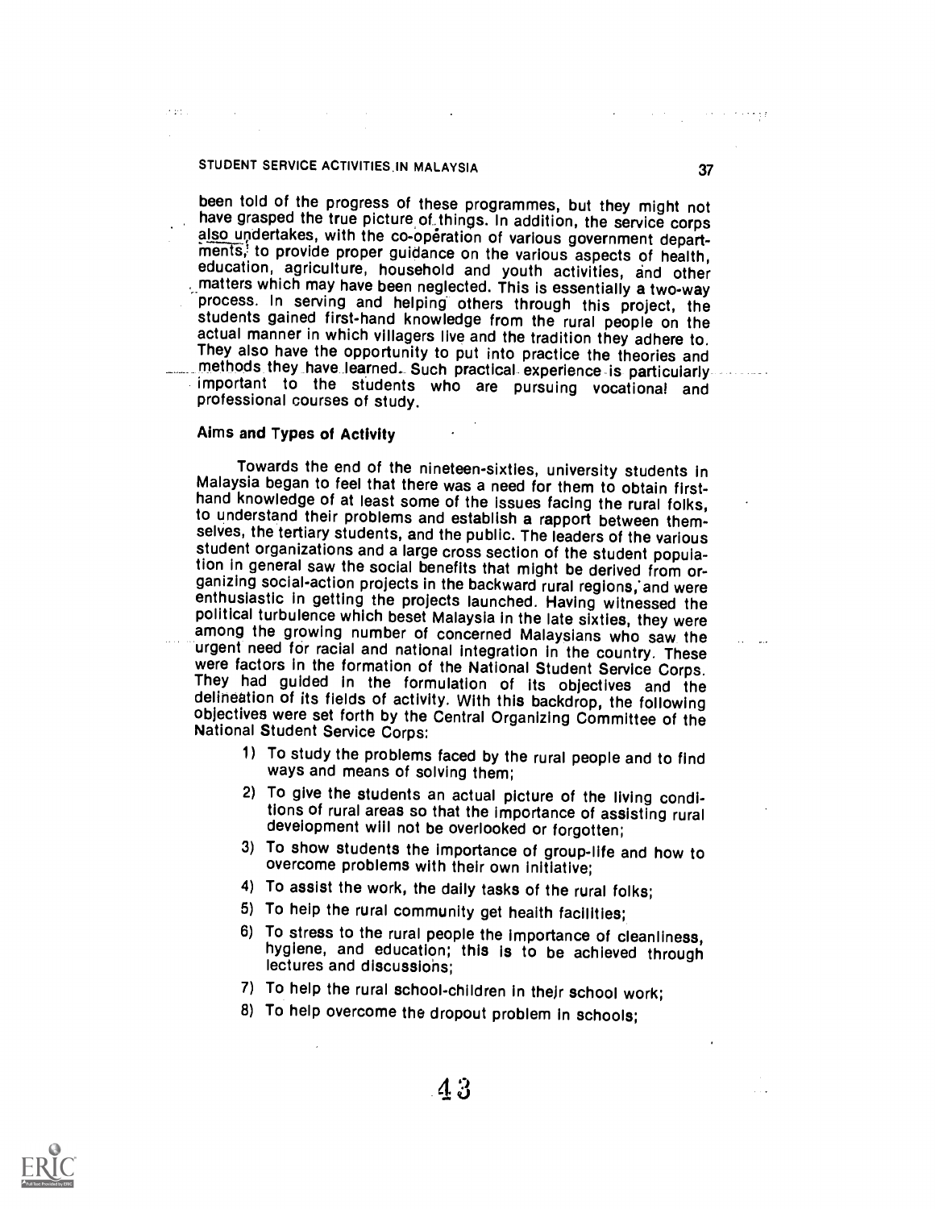been told of the progress of these programmes, but they might not have grasped the true picture of things. In addition, the service corps also undertakes, with the co-operation of various government departments, to provide proper guidance on the various aspects of health, education, agriculture, household and youth activities, and other matters which may have been neglected. This is essentially a two-way process. In serving and helping others through this project, the students gained first-hand knowledge from the rural people on the actual manner in which villagers live and the tradition they adhere to. They also have the opportunity to put into practice the theories and methods they have learned. Such practical experience is particularly important to the students who are pursuing vocational and professional courses of study.

## Aims and Types of Activity

Towards the end of the nineteen-sixties, university students in Malaysia began to feel that there was a need for them to obtain first-hand knowledge of at least some of the issues facing the rural folks, to understand their problems and establish a rapport between themselves, the tertiary students, and the public. The leaders of the various student organizations and a large cross section of the student population in general saw the social benefits that might be derived from organizing social-action projects in the backward rural regions, and were enthusiastic in getting the projects launched. Having witnessed the political turbulence which beset Malaysia in the late sixties, they were among the growing number of concerned Malaysians who saw the urgent need for racial and national integration in the country. These were factors in the formation of the National Student Service Corps. They had guided in the formulation of its objectives and the delineation of its fields of activity. With this backdrop, the following objectives were set forth by the Central Organizing Committee of the National Student Service Corps:

1) To study the problems faced by the rural people and to find ways and means of solving them;
2) To give the students an actual picture of the living conditions of rural areas so that the importance of assisting rural development will not be overlooked or forgotten;
3) To show students the importance of group-life and how to overcome problems with their own initiative;
4) To assist the work, the daily tasks of the rural folks;
5) To help the rural community get health facilities;
6) To stress to the rural people the importance of cleanliness, hygiene, and education; this is to be achieved through lectures and discussions;
7) To help the rural school-children in their school work;
8) To help overcome the dropout problem in schools;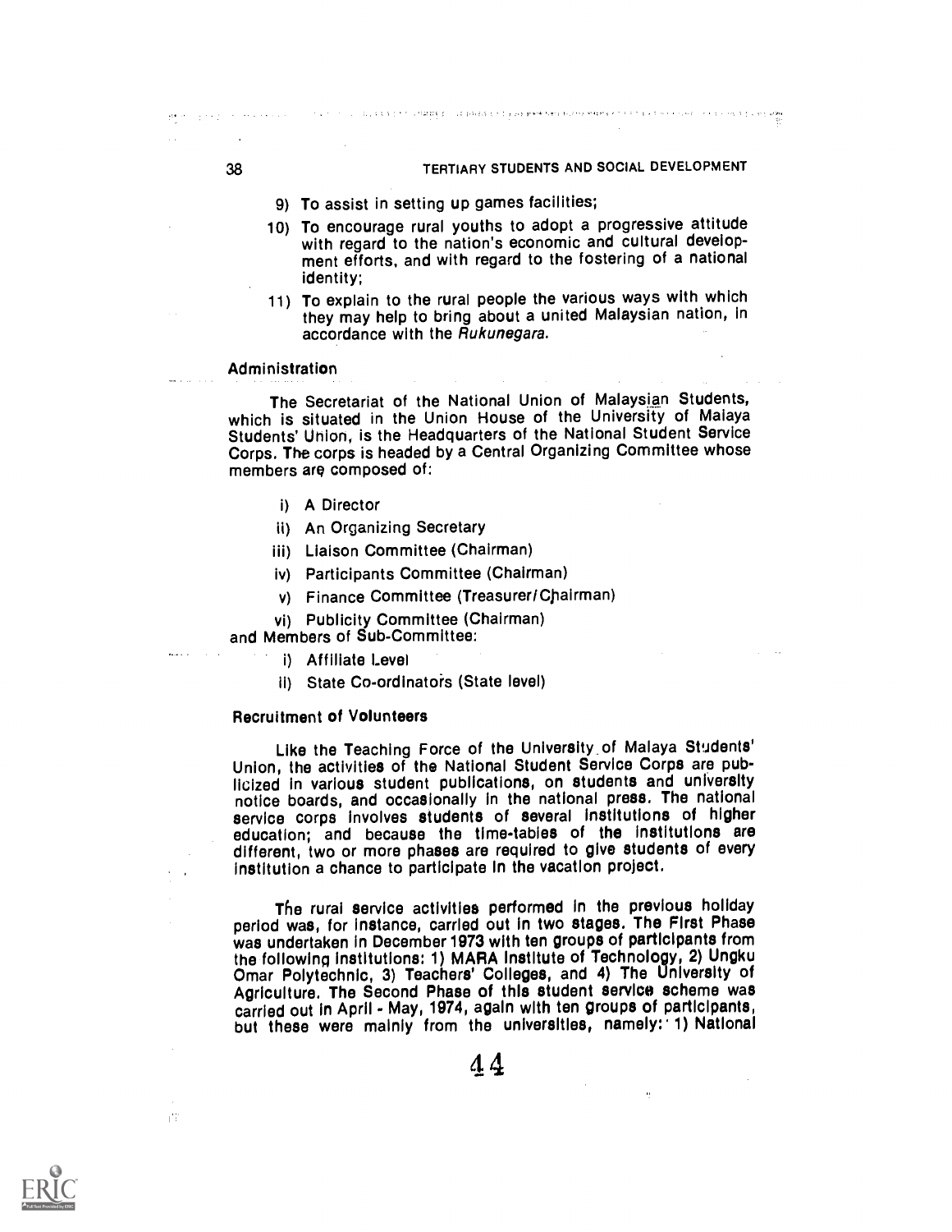9) To assist in setting up games facilities;

10) To encourage rural youths to adopt a progressive attitude with regard to the nation's economic and cultural development efforts, and with regard to the fostering of a national identity;

11) To explain to the rural people the various ways with which they may help to bring about a united Malaysian nation, in accordance with the *Rukunegara*.

### Administration

The Secretariat of the National Union of Malaysian Students, which is situated in the Union House of the University of Malaya Students' Union, is the Headquarters of the National Student Service Corps. The corps is headed by a Central Organizing Committee whose members are composed of:

i) A Director
ii) An Organizing Secretary
iii) Liaison Committee (Chairman)
iv) Participants Committee (Chairman)
v) Finance Committee (Treasurer/Chairman)
vi) Publicity Committee (Chairman)

and Members of Sub-Committee:

i) Affiliate Level
ii) State Co-ordinators (State level)

### Recruitment of Volunteers

Like the Teaching Force of the University of Malaya Students' Union, the activities of the National Student Service Corps are publicized in various student publications, on students and university notice boards, and occasionally in the national press. The national service corps involves students of several institutions of higher education; and because the time-tables of the institutions are different, two or more phases are required to give students of every institution a chance to participate in the vacation project.

The rural service activities performed in the previous holiday period was, for instance, carried out in two stages. The First Phase was undertaken in December 1973 with ten groups of participants from the following institutions: 1) MARA Institute of Technology, 2) Ungku Omar Polytechnic, 3) Teachers' Colleges, and 4) The University of Agriculture. The Second Phase of this student service scheme was carried out in April - May, 1974, again with ten groups of participants, but these were mainly from the universities, namely: 1) National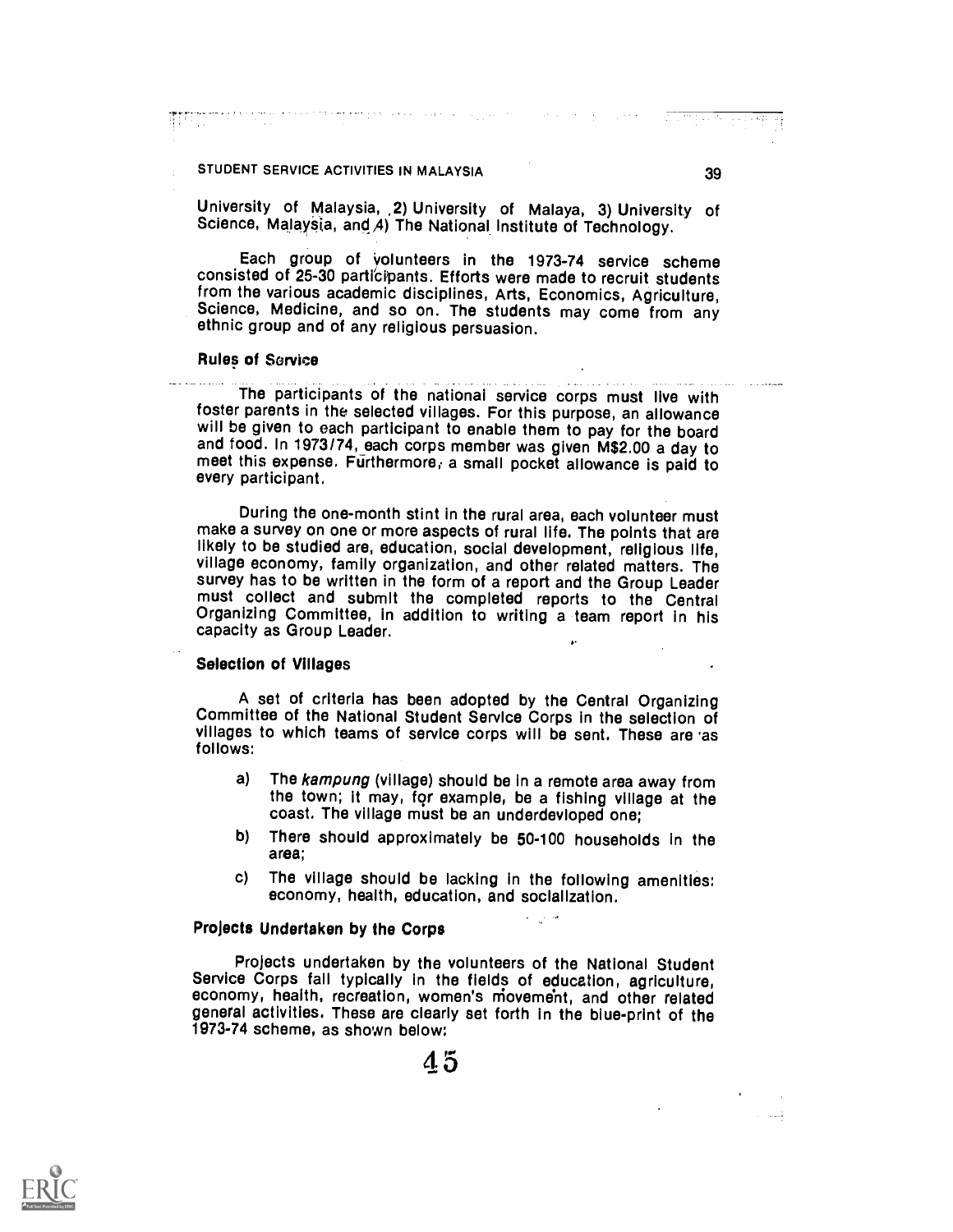University of Malaysia, 2) University of Malaya, 3) University of Science, Malaysia, and 4) The National Institute of Technology.

Each group of volunteers in the 1973-74 service scheme consisted of 25-30 participants. Efforts were made to recruit students from the various academic disciplines, Arts, Economics, Agriculture, Science, Medicine, and so on. The students may come from any ethnic group and of any religious persuasion.

### Rules of Service

The participants of the national service corps must live with foster parents in the selected villages. For this purpose, an allowance will be given to each participant to enable them to pay for the board and food. In 1973/74, each corps member was given M$2.00 a day to meet this expense. Furthermore, a small pocket allowance is paid to every participant.

During the one-month stint in the rural area, each volunteer must make a survey on one or more aspects of rural life. The points that are likely to be studied are, education, social development, religious life, village economy, family organization, and other related matters. The survey has to be written in the form of a report and the Group Leader must collect and submit the completed reports to the Central Organizing Committee, in addition to writing a team report in his capacity as Group Leader.

### Selection of Villages

A set of criteria has been adopted by the Central Organizing Committee of the National Student Service Corps in the selection of villages to which teams of service corps will be sent. These are as follows:

a) The *kampung* (village) should be in a remote area away from the town; it may, for example, be a fishing village at the coast. The village must be an underdevloped one;

b) There should approximately be 50-100 households in the area;

c) The village should be lacking in the following amenities: economy, health, education, and socialization.

### Projects Undertaken by the Corps

Projects undertaken by the volunteers of the National Student Service Corps fall typically in the fields of education, agriculture, economy, health, recreation, women's movement, and other related general activities. These are clearly set forth in the blue-print of the 1973-74 scheme, as shown below: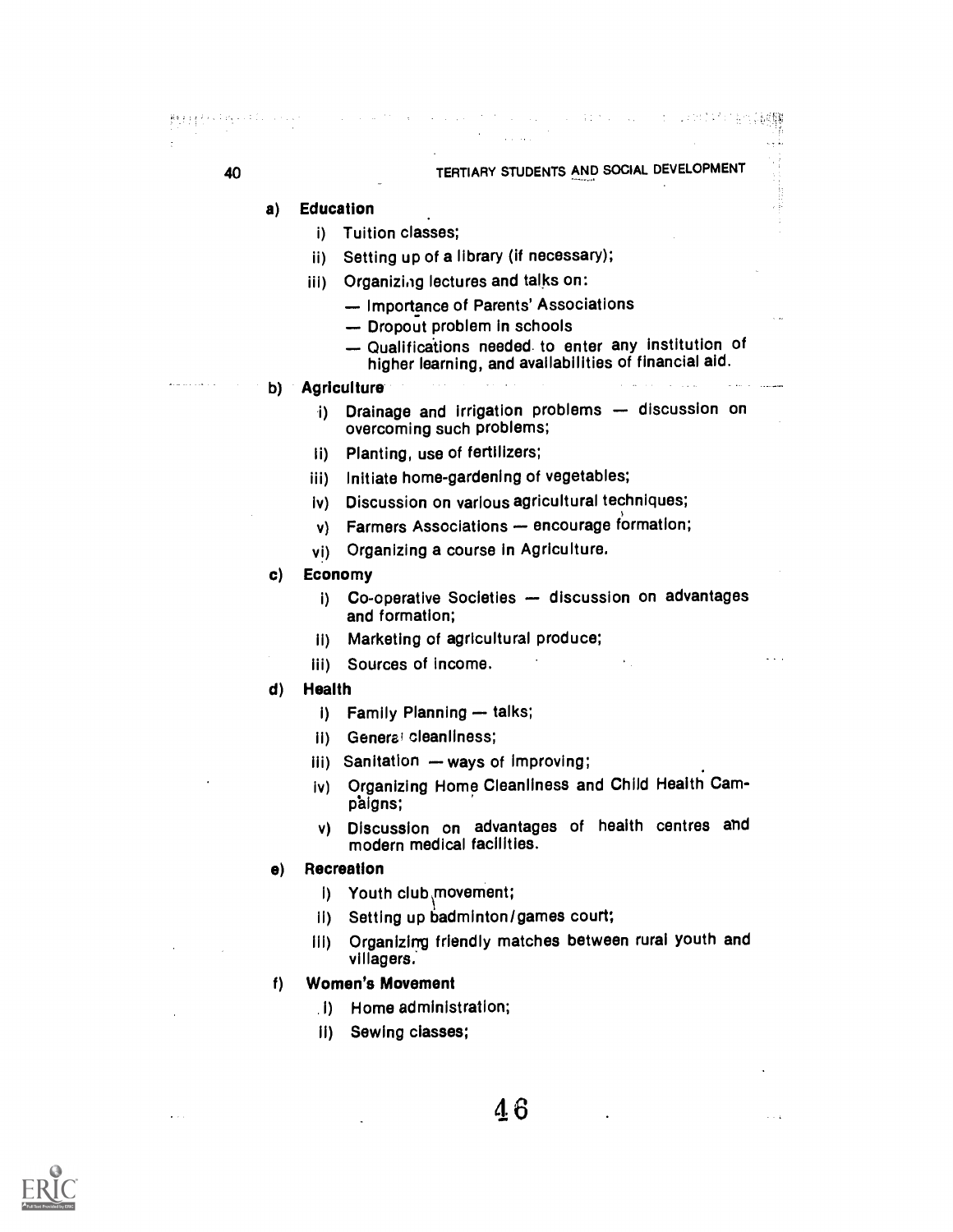a) **Education**

   i) Tuition classes;

   ii) Setting up of a library (if necessary);

   iii) Organizing lectures and talks on:
   - Importance of Parents' Associations
   - Dropout problem in schools
   - Qualifications needed to enter any institution of higher learning, and availabilities of financial aid.

b) **Agriculture**

   i) Drainage and irrigation problems — discussion on overcoming such problems;

   ii) Planting, use of fertilizers;

   iii) Initiate home-gardening of vegetables;

   iv) Discussion on various agricultural techniques;

   v) Farmers Associations — encourage formation;

   vi) Organizing a course in Agriculture.

c) **Economy**

   i) Co-operative Societies — discussion on advantages and formation;

   ii) Marketing of agricultural produce;

   iii) Sources of income.

d) **Health**

   i) Family Planning — talks;

   ii) General cleanliness;

   iii) Sanitation — ways of improving;

   iv) Organizing Home Cleanliness and Child Health Campaigns;

   v) Discussion on advantages of health centres and modern medical facilities.

e) **Recreation**

   i) Youth club movement;

   ii) Setting up badminton/games court;

   iii) Organizing friendly matches between rural youth and villagers.

f) **Women's Movement**

   i) Home administration;

   ii) Sewing classes;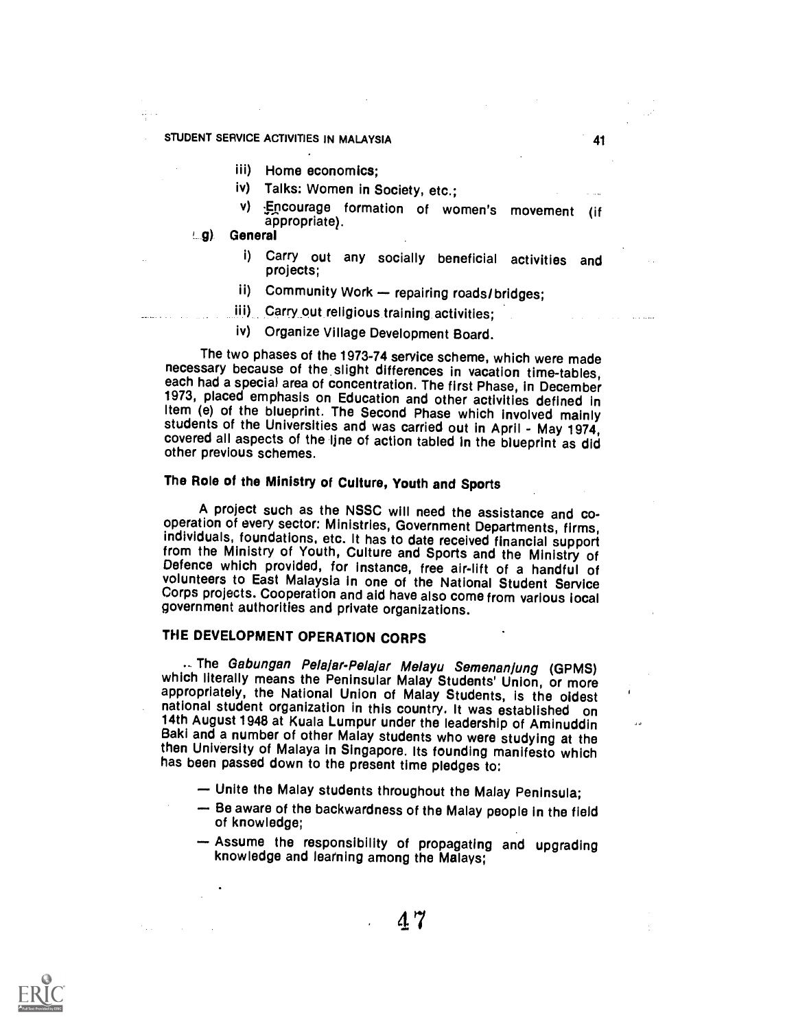iii) Home economics;

iv) Talks: Women in Society, etc.;

v) Encourage formation of women's movement (if appropriate).

g) **General**

i) Carry out any socially beneficial activities and projects;

ii) Community Work — repairing roads/bridges;

iii) Carry out religious training activities;

iv) Organize Village Development Board.

The two phases of the 1973-74 service scheme, which were made necessary because of the slight differences in vacation time-tables, each had a special area of concentration. The first Phase, in December 1973, placed emphasis on Education and other activities defined in Item (e) of the blueprint. The Second Phase which involved mainly students of the Universities and was carried out in April - May 1974, covered all aspects of the line of action tabled in the blueprint as did other previous schemes.

## The Role of the Ministry of Culture, Youth and Sports

A project such as the NSSC will need the assistance and cooperation of every sector: Ministries, Government Departments, firms, individuals, foundations, etc. It has to date received financial support from the Ministry of Youth, Culture and Sports and the Ministry of Defence which provided, for instance, free air-lift of a handful of volunteers to East Malaysia in one of the National Student Service Corps projects. Cooperation and aid have also come from various local government authorities and private organizations.

## THE DEVELOPMENT OPERATION CORPS

The *Gabungan Pelajar-Pelajar Melayu Semenanjung* (GPMS) which literally means the Peninsular Malay Students' Union, or more appropriately, the National Union of Malay Students, is the oldest national student organization in this country. It was established on 14th August 1948 at Kuala Lumpur under the leadership of Aminuddin Baki and a number of other Malay students who were studying at the then University of Malaya in Singapore. Its founding manifesto which has been passed down to the present time pledges to:

- Unite the Malay students throughout the Malay Peninsula;
- Be aware of the backwardness of the Malay people in the field of knowledge;
- Assume the responsibility of propagating and upgrading knowledge and learning among the Malays;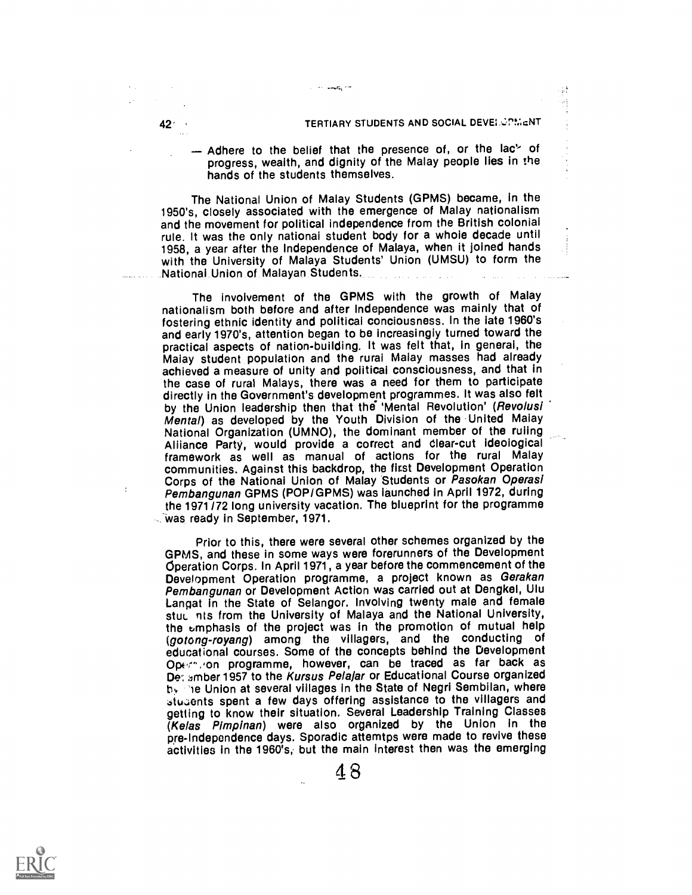— Adhere to the belief that the presence of, or the lack of progress, wealth, and dignity of the Malay people lies in the hands of the students themselves.

The National Union of Malay Students (GPMS) became, in the 1950's, closely associated with the emergence of Malay nationalism and the movement for political independence from the British colonial rule. It was the only national student body for a whole decade until 1958, a year after the Independence of Malaya, when it joined hands with the University of Malaya Students' Union (UMSU) to form the National Union of Malayan Students.

The involvement of the GPMS with the growth of Malay nationalism both before and after Independence was mainly that of fostering ethnic identity and political conciousness. In the late 1960's and early 1970's, attention began to be increasingly turned toward the practical aspects of nation-building. It was felt that, in general, the Malay student population and the rural Malay masses had already achieved a measure of unity and political consciousness, and that in the case of rural Malays, there was a need for them to participate directly in the Government's development programmes. It was also felt by the Union leadership then that the 'Mental Revolution' (*Revolusi Mental*) as developed by the Youth Division of the United Malay National Organization (UMNO), the dominant member of the ruling Alliance Party, would provide a correct and clear-cut ideological framework as well as manual of actions for the rural Malay communities. Against this backdrop, the first Development Operation Corps of the National Union of Malay Students or *Pasokan Operasi Pembangunan* GPMS (POP/GPMS) was launched in April 1972, during the 1971/72 long university vacation. The blueprint for the programme was ready in September, 1971.

Prior to this, there were several other schemes organized by the GPMS, and these in some ways were forerunners of the Development Operation Corps. In April 1971, a year before the commencement of the Development Operation programme, a project known as *Gerakan Pembangunan* or Development Action was carried out at Dengkel, Ulu Langat in the State of Selangor. Involving twenty male and female students from the University of Malaya and the National University, the emphasis of the project was in the promotion of mutual help (*gotong-royang*) among the villagers, and the conducting of educational courses. Some of the concepts behind the Development Operation programme, however, can be traced as far back as December 1957 to the *Kursus Pelajar* or Educational Course organized by the Union at several villages in the State of Negri Sembilan, where students spent a few days offering assistance to the villagers and getting to know their situation. Several Leadership Training Classes (*Kelas Pimpinan*) were also organized by the Union in the pre-Independence days. Sporadic attemtps were made to revive these activities in the 1960's, but the main interest then was the emerging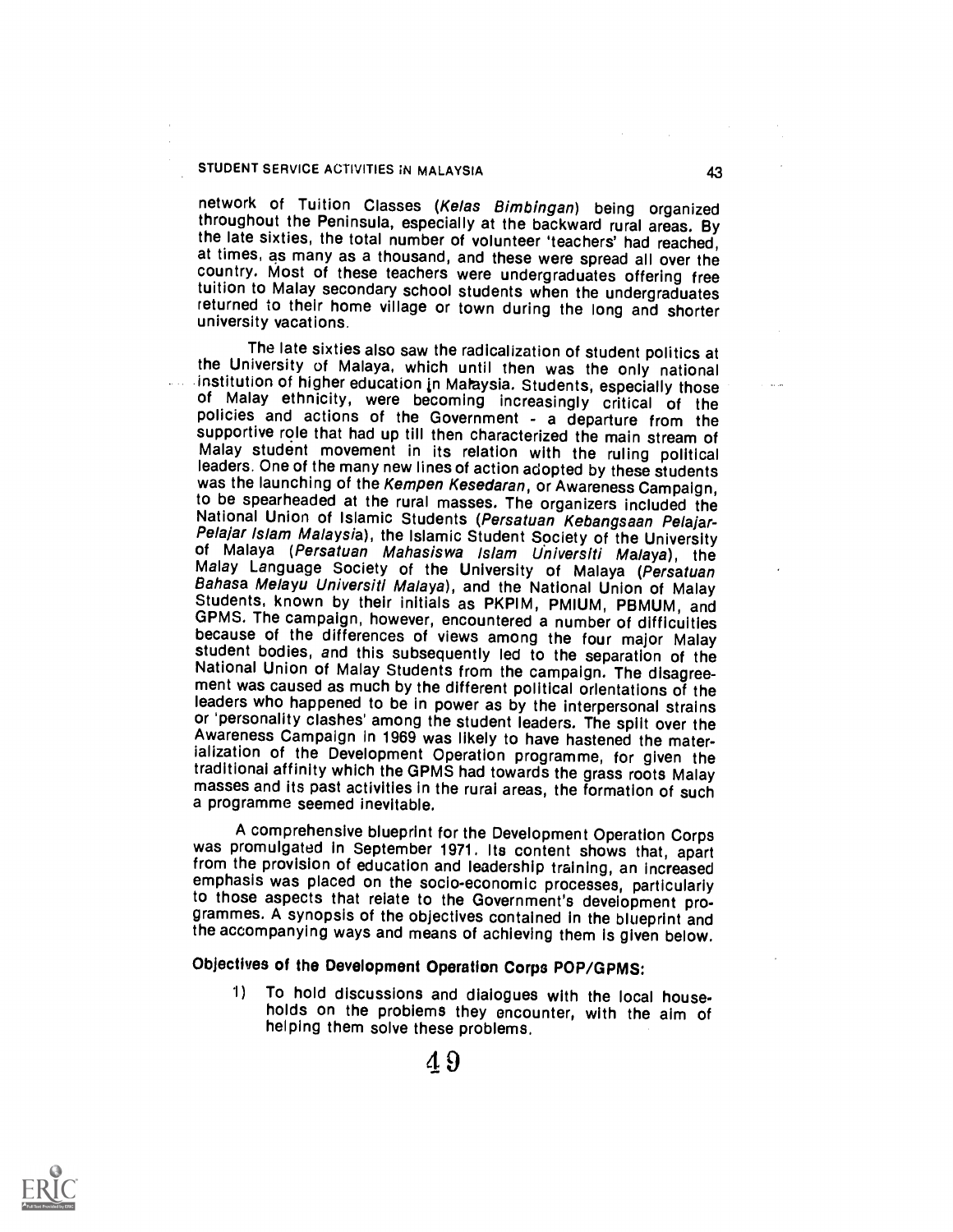network of Tuition Classes (*Kelas Bimbingan*) being organized throughout the Peninsula, especially at the backward rural areas. By the late sixties, the total number of volunteer 'teachers' had reached, at times, as many as a thousand, and these were spread all over the country. Most of these teachers were undergraduates offering free tuition to Malay secondary school students when the undergraduates returned to their home village or town during the long and shorter university vacations.

The late sixties also saw the radicalization of student politics at the University of Malaya, which until then was the only national institution of higher education in Malaysia. Students, especially those of Malay ethnicity, were becoming increasingly critical of the policies and actions of the Government - a departure from the supportive role that had up till then characterized the main stream of Malay student movement in its relation with the ruling political leaders. One of the many new lines of action adopted by these students was the launching of the *Kempen Kesedaran*, or Awareness Campaign, to be spearheaded at the rural masses. The organizers included the National Union of Islamic Students (*Persatuan Kebangsaan Pelajar-Pelajar Islam Malaysia*), the Islamic Student Society of the University of Malaya (*Persatuan Mahasiswa Islam Universiti Malaya*), the Malay Language Society of the University of Malaya (*Persatuan Bahasa Melayu Universiti Malaya*), and the National Union of Malay Students, known by their initials as PKPIM, PMIUM, PBMUM, and GPMS. The campaign, however, encountered a number of difficulties because of the differences of views among the four major Malay student bodies, and this subsequently led to the separation of the National Union of Malay Students from the campaign. The disagreement was caused as much by the different political orientations of the leaders who happened to be in power as by the interpersonal strains or 'personality clashes' among the student leaders. The split over the Awareness Campaign in 1969 was likely to have hastened the materialization of the Development Operation programme, for given the traditional affinity which the GPMS had towards the grass roots Malay masses and its past activities in the rural areas, the formation of such a programme seemed inevitable.

A comprehensive blueprint for the Development Operation Corps was promulgated in September 1971. Its content shows that, apart from the provision of education and leadership training, an increased emphasis was placed on the socio-economic processes, particularly to those aspects that relate to the Government's development programmes. A synopsis of the objectives contained in the blueprint and the accompanying ways and means of achieving them is given below.

**Objectives of the Development Operation Corps POP/GPMS:**

1) To hold discussions and dialogues with the local households on the problems they encounter, with the aim of helping them solve these problems.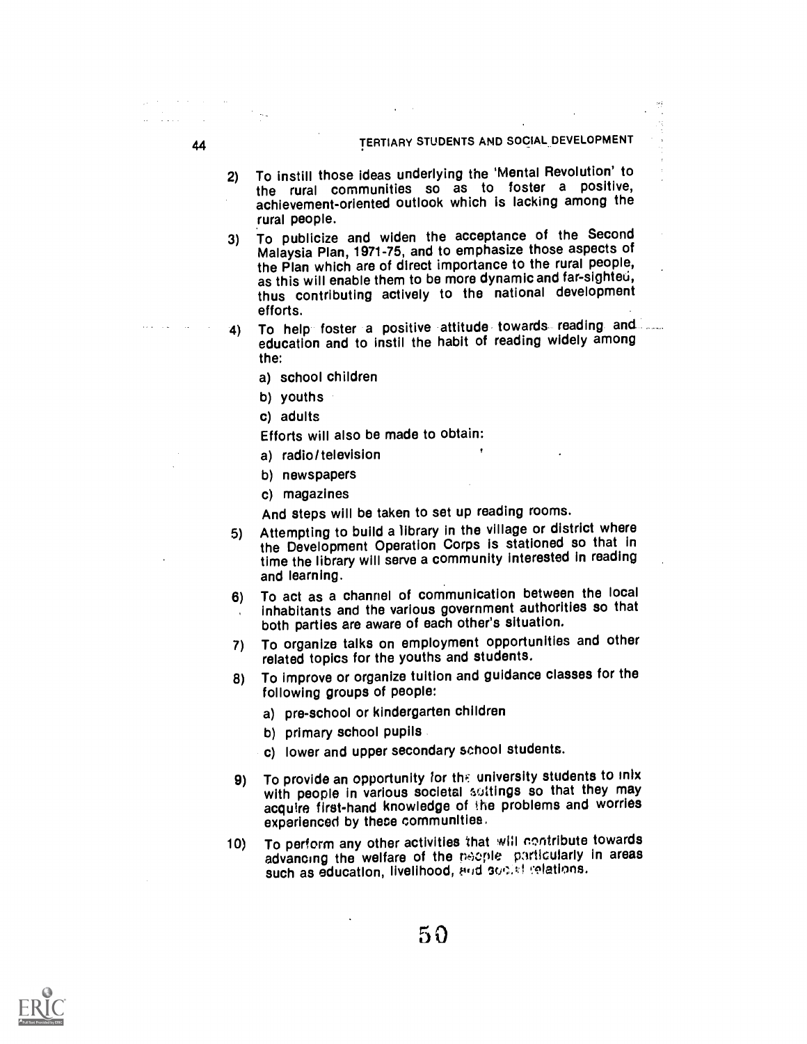2) To instill those ideas underlying the 'Mental Revolution' to the rural communities so as to foster a positive, achievement-oriented outlook which is lacking among the rural people.

3) To publicize and widen the acceptance of the Second Malaysia Plan, 1971-75, and to emphasize those aspects of the Plan which are of direct importance to the rural people, as this will enable them to be more dynamic and far-sighted, thus contributing actively to the national development efforts.

4) To help foster a positive attitude towards reading and education and to instil the habit of reading widely among the:

   a) school children

   b) youths

   c) adults

   Efforts will also be made to obtain:

   a) radio/television

   b) newspapers

   c) magazines

   And steps will be taken to set up reading rooms.

5) Attempting to build a library in the village or district where the Development Operation Corps is stationed so that in time the library will serve a community interested in reading and learning.

6) To act as a channel of communication between the local inhabitants and the various government authorities so that both parties are aware of each other's situation.

7) To organize talks on employment opportunities and other related topics for the youths and students.

8) To improve or organize tuition and guidance classes for the following groups of people:

   a) pre-school or kindergarten children

   b) primary school pupils

   c) lower and upper secondary school students.

9) To provide an opportunity for the university students to mix with people in various societal settings so that they may acquire first-hand knowledge of the problems and worries experienced by these communities.

10) To perform any other activities that will contribute towards advancing the welfare of the people particularly in areas such as education, livelihood, and social relations.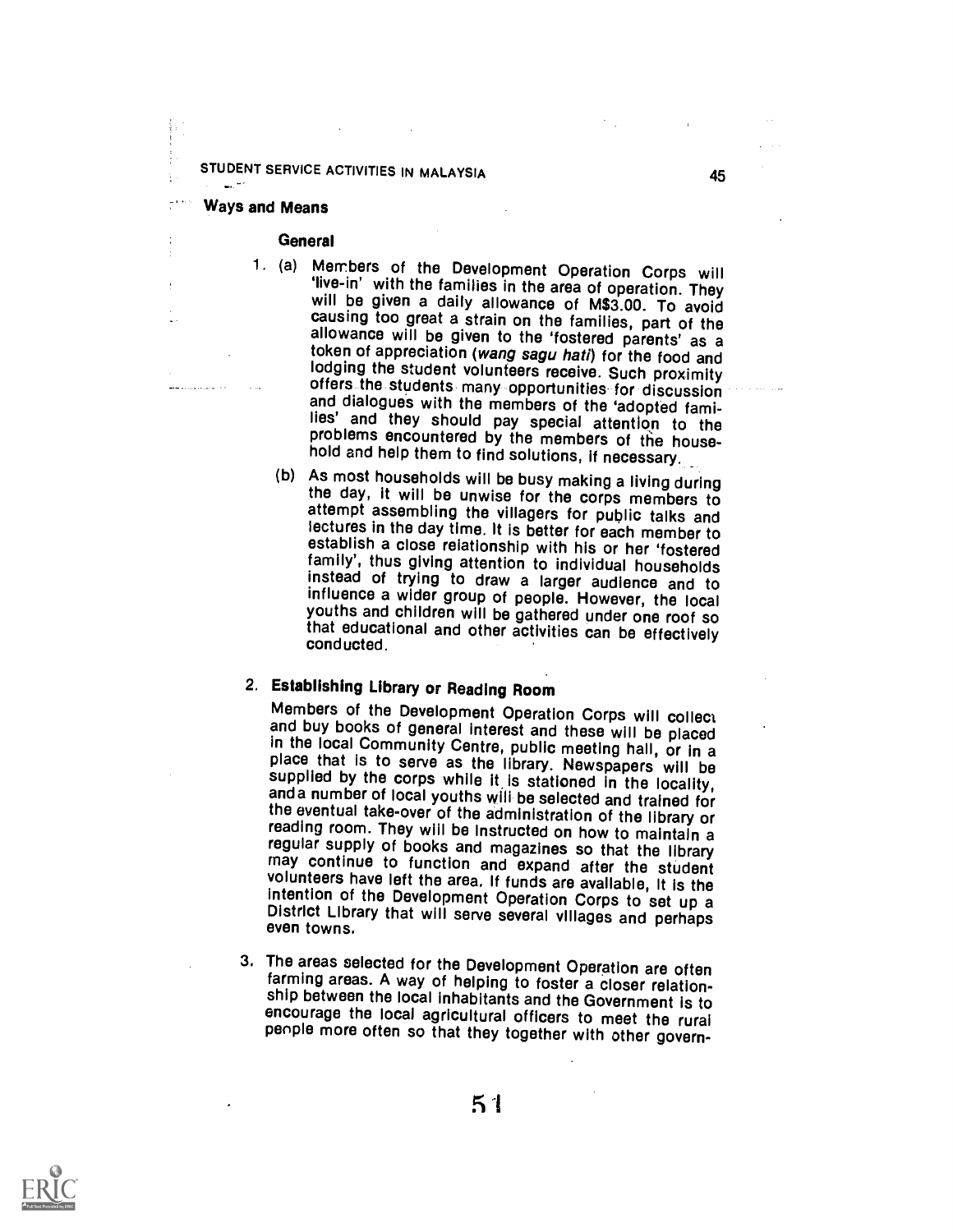## Ways and Means

### General

1. (a) Members of the Development Operation Corps will 'live-in' with the families in the area of operation. They will be given a daily allowance of M$3.00. To avoid causing too great a strain on the families, part of the allowance will be given to the 'fostered parents' as a token of appreciation (*wang sagu hati*) for the food and lodging the student volunteers receive. Such proximity offers the students many opportunities for discussion and dialogues with the members of the 'adopted families' and they should pay special attention to the problems encountered by the members of the household and help them to find solutions, if necessary.

   (b) As most households will be busy making a living during the day, it will be unwise for the corps members to attempt assembling the villagers for public talks and lectures in the day time. It is better for each member to establish a close relationship with his or her 'fostered family', thus giving attention to individual households instead of trying to draw a larger audience and to influence a wider group of people. However, the local youths and children will be gathered under one roof so that educational and other activities can be effectively conducted.

2. **Establishing Library or Reading Room**

   Members of the Development Operation Corps will collect and buy books of general interest and these will be placed in the local Community Centre, public meeting hall, or in a place that is to serve as the library. Newspapers will be supplied by the corps while it is stationed in the locality, and a number of local youths will be selected and trained for the eventual take-over of the administration of the library or reading room. They will be instructed on how to maintain a regular supply of books and magazines so that the library may continue to function and expand after the student volunteers have left the area. If funds are available, it is the intention of the Development Operation Corps to set up a District Library that will serve several villages and perhaps even towns.

3. The areas selected for the Development Operation are often farming areas. A way of helping to foster a closer relationship between the local inhabitants and the Government is to encourage the local agricultural officers to meet the rural people more often so that they together with other govern-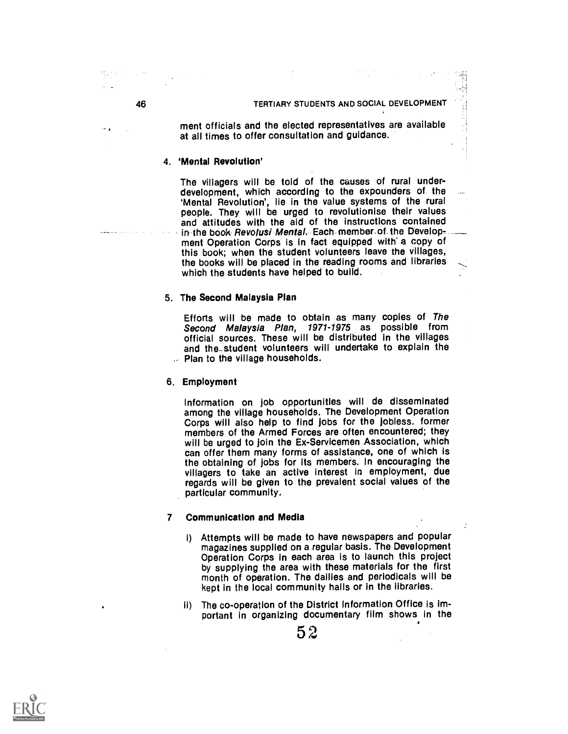ment officials and the elected representatives are available at all times to offer consultation and guidance.

#### 4. 'Mental Revolution'

The villagers will be told of the causes of rural under-development, which according to the expounders of the 'Mental Revolution', lie in the value systems of the rural people. They will be urged to revolutionise their values and attitudes with the aid of the instructions contained in the book *Revolusi Mental*. Each member of the Development Operation Corps is in fact equipped with a copy of this book; when the student volunteers leave the villages, the books will be placed in the reading rooms and libraries which the students have helped to build.

#### 5. The Second Malaysia Plan

Efforts will be made to obtain as many copies of *The Second Malaysia Plan, 1971-1975* as possible from official sources. These will be distributed in the villages and the student volunteers will undertake to explain the Plan to the village households.

#### 6. Employment

Information on job opportunities will de disseminated among the village households. The Development Operation Corps will also help to find jobs for the jobless. former members of the Armed Forces are often encountered; they will be urged to join the Ex-Servicemen Association, which can offer them many forms of assistance, one of which is the obtaining of jobs for its members. In encouraging the villagers to take an active interest in employment, due regards will be given to the prevalent social values of the particular community.

#### 7 Communication and Media

i) Attempts will be made to have newspapers and popular magazines supplied on a regular basis. The Development Operation Corps in each area is to launch this project by supplying the area with these materials for the first month of operation. The dailies and periodicals will be kept in the local community halls or in the libraries.

ii) The co-operation of the District Information Office is important in organizing documentary film shows in the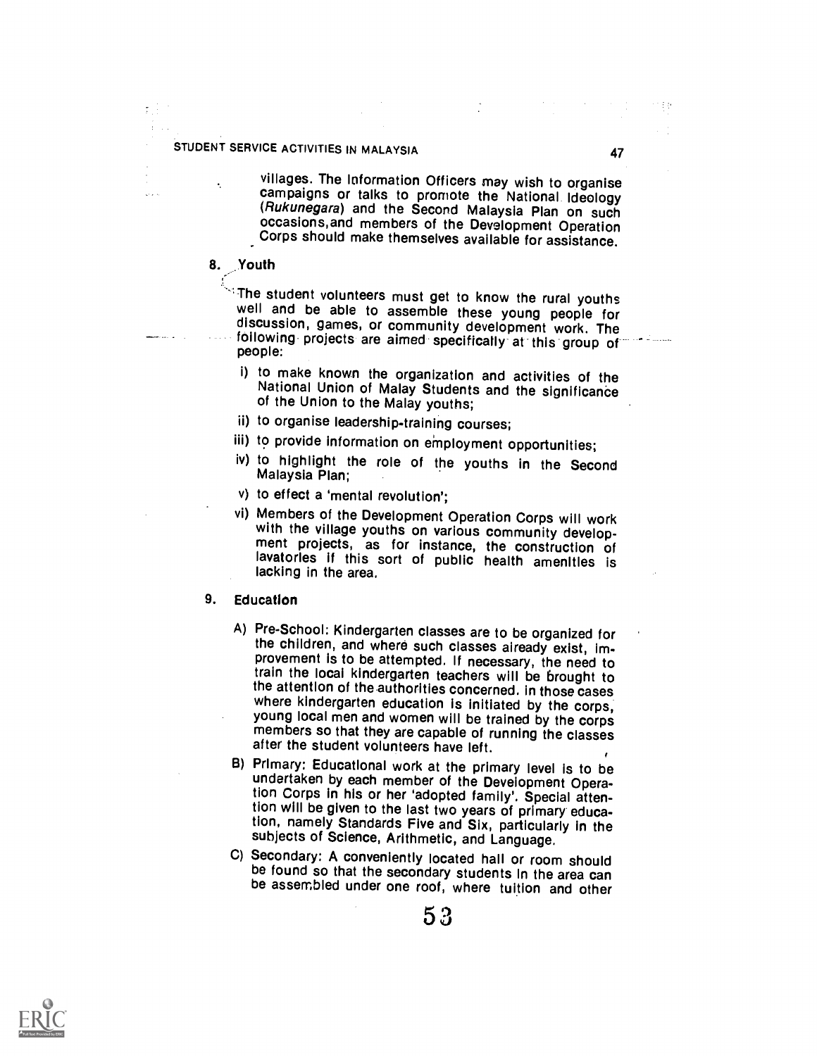villages. The Information Officers may wish to organise campaigns or talks to promote the National Ideology (*Rukunegara*) and the Second Malaysia Plan on such occasions, and members of the Development Operation Corps should make themselves available for assistance.

## 8. Youth

The student volunteers must get to know the rural youths well and be able to assemble these young people for discussion, games, or community development work. The following projects are aimed specifically at this group of people:

i) to make known the organization and activities of the National Union of Malay Students and the significance of the Union to the Malay youths;

ii) to organise leadership-training courses;

iii) to provide information on employment opportunities;

iv) to highlight the role of the youths in the Second Malaysia Plan;

v) to effect a 'mental revolution';

vi) Members of the Development Operation Corps will work with the village youths on various community development projects, as for instance, the construction of lavatories if this sort of public health amenities is lacking in the area.

## 9. Education

A) Pre-School: Kindergarten classes are to be organized for the children, and where such classes already exist, improvement is to be attempted. If necessary, the need to train the local kindergarten teachers will be brought to the attention of the authorities concerned. In those cases where kindergarten education is initiated by the corps, young local men and women will be trained by the corps members so that they are capable of running the classes after the student volunteers have left.

B) Primary: Educational work at the primary level is to be undertaken by each member of the Development Operation Corps in his or her 'adopted family'. Special attention will be given to the last two years of primary education, namely Standards Five and Six, particularly in the subjects of Science, Arithmetic, and Language.

C) Secondary: A conveniently located hall or room should be found so that the secondary students in the area can be assembled under one roof, where tuition and other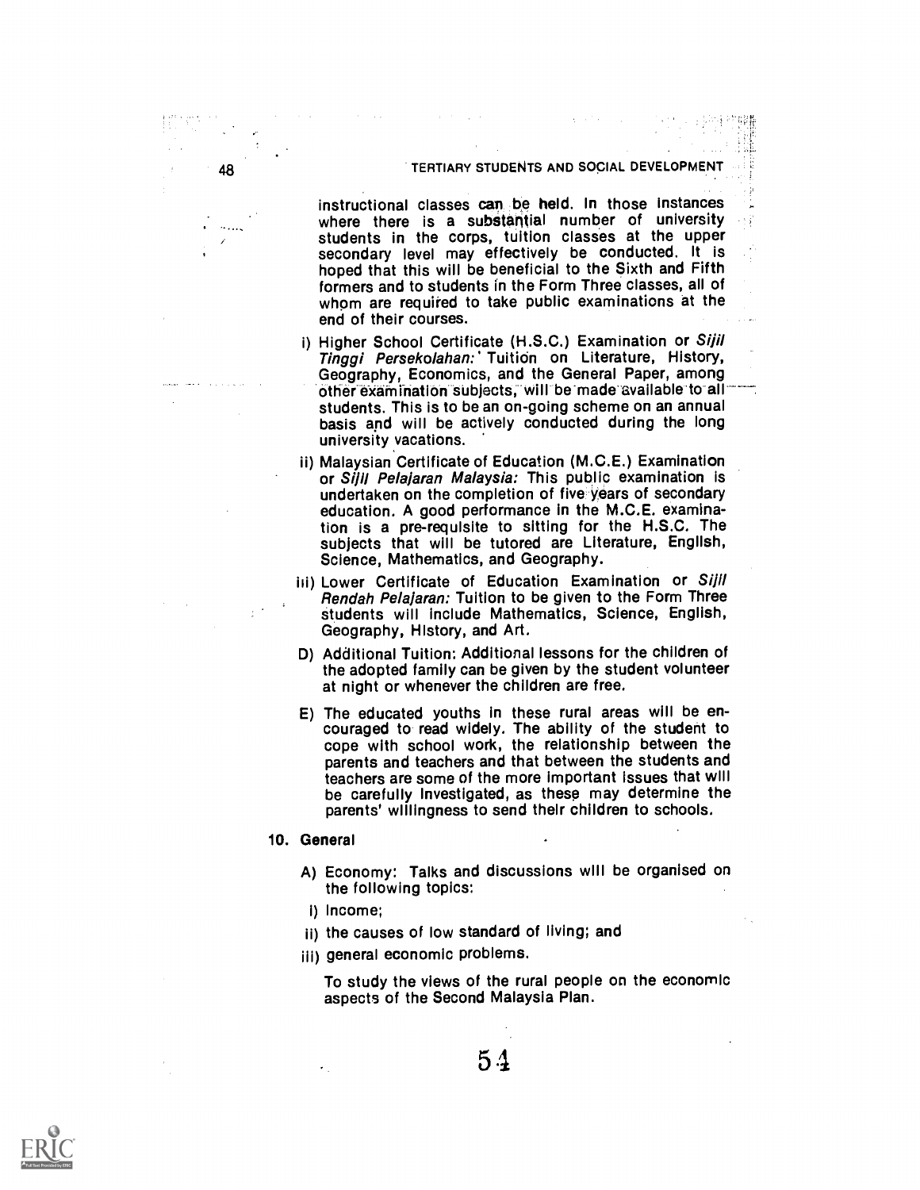instructional classes can be held. In those instances where there is a substantial number of university students in the corps, tuition classes at the upper secondary level may effectively be conducted. It is hoped that this will be beneficial to the Sixth and Fifth formers and to students in the Form Three classes, all of whom are required to take public examinations at the end of their courses.

i) Higher School Certificate (H.S.C.) Examination or *Sijil Tinggi Persekolahan:* Tuition on Literature, History, Geography, Economics, and the General Paper, among other examination subjects, will be made available to all students. This is to be an on-going scheme on an annual basis and will be actively conducted during the long university vacations.

ii) Malaysian Certificate of Education (M.C.E.) Examination or *Sijil Pelajaran Malaysia:* This public examination is undertaken on the completion of five years of secondary education. A good performance in the M.C.E. examination is a pre-requisite to sitting for the H.S.C. The subjects that will be tutored are Literature, English, Science, Mathematics, and Geography.

iii) Lower Certificate of Education Examination or *Sijil Rendah Pelajaran:* Tuition to be given to the Form Three students will include Mathematics, Science, English, Geography, History, and Art.

D) Additional Tuition: Additional lessons for the children of the adopted family can be given by the student volunteer at night or whenever the children are free.

E) The educated youths in these rural areas will be encouraged to read widely. The ability of the student to cope with school work, the relationship between the parents and teachers and that between the students and teachers are some of the more important issues that will be carefully investigated, as these may determine the parents' willingness to send their children to schools.

## 10. General

A) Economy: Talks and discussions will be organised on the following topics:

i) Income;

ii) the causes of low standard of living; and

iii) general economic problems.

To study the views of the rural people on the economic aspects of the Second Malaysia Plan.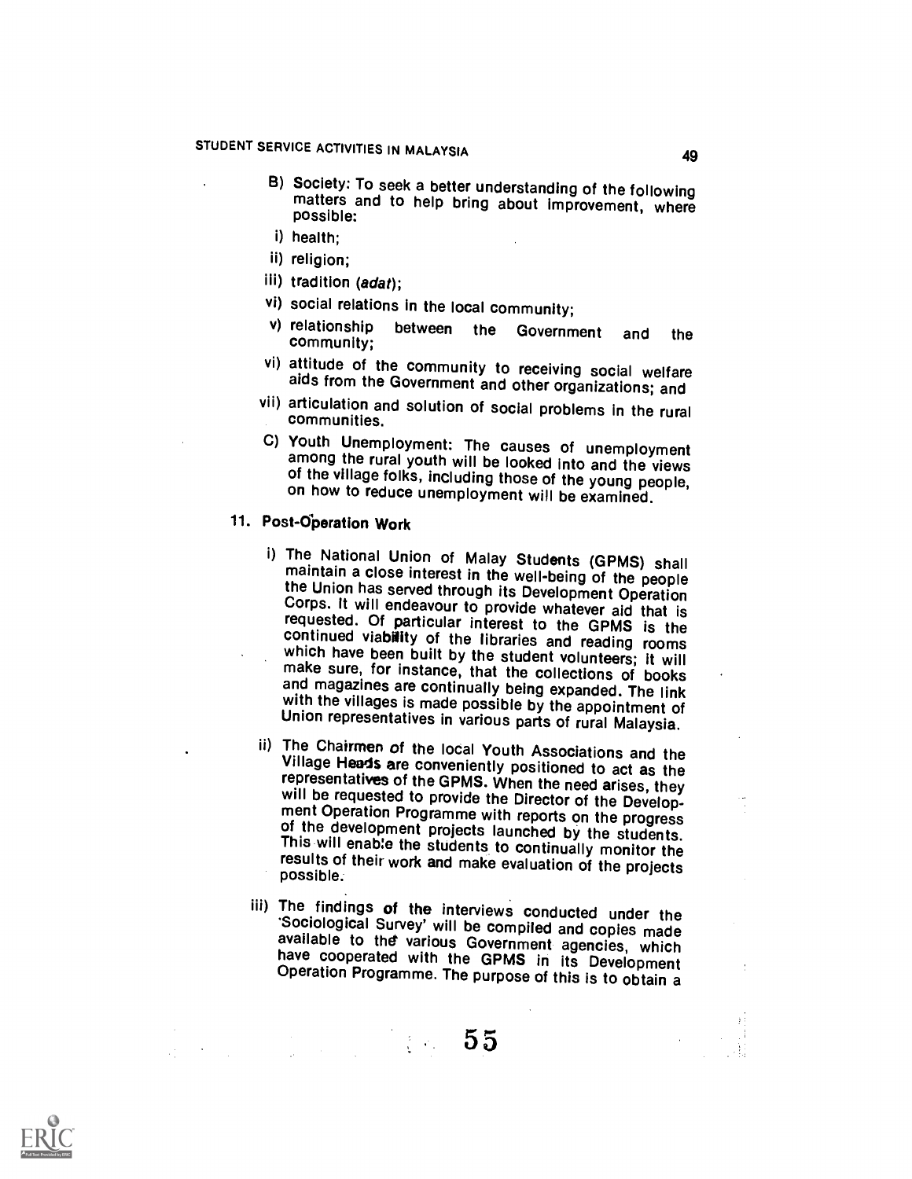B) Society: To seek a better understanding of the following matters and to help bring about improvement, where possible:

i) health;

ii) religion;

iii) tradition (*adat*);

vi) social relations in the local community;

v) relationship between the Government and the community;

vi) attitude of the community to receiving social welfare aids from the Government and other organizations; and

vii) articulation and solution of social problems in the rural communities.

C) Youth Unemployment: The causes of unemployment among the rural youth will be looked into and the views of the village folks, including those of the young people, on how to reduce unemployment will be examined.

### 11. Post-Operation Work

i) The National Union of Malay Students (GPMS) shall maintain a close interest in the well-being of the people the Union has served through its Development Operation Corps. It will endeavour to provide whatever aid that is requested. Of particular interest to the GPMS is the continued viability of the libraries and reading rooms which have been built by the student volunteers; it will make sure, for instance, that the collections of books and magazines are continually being expanded. The link with the villages is made possible by the appointment of Union representatives in various parts of rural Malaysia.

ii) The Chairmen of the local Youth Associations and the Village Heads are conveniently positioned to act as the representatives of the GPMS. When the need arises, they will be requested to provide the Director of the Development Operation Programme with reports on the progress of the development projects launched by the students. This will enable the students to continually monitor the results of their work and make evaluation of the projects possible.

iii) The findings of the interviews conducted under the 'Sociological Survey' will be compiled and copies made available to the various Government agencies, which have cooperated with the GPMS in its Development Operation Programme. The purpose of this is to obtain a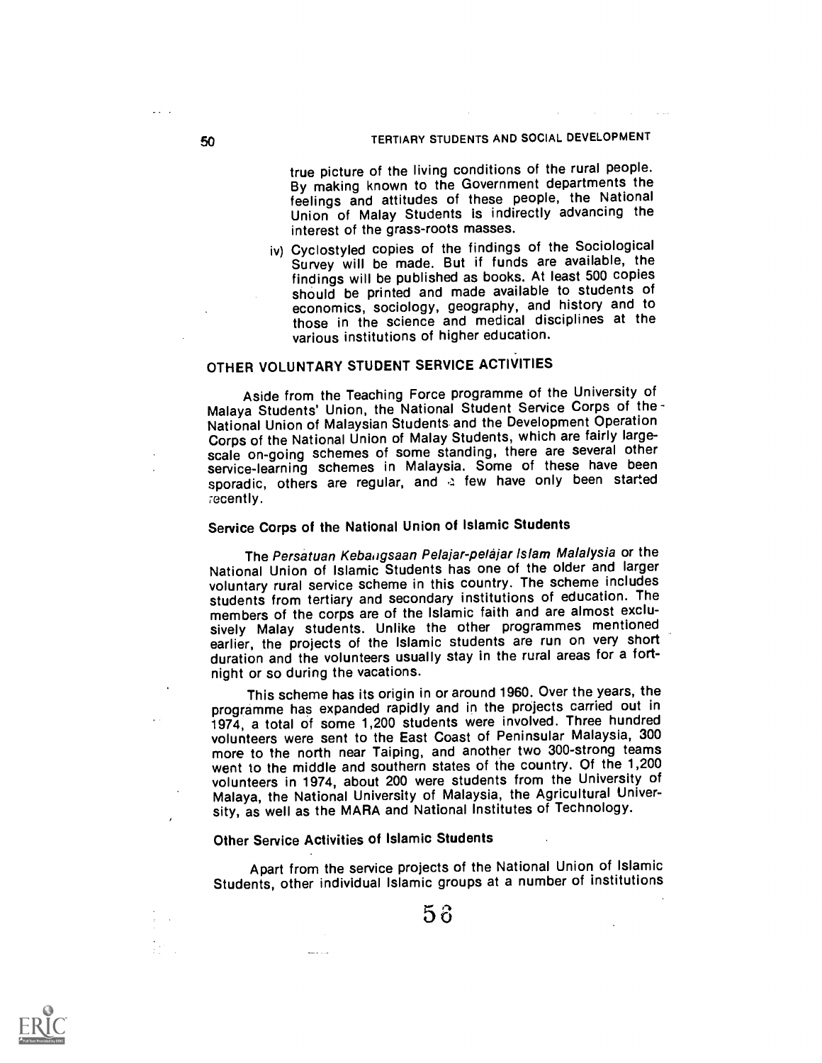true picture of the living conditions of the rural people. By making known to the Government departments the feelings and attitudes of these people, the National Union of Malay Students is indirectly advancing the interest of the grass-roots masses.

iv) Cyclostyled copies of the findings of the Sociological Survey will be made. But if funds are available, the findings will be published as books. At least 500 copies should be printed and made available to students of economics, sociology, geography, and history and to those in the science and medical disciplines at the various institutions of higher education.

## OTHER VOLUNTARY STUDENT SERVICE ACTIVITIES

Aside from the Teaching Force programme of the University of Malaya Students' Union, the National Student Service Corps of the National Union of Malaysian Students and the Development Operation Corps of the National Union of Malay Students, which are fairly large-scale on-going schemes of some standing, there are several other service-learning schemes in Malaysia. Some of these have been sporadic, others are regular, and a few have only been started recently.

### Service Corps of the National Union of Islamic Students

The *Persatuan Kebangsaan Pelajar-pelajar Islam Malalysia* or the National Union of Islamic Students has one of the older and larger voluntary rural service scheme in this country. The scheme includes students from tertiary and secondary institutions of education. The members of the corps are of the Islamic faith and are almost exclusively Malay students. Unlike the other programmes mentioned earlier, the projects of the Islamic students are run on very short duration and the volunteers usually stay in the rural areas for a fortnight or so during the vacations.

This scheme has its origin in or around 1960. Over the years, the programme has expanded rapidly and in the projects carried out in 1974, a total of some 1,200 students were involved. Three hundred volunteers were sent to the East Coast of Peninsular Malaysia, 300 more to the north near Taiping, and another two 300-strong teams went to the middle and southern states of the country. Of the 1,200 volunteers in 1974, about 200 were students from the University of Malaya, the National University of Malaysia, the Agricultural University, as well as the MARA and National Institutes of Technology.

### Other Service Activities of Islamic Students

Apart from the service projects of the National Union of Islamic Students, other individual Islamic groups at a number of institutions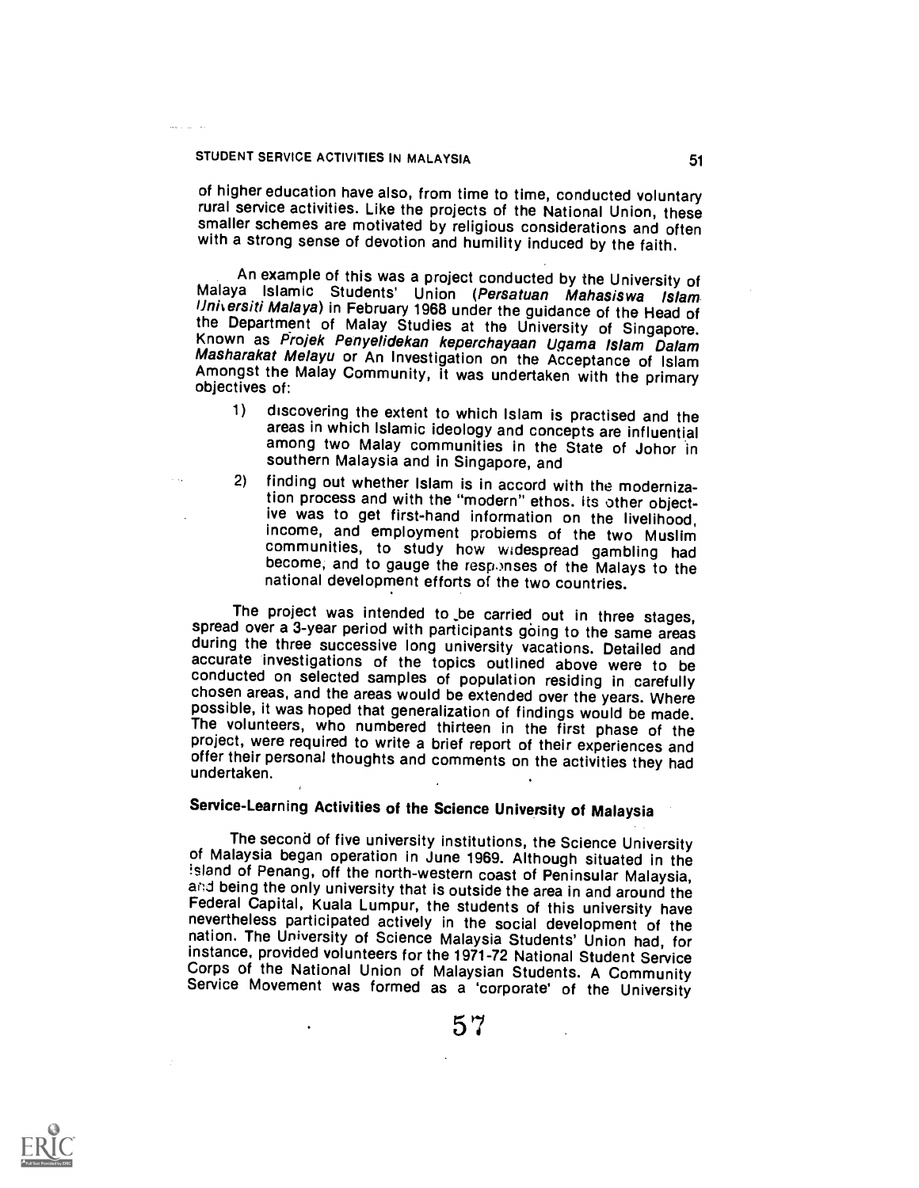of higher education have also, from time to time, conducted voluntary rural service activities. Like the projects of the National Union, these smaller schemes are motivated by religious considerations and often with a strong sense of devotion and humility induced by the faith.

An example of this was a project conducted by the University of Malaya Islamic Students' Union (*Persatuan Mahasiswa Islam Universiti Malaya*) in February 1968 under the guidance of the Head of the Department of Malay Studies at the University of Singapore. Known as *Projek Penyelidekan keperchayaan Ugama Islam Dalam Masharakat Melayu* or An Investigation on the Acceptance of Islam Amongst the Malay Community, it was undertaken with the primary objectives of:

1) discovering the extent to which Islam is practised and the areas in which Islamic ideology and concepts are influential among two Malay communities in the State of Johor in southern Malaysia and in Singapore, and
2) finding out whether Islam is in accord with the modernization process and with the "modern" ethos. Its other objective was to get first-hand information on the livelihood, income, and employment problems of the two Muslim communities, to study how widespread gambling had become, and to gauge the responses of the Malays to the national development efforts of the two countries.

The project was intended to be carried out in three stages, spread over a 3-year period with participants going to the same areas during the three successive long university vacations. Detailed and accurate investigations of the topics outlined above were to be conducted on selected samples of population residing in carefully chosen areas, and the areas would be extended over the years. Where possible, it was hoped that generalization of findings would be made. The volunteers, who numbered thirteen in the first phase of the project, were required to write a brief report of their experiences and offer their personal thoughts and comments on the activities they had undertaken.

## Service-Learning Activities of the Science University of Malaysia

The second of five university institutions, the Science University of Malaysia began operation in June 1969. Although situated in the island of Penang, off the north-western coast of Peninsular Malaysia, and being the only university that is outside the area in and around the Federal Capital, Kuala Lumpur, the students of this university have nevertheless participated actively in the social development of the nation. The University of Science Malaysia Students' Union had, for instance, provided volunteers for the 1971-72 National Student Service Corps of the National Union of Malaysian Students. A Community Service Movement was formed as a 'corporate' of the University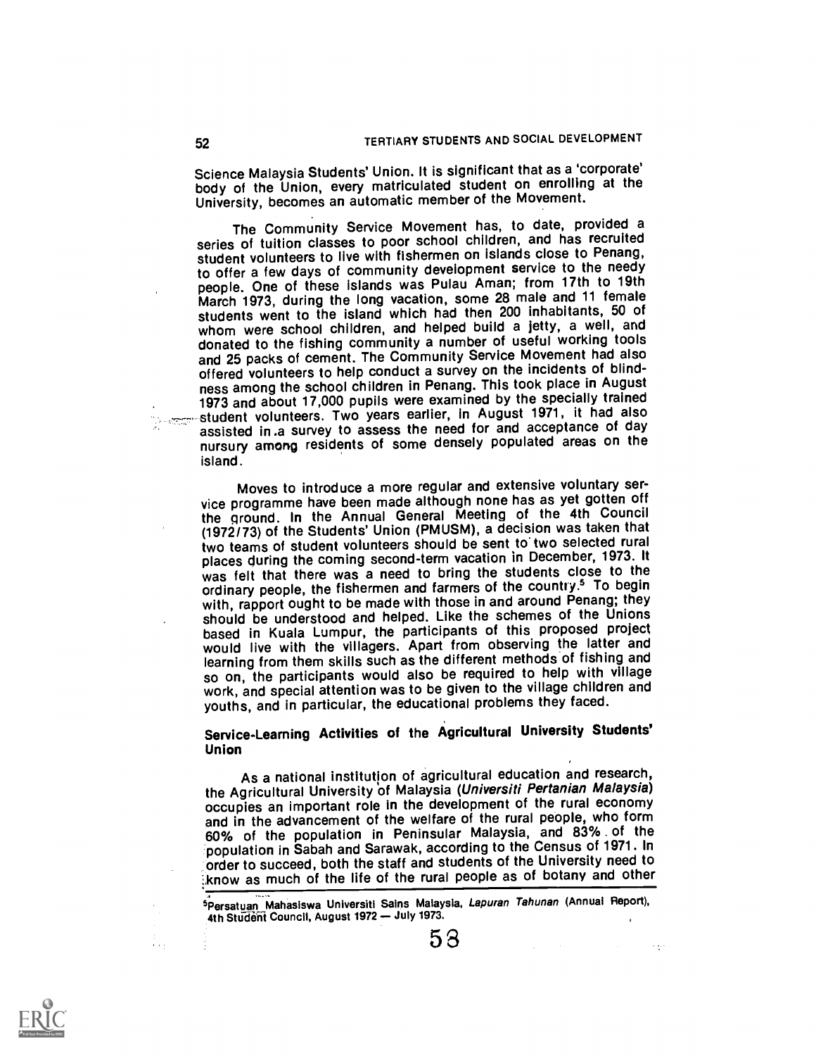Science Malaysia Students' Union. It is significant that as a 'corporate' body of the Union, every matriculated student on enrolling at the University, becomes an automatic member of the Movement.

The Community Service Movement has, to date, provided a series of tuition classes to poor school children, and has recruited student volunteers to live with fishermen on islands close to Penang, to offer a few days of community development service to the needy people. One of these islands was Pulau Aman; from 17th to 19th March 1973, during the long vacation, some 28 male and 11 female students went to the island which had then 200 inhabitants, 50 of whom were school children, and helped build a jetty, a well, and donated to the fishing community a number of useful working tools and 25 packs of cement. The Community Service Movement had also offered volunteers to help conduct a survey on the incidents of blindness among the school children in Penang. This took place in August 1973 and about 17,000 pupils were examined by the specially trained student volunteers. Two years earlier, in August 1971, it had also assisted in a survey to assess the need for and acceptance of day nursury among residents of some densely populated areas on the island.

Moves to introduce a more regular and extensive voluntary service programme have been made although none has as yet gotten off the ground. In the Annual General Meeting of the 4th Council (1972/73) of the Students' Union (PMUSM), a decision was taken that two teams of student volunteers should be sent to two selected rural places during the coming second-term vacation in December, 1973. It was felt that there was a need to bring the students close to the ordinary people, the fishermen and farmers of the country.[5] To begin with, rapport ought to be made with those in and around Penang; they should be understood and helped. Like the schemes of the Unions based in Kuala Lumpur, the participants of this proposed project would live with the villagers. Apart from observing the latter and learning from them skills such as the different methods of fishing and so on, the participants would also be required to help with village work, and special attention was to be given to the village children and youths, and in particular, the educational problems they faced.

### Service-Learning Activities of the Agricultural University Students' Union

As a national institution of agricultural education and research, the Agricultural University of Malaysia (*Universiti Pertanian Malaysia*) occupies an important role in the development of the rural economy and in the advancement of the welfare of the rural people, who form 60% of the population in Peninsular Malaysia, and 83% of the population in Sabah and Sarawak, according to the Census of 1971. In order to succeed, both the staff and students of the University need to know as much of the life of the rural people as of botany and other

[5]Persatuan Mahasiswa Universiti Sains Malaysia, *Lapuran Tahunan* (Annual Report), 4th Student Council, August 1972 — July 1973.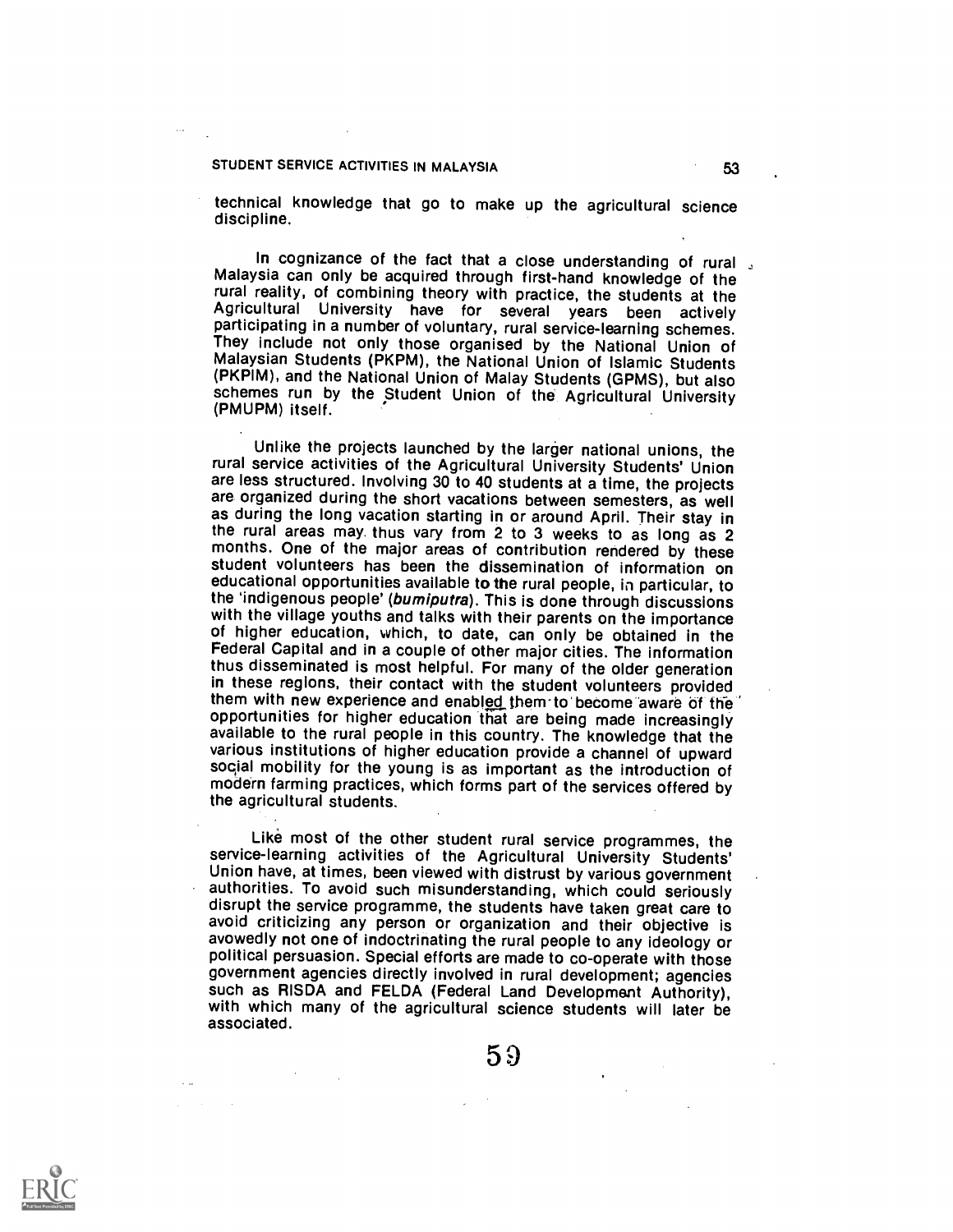technical knowledge that go to make up the agricultural science discipline.

In cognizance of the fact that a close understanding of rural Malaysia can only be acquired through first-hand knowledge of the rural reality, of combining theory with practice, the students at the Agricultural University have for several years been actively participating in a number of voluntary, rural service-learning schemes. They include not only those organised by the National Union of Malaysian Students (PKPM), the National Union of Islamic Students (PKPIM), and the National Union of Malay Students (GPMS), but also schemes run by the Student Union of the Agricultural University (PMUPM) itself.

Unlike the projects launched by the larger national unions, the rural service activities of the Agricultural University Students' Union are less structured. Involving 30 to 40 students at a time, the projects are organized during the short vacations between semesters, as well as during the long vacation starting in or around April. Their stay in the rural areas may thus vary from 2 to 3 weeks to as long as 2 months. One of the major areas of contribution rendered by these student volunteers has been the dissemination of information on educational opportunities available to the rural people, in particular, to the 'indigenous people' (*bumiputra*). This is done through discussions with the village youths and talks with their parents on the importance of higher education, which, to date, can only be obtained in the Federal Capital and in a couple of other major cities. The information thus disseminated is most helpful. For many of the older generation in these regions, their contact with the student volunteers provided them with new experience and enabled them to become aware of the opportunities for higher education that are being made increasingly available to the rural people in this country. The knowledge that the various institutions of higher education provide a channel of upward social mobility for the young is as important as the introduction of modern farming practices, which forms part of the services offered by the agricultural students.

Like most of the other student rural service programmes, the service-learning activities of the Agricultural University Students' Union have, at times, been viewed with distrust by various government authorities. To avoid such misunderstanding, which could seriously disrupt the service programme, the students have taken great care to avoid criticizing any person or organization and their objective is avowedly not one of indoctrinating the rural people to any ideology or political persuasion. Special efforts are made to co-operate with those government agencies directly involved in rural development; agencies such as RISDA and FELDA (Federal Land Development Authority), with which many of the agricultural science students will later be associated.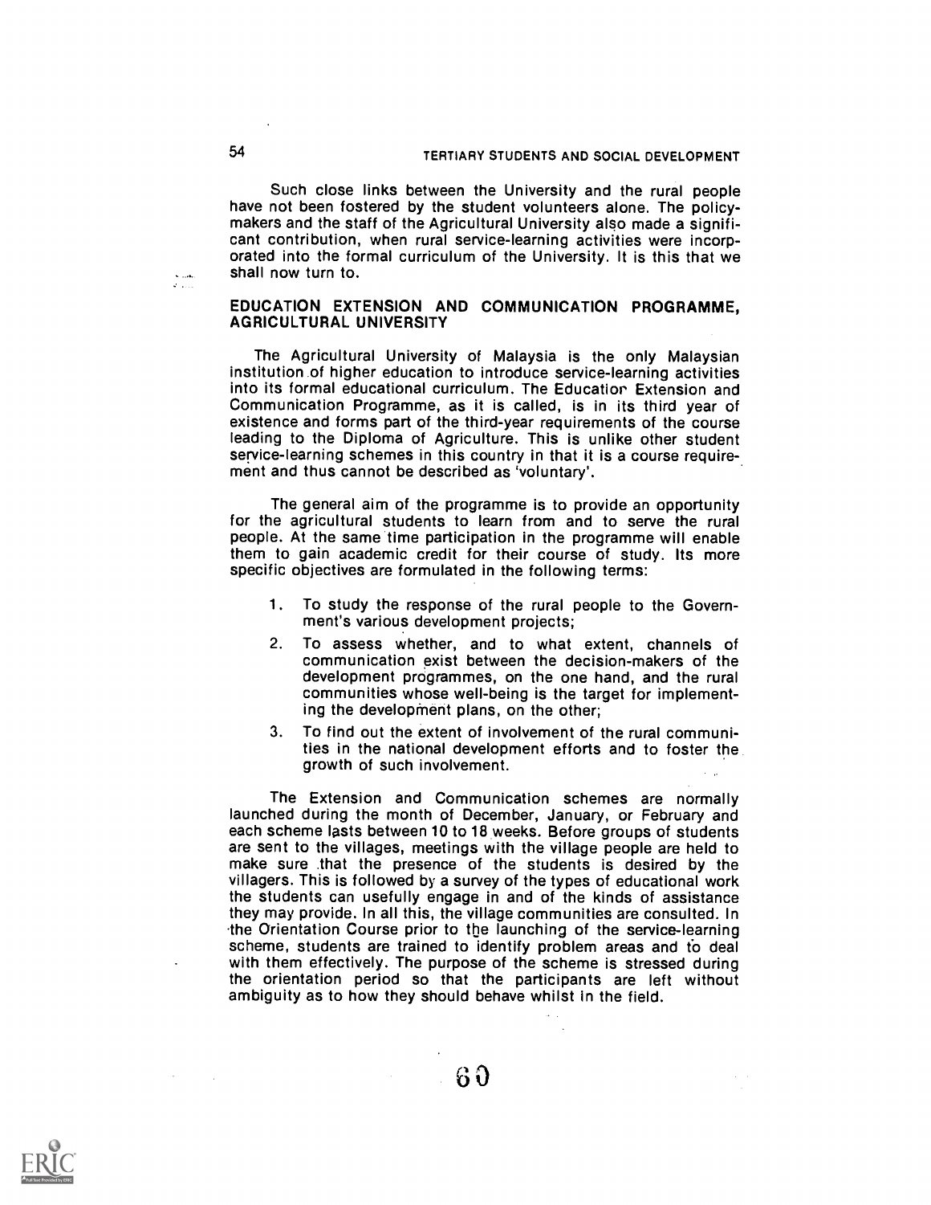Such close links between the University and the rural people have not been fostered by the student volunteers alone. The policy-makers and the staff of the Agricultural University also made a significant contribution, when rural service-learning activities were incorporated into the formal curriculum of the University. It is this that we shall now turn to.

## EDUCATION EXTENSION AND COMMUNICATION PROGRAMME, AGRICULTURAL UNIVERSITY

The Agricultural University of Malaysia is the only Malaysian institution of higher education to introduce service-learning activities into its formal educational curriculum. The Education Extension and Communication Programme, as it is called, is in its third year of existence and forms part of the third-year requirements of the course leading to the Diploma of Agriculture. This is unlike other student service-learning schemes in this country in that it is a course requirement and thus cannot be described as 'voluntary'.

The general aim of the programme is to provide an opportunity for the agricultural students to learn from and to serve the rural people. At the same time participation in the programme will enable them to gain academic credit for their course of study. Its more specific objectives are formulated in the following terms:

1. To study the response of the rural people to the Government's various development projects;
2. To assess whether, and to what extent, channels of communication exist between the decision-makers of the development programmes, on the one hand, and the rural communities whose well-being is the target for implementing the development plans, on the other;
3. To find out the extent of involvement of the rural communities in the national development efforts and to foster the growth of such involvement.

The Extension and Communication schemes are normally launched during the month of December, January, or February and each scheme lasts between 10 to 18 weeks. Before groups of students are sent to the villages, meetings with the village people are held to make sure that the presence of the students is desired by the villagers. This is followed by a survey of the types of educational work the students can usefully engage in and of the kinds of assistance they may provide. In all this, the village communities are consulted. In the Orientation Course prior to the launching of the service-learning scheme, students are trained to identify problem areas and to deal with them effectively. The purpose of the scheme is stressed during the orientation period so that the participants are left without ambiguity as to how they should behave whilst in the field.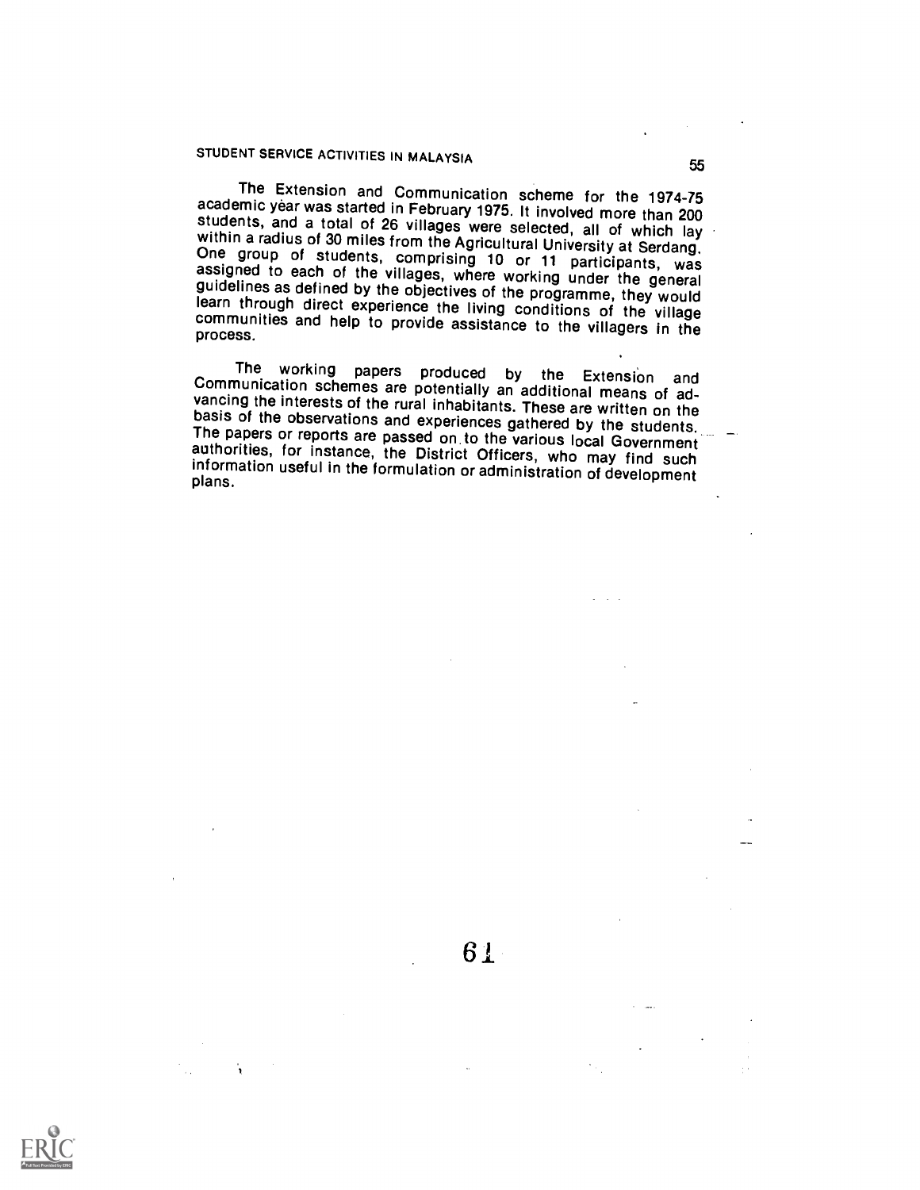The Extension and Communication scheme for the 1974-75 academic year was started in February 1975. It involved more than 200 students, and a total of 26 villages were selected, all of which lay within a radius of 30 miles from the Agricultural University at Serdang. One group of students, comprising 10 or 11 participants, was assigned to each of the villages, where working under the general guidelines as defined by the objectives of the programme, they would learn through direct experience the living conditions of the village communities and help to provide assistance to the villagers in the process.

The working papers produced by the Extension and Communication schemes are potentially an additional means of advancing the interests of the rural inhabitants. These are written on the basis of the observations and experiences gathered by the students. The papers or reports are passed on to the various local Government authorities, for instance, the District Officers, who may find such information useful in the formulation or administration of development plans.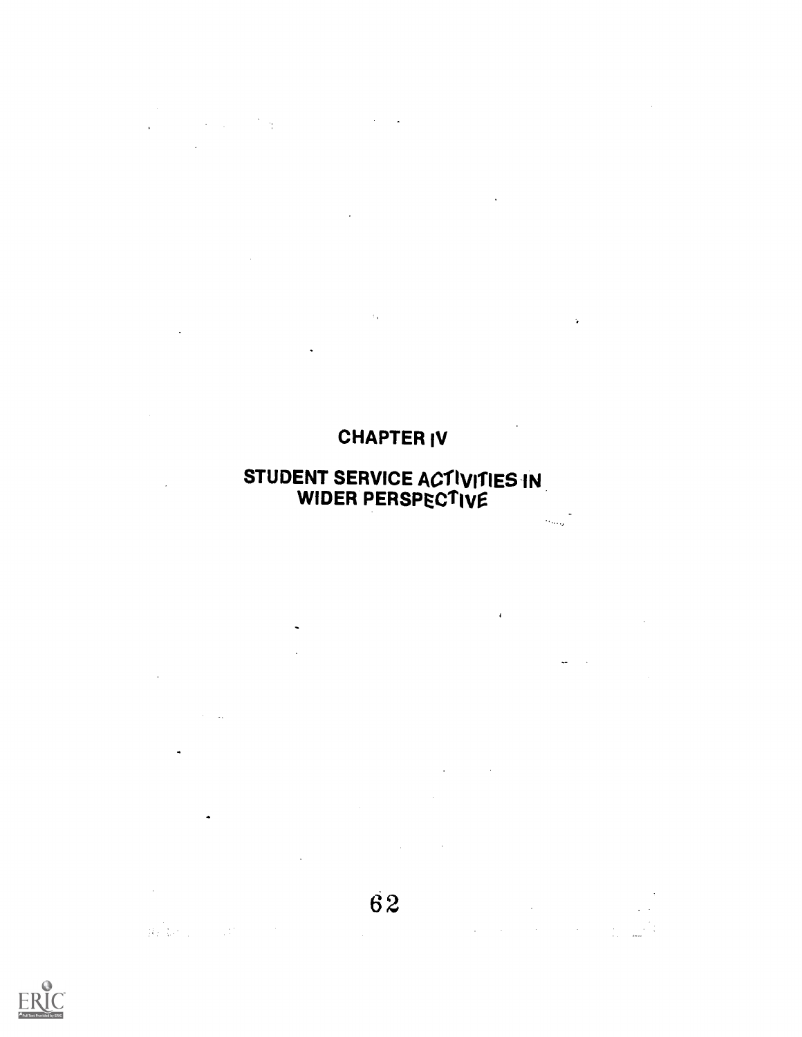# CHAPTER IV

## STUDENT SERVICE ACTIVITIES IN WIDER PERSPECTIVE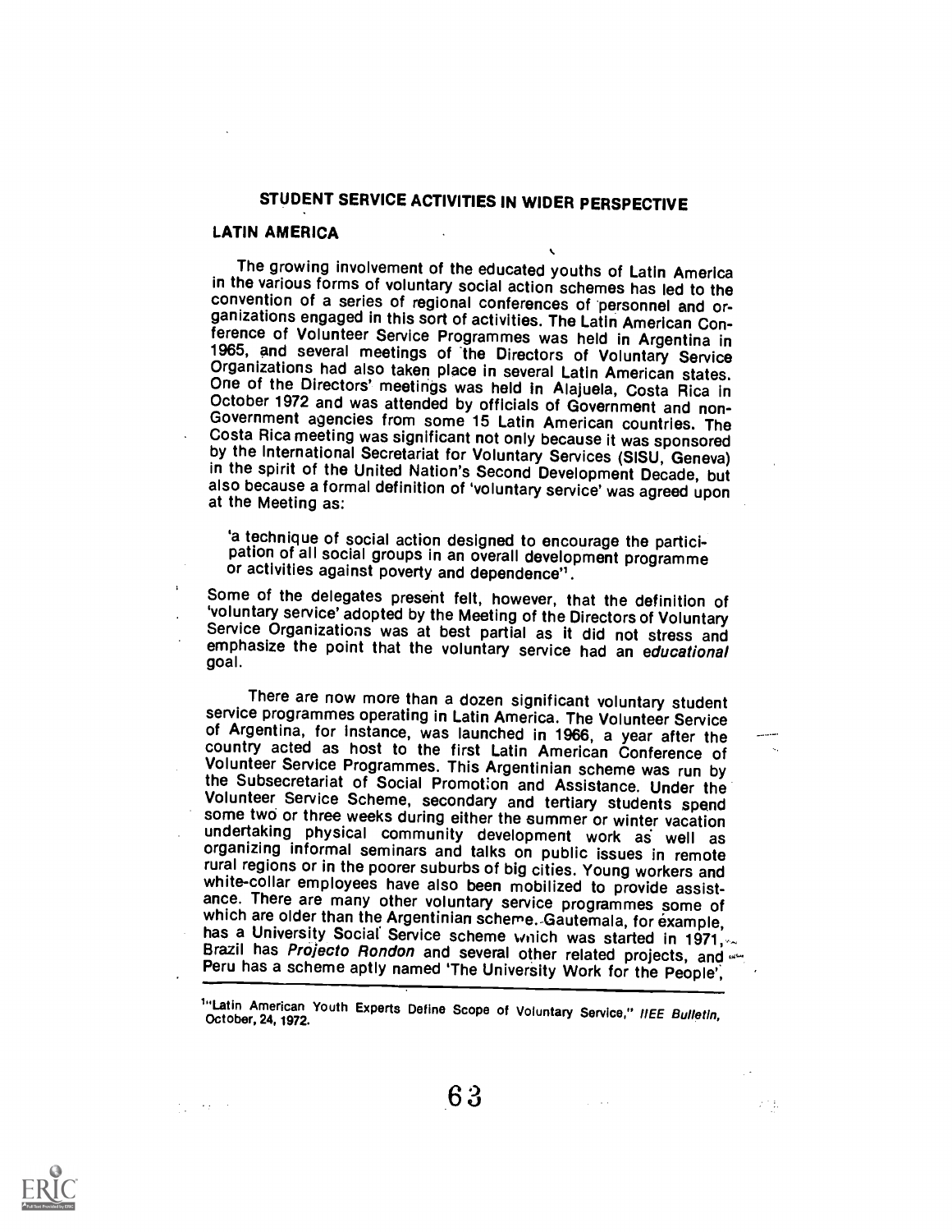## STUDENT SERVICE ACTIVITIES IN WIDER PERSPECTIVE

### LATIN AMERICA

The growing involvement of the educated youths of Latin America in the various forms of voluntary social action schemes has led to the convention of a series of regional conferences of personnel and organizations engaged in this sort of activities. The Latin American Conference of Volunteer Service Programmes was held in Argentina in 1965, and several meetings of the Directors of Voluntary Service Organizations had also taken place in several Latin American states. One of the Directors' meetings was held in Alajuela, Costa Rica in October 1972 and was attended by officials of Government and non-Government agencies from some 15 Latin American countries. The Costa Rica meeting was significant not only because it was sponsored by the International Secretariat for Voluntary Services (SISU, Geneva) in the spirit of the United Nation's Second Development Decade, but also because a formal definition of 'voluntary service' was agreed upon at the Meeting as:

> 'a technique of social action designed to encourage the participation of all social groups in an overall development programme or activities against poverty and dependence"[1].

Some of the delegates present felt, however, that the definition of 'voluntary service' adopted by the Meeting of the Directors of Voluntary Service Organizations was at best partial as it did not stress and emphasize the point that the voluntary service had an *educational* goal.

There are now more than a dozen significant voluntary student service programmes operating in Latin America. The Volunteer Service of Argentina, for instance, was launched in 1966, a year after the country acted as host to the first Latin American Conference of Volunteer Service Programmes. This Argentinian scheme was run by the Subsecretariat of Social Promotion and Assistance. Under the Volunteer Service Scheme, secondary and tertiary students spend some two or three weeks during either the summer or winter vacation undertaking physical community development work as well as organizing informal seminars and talks on public issues in remote rural regions or in the poorer suburbs of big cities. Young workers and white-collar employees have also been mobilized to provide assistance. There are many other voluntary service programmes some of which are older than the Argentinian scheme. Gautemala, for example, has a University Social Service scheme which was started in 1971, Brazil has *Projecto Rondon* and several other related projects, and Peru has a scheme aptly named 'The University Work for the People',

[1] "Latin American Youth Experts Define Scope of Voluntary Service," *IIEE Bulletin*, October, 24, 1972.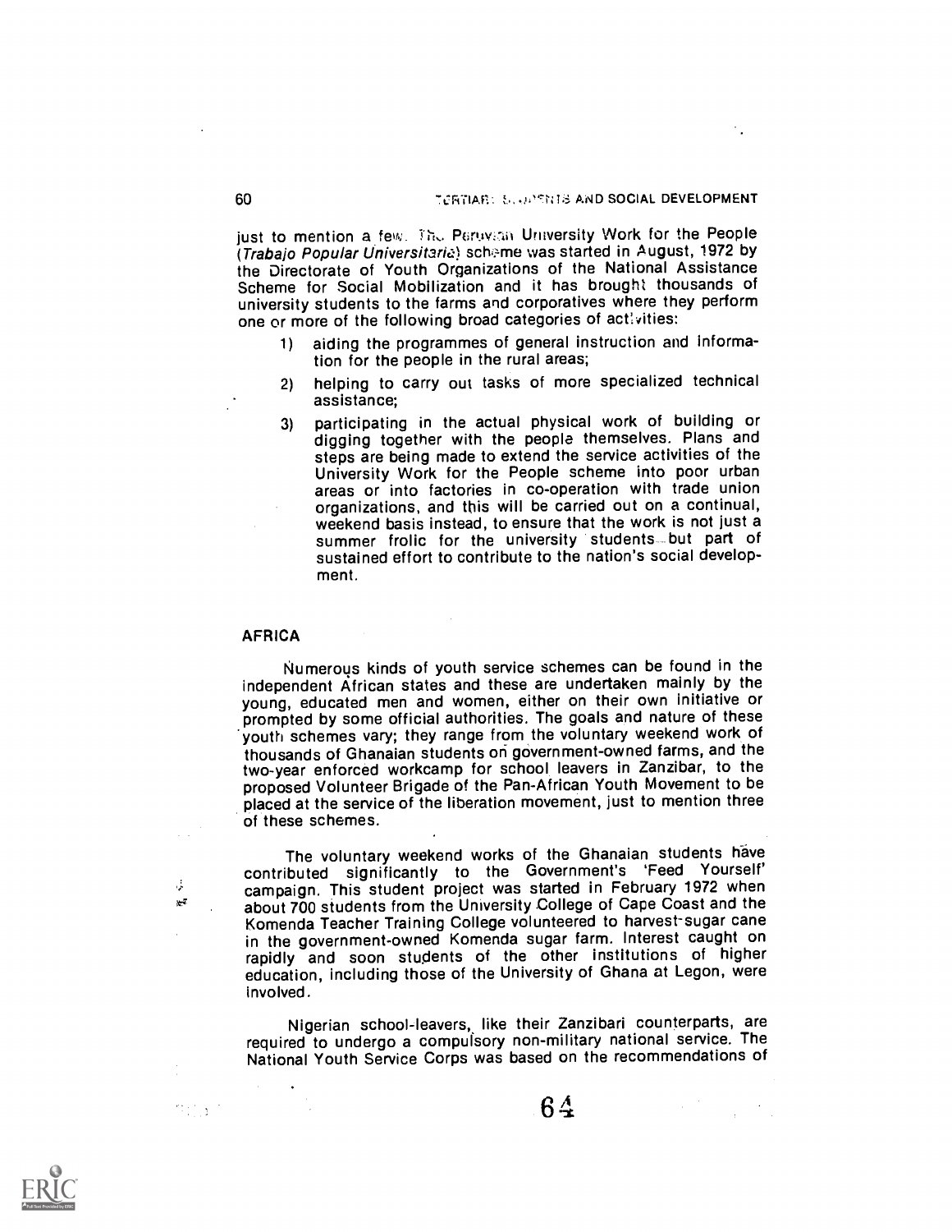just to mention a few. The Peruvian University Work for the People (*Trabajo Popular Universitaria*) scheme was started in August, 1972 by the Directorate of Youth Organizations of the National Assistance Scheme for Social Mobilization and it has brought thousands of university students to the farms and corporatives where they perform one or more of the following broad categories of activities:

1) aiding the programmes of general instruction and information for the people in the rural areas;
2) helping to carry out tasks of more specialized technical assistance;
3) participating in the actual physical work of building or digging together with the people themselves. Plans and steps are being made to extend the service activities of the University Work for the People scheme into poor urban areas or into factories in co-operation with trade union organizations, and this will be carried out on a continual, weekend basis instead, to ensure that the work is not just a summer frolic for the university students but part of sustained effort to contribute to the nation's social development.

## AFRICA

Numerous kinds of youth service schemes can be found in the independent African states and these are undertaken mainly by the young, educated men and women, either on their own initiative or prompted by some official authorities. The goals and nature of these youth schemes vary; they range from the voluntary weekend work of thousands of Ghanaian students on government-owned farms, and the two-year enforced workcamp for school leavers in Zanzibar, to the proposed Volunteer Brigade of the Pan-African Youth Movement to be placed at the service of the liberation movement, just to mention three of these schemes.

The voluntary weekend works of the Ghanaian students have contributed significantly to the Government's 'Feed Yourself' campaign. This student project was started in February 1972 when about 700 students from the University College of Cape Coast and the Komenda Teacher Training College volunteered to harvest sugar cane in the government-owned Komenda sugar farm. Interest caught on rapidly and soon students of the other institutions of higher education, including those of the University of Ghana at Legon, were involved.

Nigerian school-leavers, like their Zanzibari counterparts, are required to undergo a compulsory non-military national service. The National Youth Service Corps was based on the recommendations of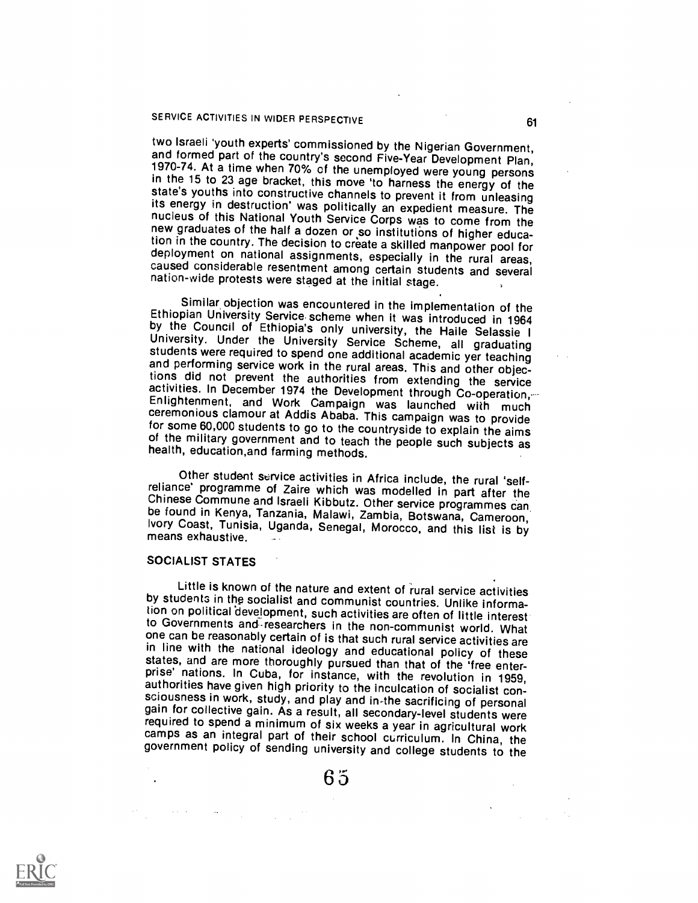two Israeli 'youth experts' commissioned by the Nigerian Government, and formed part of the country's second Five-Year Development Plan, 1970-74. At a time when 70% of the unemployed were young persons in the 15 to 23 age bracket, this move 'to harness the energy of the state's youths into constructive channels to prevent it from unleasing its energy in destruction' was politically an expedient measure. The nucleus of this National Youth Service Corps was to come from the new graduates of the half a dozen or so institutions of higher education in the country. The decision to create a skilled manpower pool for deployment on national assignments, especially in the rural areas, caused considerable resentment among certain students and several nation-wide protests were staged at the initial stage.

Similar objection was encountered in the implementation of the Ethiopian University Service scheme when it was introduced in 1964 by the Council of Ethiopia's only university, the Haile Selassie I University. Under the University Service Scheme, all graduating students were required to spend one additional academic yer teaching and performing service work in the rural areas. This and other objections did not prevent the authorities from extending the service activities. In December 1974 the Development through Co-operation, Enlightenment, and Work Campaign was launched with much ceremonious clamour at Addis Ababa. This campaign was to provide for some 60,000 students to go to the countryside to explain the aims of the military government and to teach the people such subjects as health, education,and farming methods.

Other student service activities in Africa include, the rural 'self-reliance' programme of Zaire which was modelled in part after the Chinese Commune and Israeli Kibbutz. Other service programmes can be found in Kenya, Tanzania, Malawi, Zambia, Botswana, Cameroon, Ivory Coast, Tunisia, Uganda, Senegal, Morocco, and this list is by means exhaustive.

## SOCIALIST STATES

Little is known of the nature and extent of rural service activities by students in the socialist and communist countries. Unlike information on political development, such activities are often of little interest to Governments and researchers in the non-communist world. What one can be reasonably certain of is that such rural service activities are in line with the national ideology and educational policy of these states, and are more thoroughly pursued than that of the 'free enterprise' nations. In Cuba, for instance, with the revolution in 1959, authorities have given high priority to the inculcation of socialist consciousness in work, study, and play and in the sacrificing of personal gain for collective gain. As a result, all secondary-level students were required to spend a minimum of six weeks a year in agricultural work camps as an integral part of their school curriculum. In China, the government policy of sending university and college students to the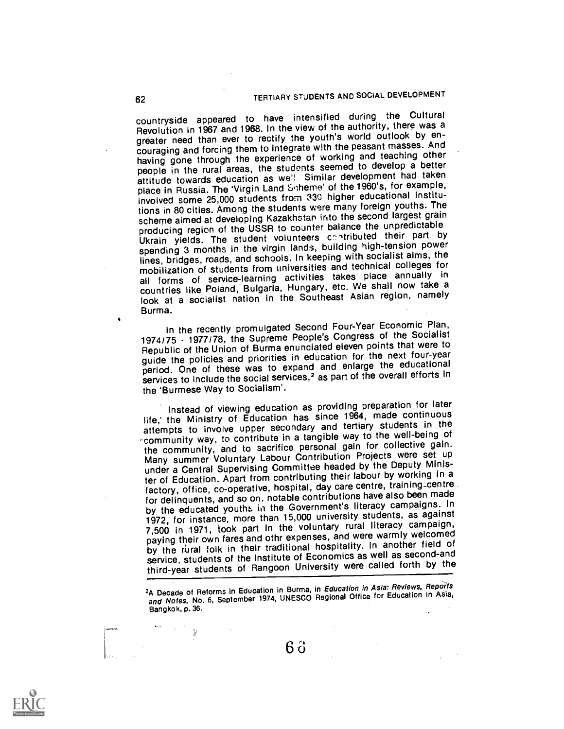countryside appeared to have intensified during the Cultural Revolution in 1967 and 1968. In the view of the authority, there was a greater need than ever to rectify the youth's world outlook by encouraging and forcing them to integrate with the peasant masses. And having gone through the experience of working and teaching other people in the rural areas, the students seemed to develop a better attitude towards education as well. Similar development had taken place in Russia. The 'Virgin Land Scheme' of the 1960's, for example, involved some 25,000 students from 330 higher educational institutions in 80 cities. Among the students were many foreign youths. The scheme aimed at developing Kazakhstan into the second largest grain producing region of the USSR to counter balance the unpredictable Ukrain yields. The student volunteers contributed their part by spending 3 months in the virgin lands, building high-tension power lines, bridges, roads, and schools. In keeping with socialist aims, the mobilization of students from universities and technical colleges for all forms of service-learning activities takes place annually in countries like Poland, Bulgaria, Hungary, etc. We shall now take a look at a socialist nation in the Southeast Asian region, namely Burma.

In the recently promulgated Second Four-Year Economic Plan, 1974/75 - 1977/78, the Supreme People's Congress of the Socialist Republic of the Union of Burma enunciated eleven points that were to guide the policies and priorities in education for the next four-year period. One of these was to expand and enlarge the educational services to include the social services,[2] as part of the overall efforts in the 'Burmese Way to Socialism'.

Instead of viewing education as providing preparation for later life, the Ministry of Education has since 1964, made continuous attempts to involve upper secondary and tertiary students in the community way, to contribute in a tangible way to the well-being of the community, and to sacrifice personal gain for collective gain. Many summer Voluntary Labour Contribution Projects were set up under a Central Supervising Committee headed by the Deputy Minister of Education. Apart from contributing their labour by working in a factory, office, co-operative, hospital, day care centre, training-centre for delinquents, and so on. notable contributions have also been made by the educated youths in the Government's literacy campaigns. In 1972, for instance, more than 15,000 university students, as against 7,500 in 1971, took part in the voluntary rural literacy campaign, paying their own fares and othr expenses, and were warmly welcomed by the rural folk in their traditional hospitality. In another field of service, students of the Institute of Economics as well as second-and third-year students of Rangoon University were called forth by the

---

[2]A Decade of Reforms in Education in Burma, in *Education in Asia: Reviews, Reports and Notes*, No. 6, September 1974, UNESCO Regional Office for Education in Asia, Bangkok, p. 36.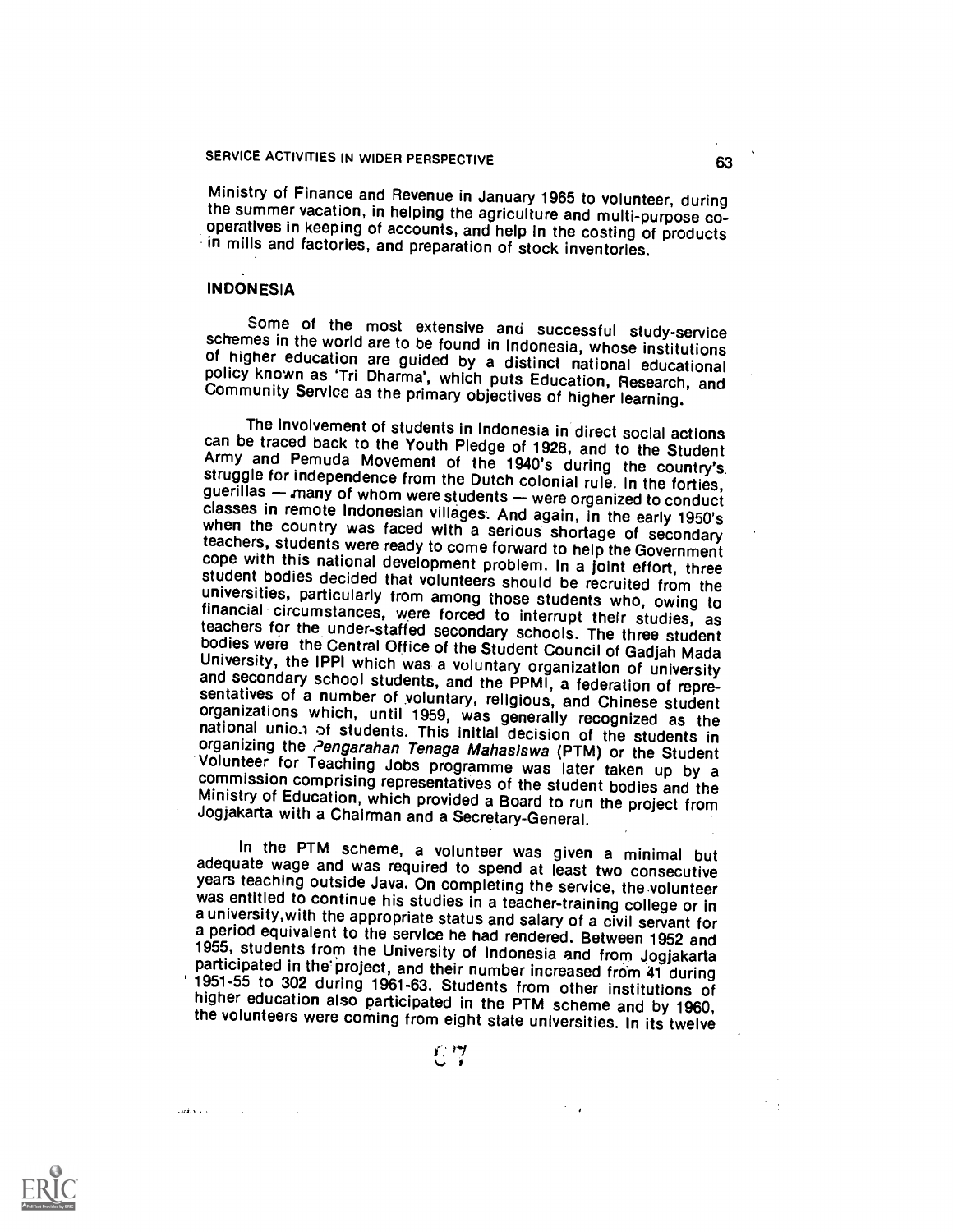Ministry of Finance and Revenue in January 1965 to volunteer, during the summer vacation, in helping the agriculture and multi-purpose co-operatives in keeping of accounts, and help in the costing of products in mills and factories, and preparation of stock inventories.

## INDONESIA

Some of the most extensive and successful study-service schemes in the world are to be found in Indonesia, whose institutions of higher education are guided by a distinct national educational policy known as 'Tri Dharma', which puts Education, Research, and Community Service as the primary objectives of higher learning.

The involvement of students in Indonesia in direct social actions can be traced back to the Youth Pledge of 1928, and to the Student Army and Pemuda Movement of the 1940's during the country's struggle for independence from the Dutch colonial rule. In the forties, guerillas — many of whom were students — were organized to conduct classes in remote Indonesian villages. And again, in the early 1950's when the country was faced with a serious shortage of secondary teachers, students were ready to come forward to help the Government cope with this national development problem. In a joint effort, three student bodies decided that volunteers should be recruited from the universities, particularly from among those students who, owing to financial circumstances, were forced to interrupt their studies, as teachers for the under-staffed secondary schools. The three student bodies were the Central Office of the Student Council of Gadjah Mada University, the IPPI which was a voluntary organization of university and secondary school students, and the PPMI, a federation of representatives of a number of voluntary, religious, and Chinese student organizations which, until 1959, was generally recognized as the national union of students. This initial decision of the students in organizing the *Pengarahan Tenaga Mahasiswa* (PTM) or the Student Volunteer for Teaching Jobs programme was later taken up by a commission comprising representatives of the student bodies and the Ministry of Education, which provided a Board to run the project from Jogjakarta with a Chairman and a Secretary-General.

In the PTM scheme, a volunteer was given a minimal but adequate wage and was required to spend at least two consecutive years teaching outside Java. On completing the service, the volunteer was entitled to continue his studies in a teacher-training college or in a university, with the appropriate status and salary of a civil servant for a period equivalent to the service he had rendered. Between 1952 and 1955, students from the University of Indonesia and from Jogjakarta participated in the project, and their number increased from 41 during 1951-55 to 302 during 1961-63. Students from other institutions of higher education also participated in the PTM scheme and by 1960, the volunteers were coming from eight state universities. In its twelve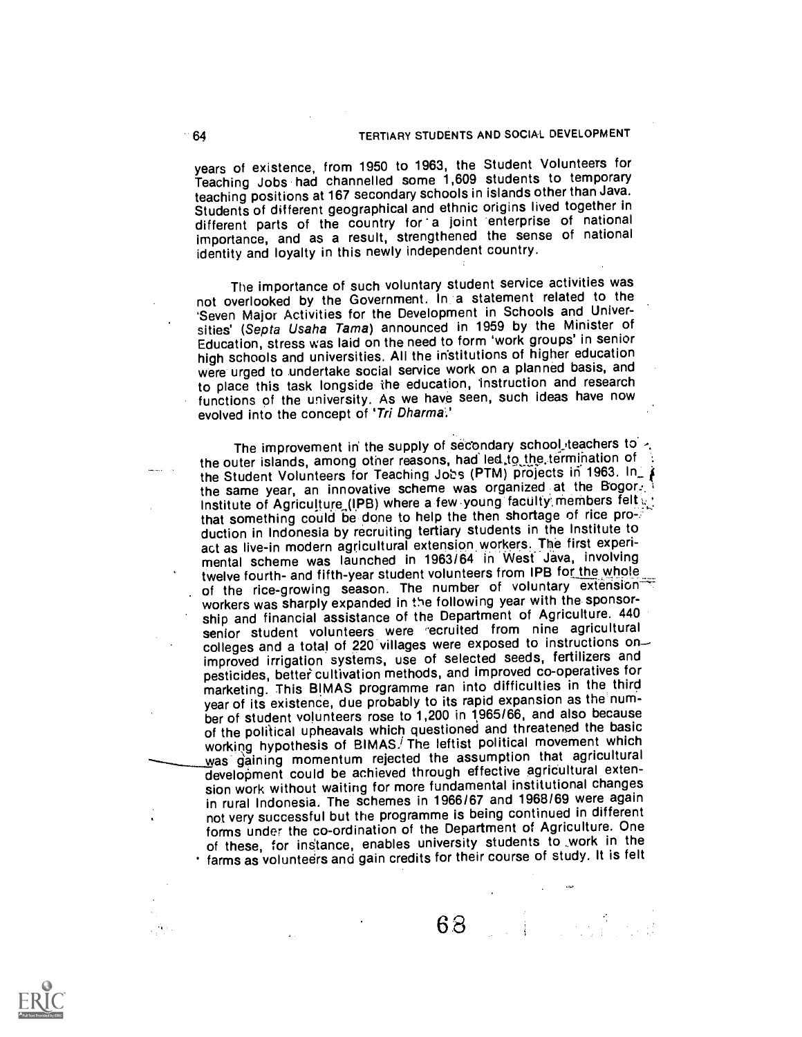years of existence, from 1950 to 1963, the Student Volunteers for Teaching Jobs had channelled some 1,609 students to temporary teaching positions at 167 secondary schools in islands other than Java. Students of different geographical and ethnic origins lived together in different parts of the country for a joint enterprise of national importance, and as a result, strengthened the sense of national identity and loyalty in this newly independent country.

The importance of such voluntary student service activities was not overlooked by the Government. In a statement related to the 'Seven Major Activities for the Development in Schools and Universities' (*Septa Usaha Tama*) announced in 1959 by the Minister of Education, stress was laid on the need to form 'work groups' in senior high schools and universities. All the institutions of higher education were urged to undertake social service work on a planned basis, and to place this task longside the education, instruction and research functions of the university. As we have seen, such ideas have now evolved into the concept of '*Tri Dharma*.'

The improvement in the supply of secondary school teachers to the outer islands, among other reasons, had led to the termination of the Student Volunteers for Teaching Jobs (PTM) projects in 1963. In the same year, an innovative scheme was organized at the Bogor Institute of Agriculture (IPB) where a few young faculty members felt that something could be done to help the then shortage of rice production in Indonesia by recruiting tertiary students in the Institute to act as live-in modern agricultural extension workers. The first experimental scheme was launched in 1963/64 in West Java, involving twelve fourth- and fifth-year student volunteers from IPB for the whole of the rice-growing season. The number of voluntary extension workers was sharply expanded in the following year with the sponsorship and financial assistance of the Department of Agriculture. 440 senior student volunteers were recruited from nine agricultural colleges and a total of 220 villages were exposed to instructions on improved irrigation systems, use of selected seeds, fertilizers and pesticides, better cultivation methods, and improved co-operatives for marketing. This BIMAS programme ran into difficulties in the third year of its existence, due probably to its rapid expansion as the number of student volunteers rose to 1,200 in 1965/66, and also because of the political upheavals which questioned and threatened the basic working hypothesis of BIMAS. The leftist political movement which was gaining momentum rejected the assumption that agricultural development could be achieved through effective agricultural extension work without waiting for more fundamental institutional changes in rural Indonesia. The schemes in 1966/67 and 1968/69 were again not very successful but the programme is being continued in different forms under the co-ordination of the Department of Agriculture. One of these, for instance, enables university students to work in the farms as volunteers and gain credits for their course of study. It is felt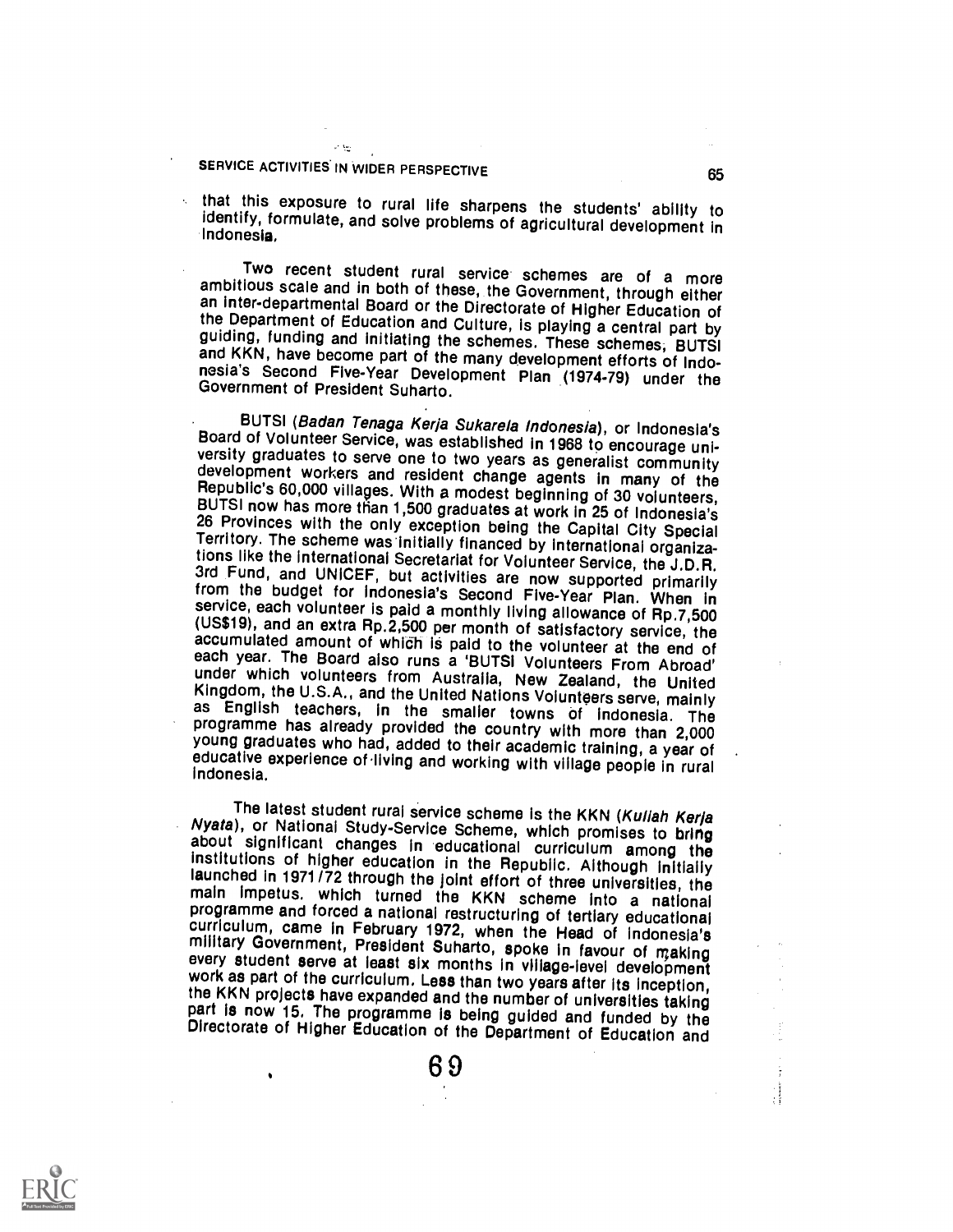that this exposure to rural life sharpens the students' ability to identify, formulate, and solve problems of agricultural development in Indonesia.

Two recent student rural service schemes are of a more ambitious scale and in both of these, the Government, through either an Inter-departmental Board or the Directorate of Higher Education of the Department of Education and Culture, is playing a central part by guiding, funding and initiating the schemes. These schemes, BUTSI and KKN, have become part of the many development efforts of Indonesia's Second Five-Year Development Plan (1974-79) under the Government of President Suharto.

BUTSI (*Badan Tenaga Kerja Sukarela Indonesia*), or Indonesia's Board of Volunteer Service, was established in 1968 to encourage university graduates to serve one to two years as generalist community development workers and resident change agents in many of the Republic's 60,000 villages. With a modest beginning of 30 volunteers, BUTSI now has more than 1,500 graduates at work in 25 of Indonesia's 26 Provinces with the only exception being the Capital City Special Territory. The scheme was initially financed by international organizations like the International Secretariat for Volunteer Service, the J.D.R. 3rd Fund, and UNICEF, but activities are now supported primarily from the budget for Indonesia's Second Five-Year Plan. When in service, each volunteer is paid a monthly living allowance of Rp.7,500 (US$19), and an extra Rp.2,500 per month of satisfactory service, the accumulated amount of which is paid to the volunteer at the end of each year. The Board also runs a 'BUTSI Volunteers From Abroad' under which volunteers from Australia, New Zealand, the United Kingdom, the U.S.A., and the United Nations Volunteers serve, mainly as English teachers, in the smaller towns of Indonesia. The programme has already provided the country with more than 2,000 young graduates who had, added to their academic training, a year of educative experience of living and working with village people in rural Indonesia.

The latest student rural service scheme is the KKN (*Kuliah Kerja Nyata*), or National Study-Service Scheme, which promises to bring about significant changes in educational curriculum among the institutions of higher education in the Republic. Although initially launched in 1971/72 through the joint effort of three universities, the main impetus, which turned the KKN scheme into a national programme and forced a national restructuring of tertiary educational curriculum, came in February 1972, when the Head of Indonesia's military Government, President Suharto, spoke in favour of making every student serve at least six months in village-level development work as part of the curriculum. Less than two years after its inception, the KKN projects have expanded and the number of universities taking part is now 15. The programme is being guided and funded by the Directorate of Higher Education of the Department of Education and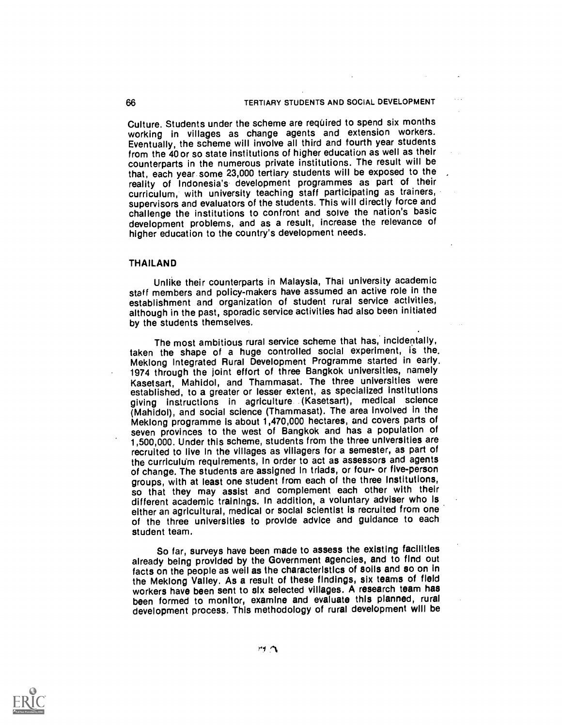Culture. Students under the scheme are required to spend six months working in villages as change agents and extension workers. Eventually, the scheme will involve all third and fourth year students from the 40 or so state institutions of higher education as well as their counterparts in the numerous private institutions. The result will be that, each year some 23,000 tertiary students will be exposed to the reality of Indonesia's development programmes as part of their curriculum, with university teaching staff participating as trainers, supervisors and evaluators of the students. This will directly force and challenge the institutions to confront and solve the nation's basic development problems, and as a result, increase the relevance of higher education to the country's development needs.

## THAILAND

Unlike their counterparts in Malaysia, Thai university academic staff members and policy-makers have assumed an active role in the establishment and organization of student rural service activities, although in the past, sporadic service activities had also been initiated by the students themselves.

The most ambitious rural service scheme that has, incidentally, taken the shape of a huge controlled social experiment, is the Meklong Integrated Rural Development Programme started in early 1974 through the joint effort of three Bangkok universities, namely Kasetsart, Mahidol, and Thammasat. The three universities were established, to a greater or lesser extent, as specialized institutions giving instructions in agriculture (Kasetsart), medical science (Mahidol), and social science (Thammasat). The area involved in the Meklong programme is about 1,470,000 hectares, and covers parts of seven provinces to the west of Bangkok and has a population of 1,500,000. Under this scheme, students from the three universities are recruited to live in the villages as villagers for a semester, as part of the curriculum requirements, in order to act as assessors and agents of change. The students are assigned in triads, or four- or five-person groups, with at least one student from each of the three institutions, so that they may assist and complement each other with their different academic trainings. In addition, a voluntary adviser who is either an agricultural, medical or social scientist is recruited from one of the three universities to provide advice and guidance to each student team.

So far, surveys have been made to assess the existing facilities already being provided by the Government agencies, and to find out facts on the people as well as the characteristics of soils and so on in the Meklong Valley. As a result of these findings, six teams of field workers have been sent to six selected villages. A research team has been formed to monitor, examine and evaluate this planned, rural development process. This methodology of rural development will be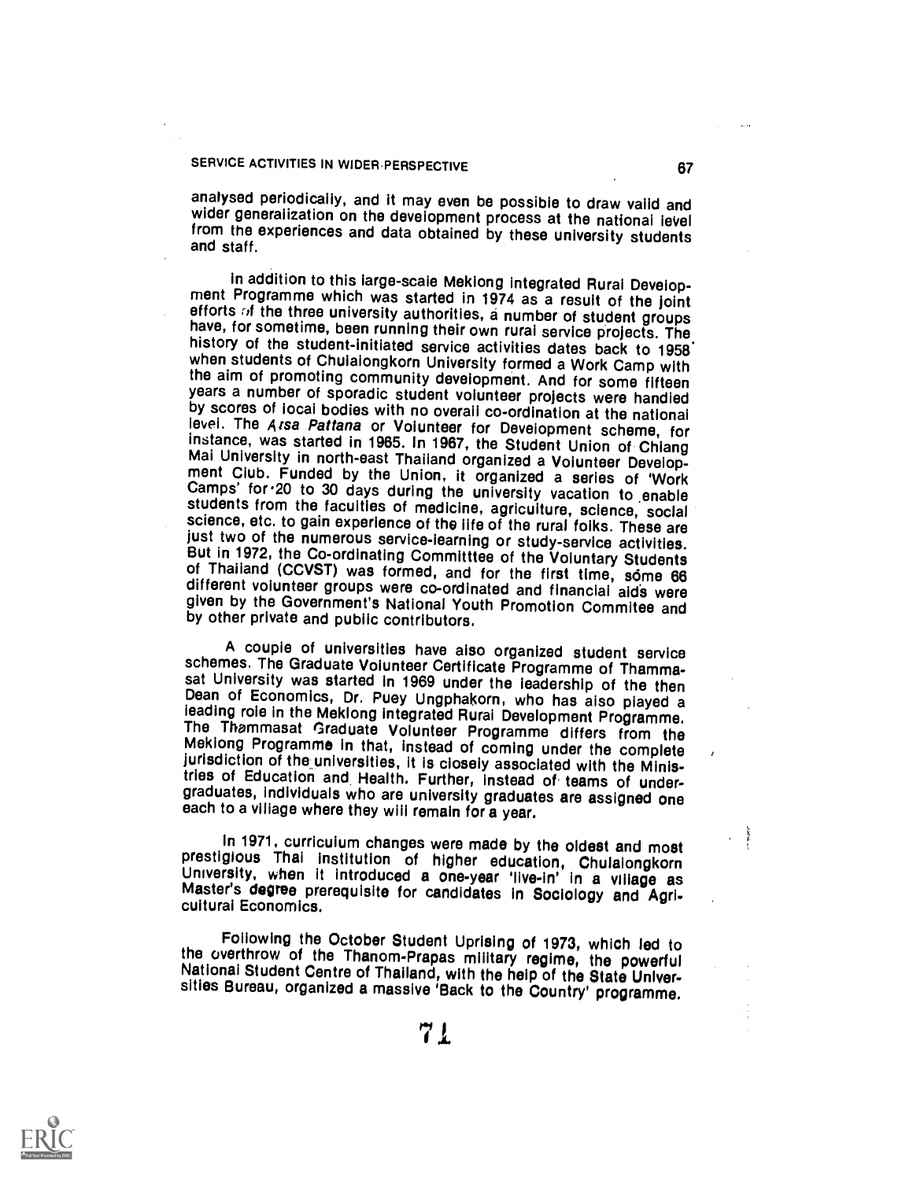analysed periodically, and it may even be possible to draw valid and wider generalization on the development process at the national level from the experiences and data obtained by these university students and staff.

In addition to this large-scale Meklong Integrated Rural Development Programme which was started in 1974 as a result of the joint efforts of the three university authorities, a number of student groups have, for sometime, been running their own rural service projects. The history of the student-initiated service activities dates back to 1958 when students of Chulalongkorn University formed a Work Camp with the aim of promoting community development. And for some fifteen years a number of sporadic student volunteer projects were handled by scores of local bodies with no overall co-ordination at the national level. The *Asa Pattana* or Volunteer for Development scheme, for instance, was started in 1965. In 1967, the Student Union of Chiang Mai University in north-east Thailand organized a Volunteer Development Club. Funded by the Union, it organized a series of 'Work Camps' for 20 to 30 days during the university vacation to enable students from the faculties of medicine, agriculture, science, social science, etc. to gain experience of the life of the rural folks. These are just two of the numerous service-learning or study-service activities. But in 1972, the Co-ordinating Committtee of the Voluntary Students of Thailand (CCVST) was formed, and for the first time, some 66 different volunteer groups were co-ordinated and financial aids were given by the Government's National Youth Promotion Commitee and by other private and public contributors.

A couple of universities have also organized student service schemes. The Graduate Volunteer Certificate Programme of Thammasat University was started in 1969 under the leadership of the then Dean of Economics, Dr. Puey Ungphakorn, who has also played a leading role in the Meklong Integrated Rural Development Programme. The Thammasat Graduate Volunteer Programme differs from the Meklong Programme in that, instead of coming under the complete jurisdiction of the universities, it is closely associated with the Ministries of Education and Health. Further, instead of teams of undergraduates, individuals who are university graduates are assigned one each to a village where they will remain for a year.

In 1971, curriculum changes were made by the oldest and most prestigious Thai institution of higher education, Chulalongkorn University, when it introduced a one-year 'live-in' in a village as Master's degree prerequisite for candidates in Sociology and Agricultural Economics.

Following the October Student Uprising of 1973, which led to the overthrow of the Thanom-Prapas military regime, the powerful National Student Centre of Thailand, with the help of the State Universities Bureau, organized a massive 'Back to the Country' programme.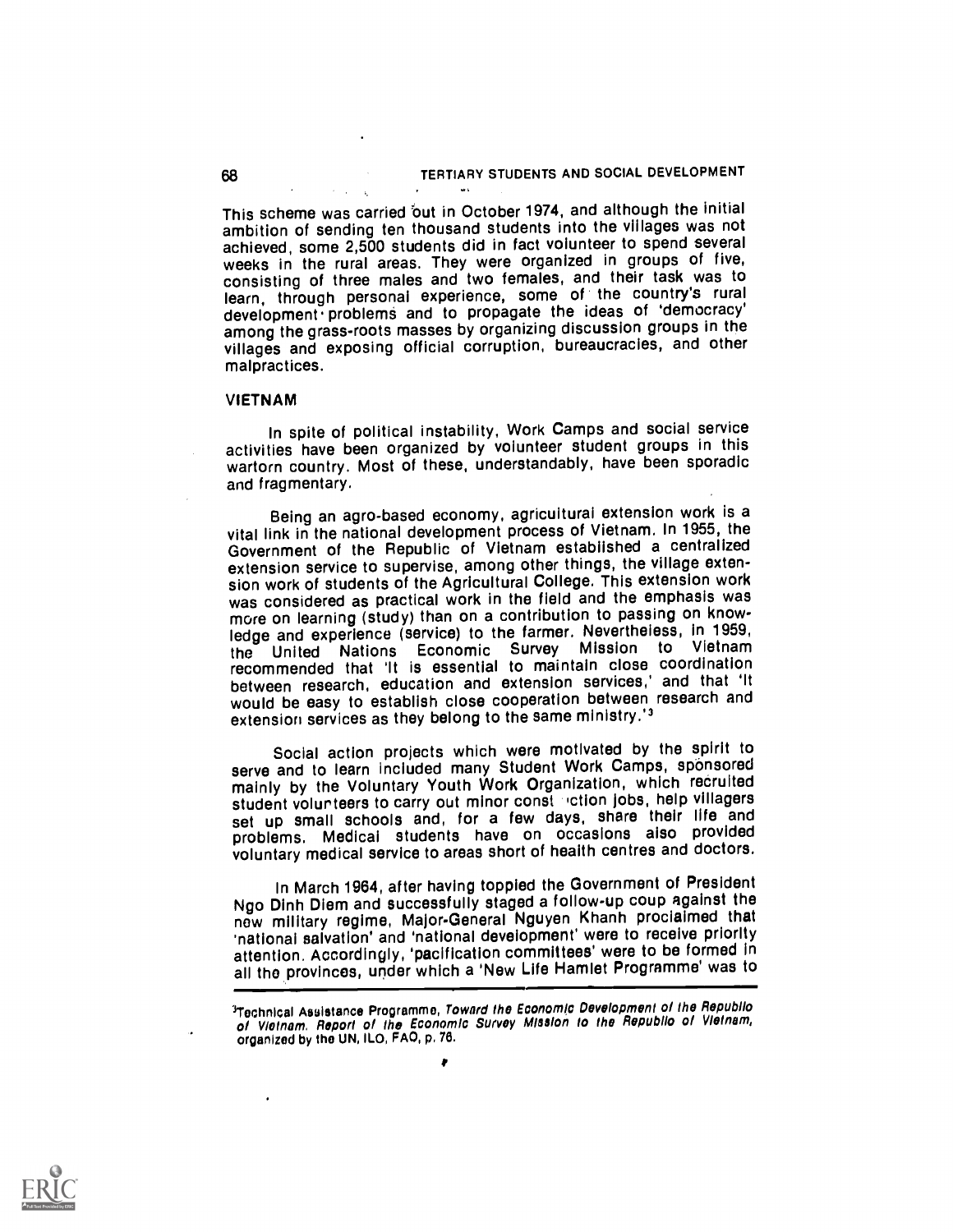This scheme was carried out in October 1974, and although the initial ambition of sending ten thousand students into the villages was not achieved, some 2,500 students did in fact volunteer to spend several weeks in the rural areas. They were organized in groups of five, consisting of three males and two females, and their task was to learn, through personal experience, some of the country's rural development problems and to propagate the ideas of 'democracy' among the grass-roots masses by organizing discussion groups in the villages and exposing official corruption, bureaucracies, and other malpractices.

## VIETNAM

In spite of political instability, Work Camps and social service activities have been organized by volunteer student groups in this wartorn country. Most of these, understandably, have been sporadic and fragmentary.

Being an agro-based economy, agricultural extension work is a vital link in the national development process of Vietnam. In 1955, the Government of the Republic of Vietnam established a centralized extension service to supervise, among other things, the village extension work of students of the Agricultural College. This extension work was considered as practical work in the field and the emphasis was more on learning (study) than on a contribution to passing on knowledge and experience (service) to the farmer. Nevertheless, in 1959, the United Nations Economic Survey Mission to Vietnam recommended that 'It is essential to maintain close coordination between research, education and extension services,' and that 'It would be easy to establish close cooperation between research and extension services as they belong to the same ministry.'[3]

Social action projects which were motivated by the spirit to serve and to learn included many Student Work Camps, sponsored mainly by the Voluntary Youth Work Organization, which recruited student volunteers to carry out minor construction jobs, help villagers set up small schools and, for a few days, share their life and problems. Medical students have on occasions also provided voluntary medical service to areas short of health centres and doctors.

In March 1964, after having toppled the Government of President Ngo Dinh Diem and successfully staged a follow-up coup against the new military regime, Major-General Nguyen Khanh proclaimed that 'national salvation' and 'national development' were to receive priority attention. Accordingly, 'pacification committees' were to be formed in all the provinces, under which a 'New Life Hamlet Programme' was to

---

[3]Technical Assistance Programme, *Toward the Economic Development of the Republic of Vietnam. Report of the Economic Survey Mission to the Republic of Vietnam,* organized by the UN, ILO, FAO, p. 76.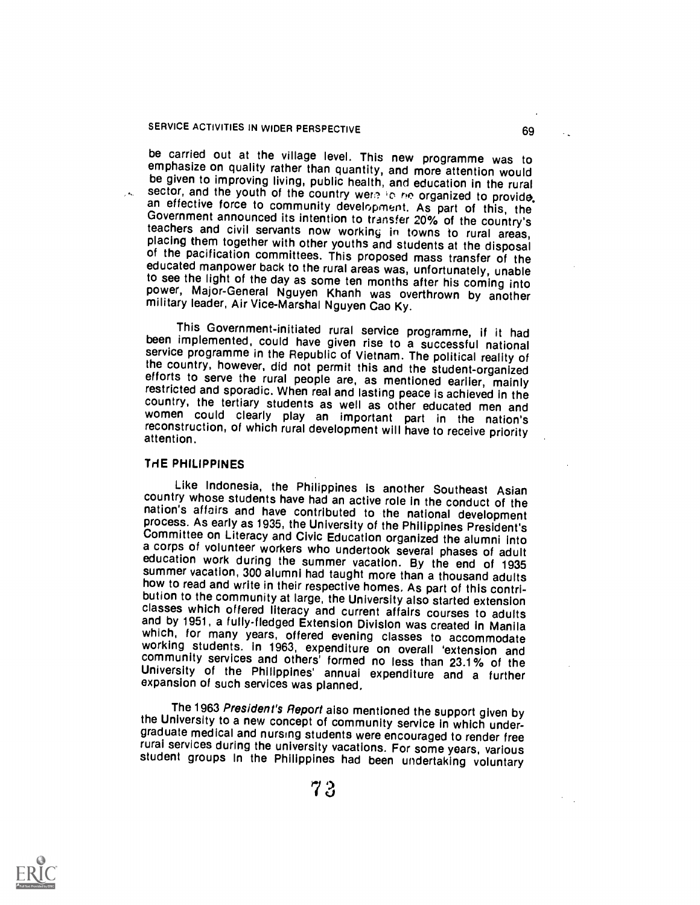be carried out at the village level. This new programme was to emphasize on quality rather than quantity, and more attention would be given to improving living, public health, and education in the rural sector, and the youth of the country were to be organized to provide an effective force to community development. As part of this, the Government announced its intention to transfer 20% of the country's teachers and civil servants now working in towns to rural areas, placing them together with other youths and students at the disposal of the pacification committees. This proposed mass transfer of the educated manpower back to the rural areas was, unfortunately, unable to see the light of the day as some ten months after his coming into power, Major-General Nguyen Khanh was overthrown by another military leader, Air Vice-Marshal Nguyen Cao Ky.

This Government-initiated rural service programme, if it had been implemented, could have given rise to a successful national service programme in the Republic of Vietnam. The political reality of the country, however, did not permit this and the student-organized efforts to serve the rural people are, as mentioned earlier, mainly restricted and sporadic. When real and lasting peace is achieved in the country, the tertiary students as well as other educated men and women could clearly play an important part in the nation's reconstruction, of which rural development will have to receive priority attention.

## THE PHILIPPINES

Like Indonesia, the Philippines is another Southeast Asian country whose students have had an active role in the conduct of the nation's affairs and have contributed to the national development process. As early as 1935, the University of the Philippines President's Committee on Literacy and Civic Education organized the alumni into a corps of volunteer workers who undertook several phases of adult education work during the summer vacation. By the end of 1935 summer vacation, 300 alumni had taught more than a thousand adults how to read and write in their respective homes. As part of this contribution to the community at large, the University also started extension classes which offered literacy and current affairs courses to adults and by 1951, a fully-fledged Extension Division was created in Manila which, for many years, offered evening classes to accommodate working students. In 1963, expenditure on overall 'extension and community services and others' formed no less than 23.1% of the University of the Philippines' annual expenditure and a further expansion of such services was planned.

The 1963 *President's Report* also mentioned the support given by the University to a new concept of community service in which undergraduate medical and nursing students were encouraged to render free rural services during the university vacations. For some years, various student groups in the Philippines had been undertaking voluntary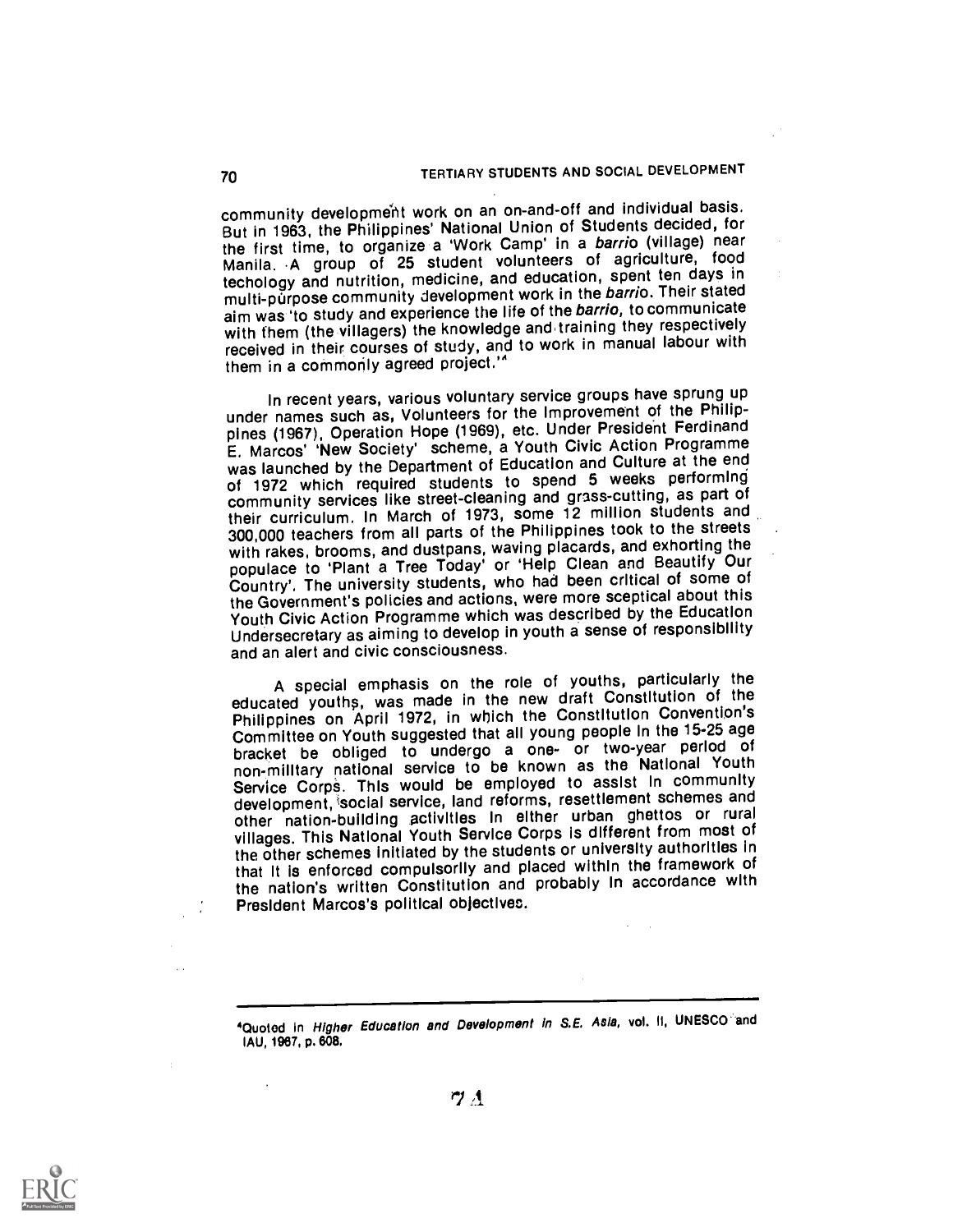community development work on an on-and-off and individual basis. But in 1963, the Philippines' National Union of Students decided, for the first time, to organize a 'Work Camp' in a *barrio* (village) near Manila. A group of 25 student volunteers of agriculture, food techology and nutrition, medicine, and education, spent ten days in multi-purpose community development work in the *barrio*. Their stated aim was 'to study and experience the life of the *barrio*, to communicate with them (the villagers) the knowledge and training they respectively received in their courses of study, and to work in manual labour with them in a commonly agreed project.'[4]

In recent years, various voluntary service groups have sprung up under names such as, Volunteers for the Improvement of the Philippines (1967), Operation Hope (1969), etc. Under President Ferdinand E. Marcos' 'New Society' scheme, a Youth Civic Action Programme was launched by the Department of Education and Culture at the end of 1972 which required students to spend 5 weeks performing community services like street-cleaning and grass-cutting, as part of their curriculum. In March of 1973, some 12 million students and 300,000 teachers from all parts of the Philippines took to the streets with rakes, brooms, and dustpans, waving placards, and exhorting the populace to 'Plant a Tree Today' or 'Help Clean and Beautify Our Country'. The university students, who had been critical of some of the Government's policies and actions, were more sceptical about this Youth Civic Action Programme which was described by the Education Undersecretary as aiming to develop in youth a sense of responsibility and an alert and civic consciousness.

A special emphasis on the role of youths, particularly the educated youths, was made in the new draft Constitution of the Philippines on April 1972, in which the Constitution Convention's Committee on Youth suggested that all young people in the 15-25 age bracket be obliged to undergo a one- or two-year period of non-military national service to be known as the National Youth Service Corps. This would be employed to assist in community development, social service, land reforms, resettlement schemes and other nation-building activities in either urban ghettos or rural villages. This National Youth Service Corps is different from most of the other schemes initiated by the students or university authorities in that it is enforced compulsorily and placed within the framework of the nation's written Constitution and probably in accordance with President Marcos's political objectives.

---

[4]Quoted in *Higher Education and Development in S.E. Asia*, vol. II, UNESCO and IAU, 1967, p. 608.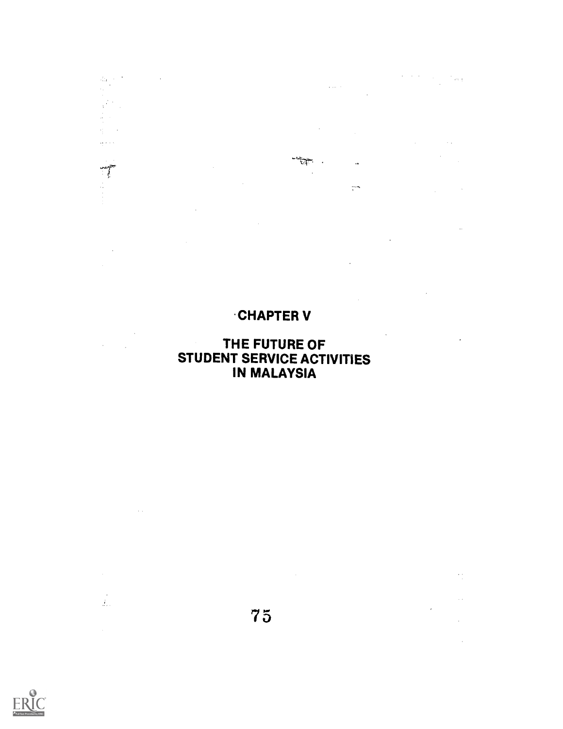# CHAPTER V

## THE FUTURE OF STUDENT SERVICE ACTIVITIES IN MALAYSIA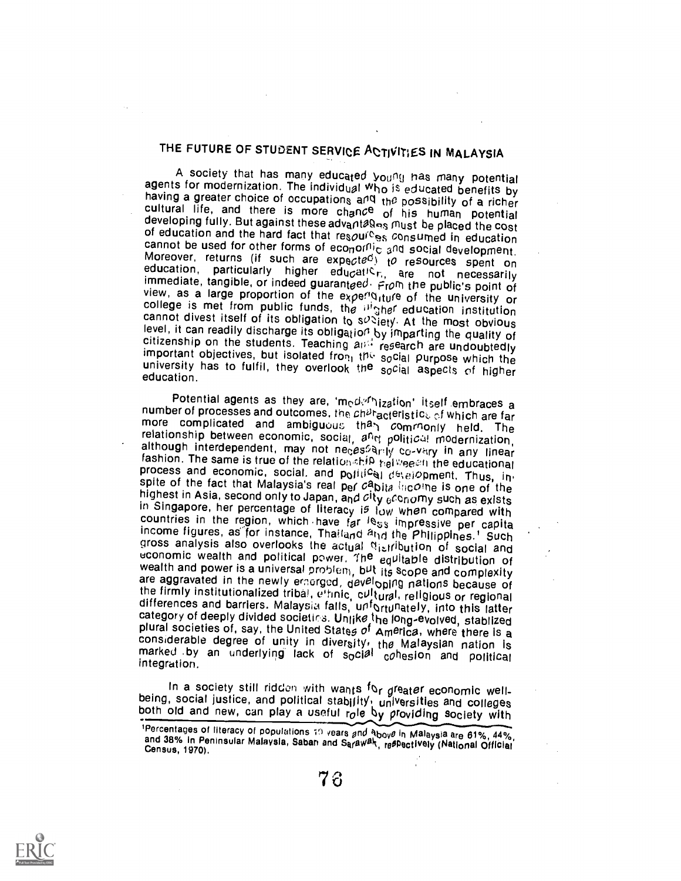# THE FUTURE OF STUDENT SERVICE ACTIVITIES IN MALAYSIA

A society that has many educated young has many potential agents for modernization. The individual who is educated benefits by having a greater choice of occupations and the possibility of a richer cultural life, and there is more chance of his human potential developing fully. But against these advantages must be placed the cost of education and the hard fact that resources consumed in education cannot be used for other forms of economic and social development. Moreover, returns (if such are expected) to resources spent on education, particularly higher education, are not necessarily immediate, tangible, or indeed guaranteed. From the public's point of view, as a large proportion of the expenditure of the university or college is met from public funds, the higher education institution cannot divest itself of its obligation to society. At the most obvious level, it can readily discharge its obligation by imparting the quality of citizenship on the students. Teaching and research are undoubtedly important objectives, but isolated from the social purpose which the university has to fulfil, they overlook the social aspects of higher education.

Potential agents as they are, 'modernization' itself embraces a number of processes and outcomes, the characteristics of which are far more complicated and ambiguous than commonly held. The relationship between economic, social, and political modernization, although interdependent, may not necessarily co-vary in any linear fashion. The same is true of the relationship between the educational process and economic, social, and political development. Thus, in spite of the fact that Malaysia's real per capita income is one of the highest in Asia, second only to Japan, and city economy such as exists in Singapore, her percentage of literacy is low when compared with countries in the region, which have far less impressive per capita income figures, as for instance, Thailand and the Philippines.[1] Such gross analysis also overlooks the actual distribution of social and economic wealth and political power. The equitable distribution of wealth and power is a universal problem, but its scope and complexity are aggravated in the newly emerged, developing nations because of the firmly institutionalized tribal, ethnic, cultural, religious or regional differences and barriers. Malaysia falls, unfortunately, into this latter category of deeply divided societies. Unlike the long-evolved, stablized plural societies of, say, the United States of America, where there is a considerable degree of unity in diversity, the Malaysian nation is marked by an underlying lack of social cohesion and political integration.

In a society still ridden with wants for greater economic well-being, social justice, and political stability, universities and colleges both old and new, can play a useful role by providing society with

[1]Percentages of literacy of populations 10 years and above in Malaysia are 61%, 44%, and 38% in Peninsular Malaysia, Sabah and Sarawak, respectively (National Official Census, 1970).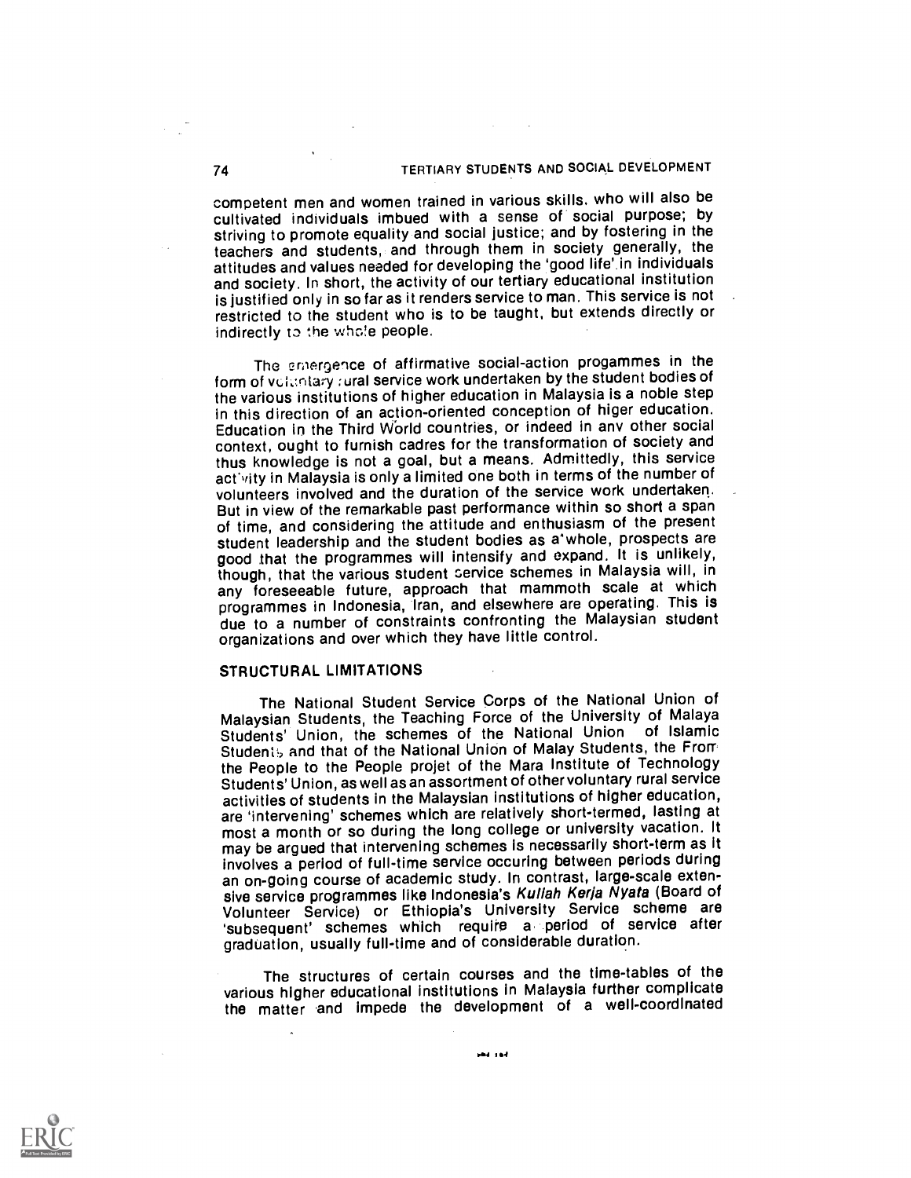competent men and women trained in various skills, who will also be cultivated individuals imbued with a sense of social purpose; by striving to promote equality and social justice; and by fostering in the teachers and students, and through them in society generally, the attitudes and values needed for developing the 'good life' in individuals and society. In short, the activity of our tertiary educational institution is justified only in so far as it renders service to man. This service is not restricted to the student who is to be taught, but extends directly or indirectly to the whole people.

The emergence of affirmative social-action progammes in the form of voluntary rural service work undertaken by the student bodies of the various institutions of higher education in Malaysia is a noble step in this direction of an action-oriented conception of higer education. Education in the Third World countries, or indeed in anv other social context, ought to furnish cadres for the transformation of society and thus knowledge is not a goal, but a means. Admittedly, this service activity in Malaysia is only a limited one both in terms of the number of volunteers involved and the duration of the service work undertaken. But in view of the remarkable past performance within so short a span of time, and considering the attitude and enthusiasm of the present student leadership and the student bodies as a whole, prospects are good that the programmes will intensify and expand. It is unlikely, though, that the various student service schemes in Malaysia will, in any foreseeable future, approach that mammoth scale at which programmes in Indonesia, Iran, and elsewhere are operating. This is due to a number of constraints confronting the Malaysian student organizations and over which they have little control.

## STRUCTURAL LIMITATIONS

The National Student Service Corps of the National Union of Malaysian Students, the Teaching Force of the University of Malaya Students' Union, the schemes of the National Union of Islamic Students and that of the National Union of Malay Students, the From the People to the People projet of the Mara Institute of Technology Students' Union, as well as an assortment of other voluntary rural service activities of students in the Malaysian institutions of higher education, are 'intervening' schemes which are relatively short-termed, lasting at most a month or so during the long college or university vacation. It may be argued that intervening schemes is necessarily short-term as it involves a period of full-time service occuring between periods during an on-going course of academic study. In contrast, large-scale extensive service programmes like Indonesia's *Kuliah Kerja Nyata* (Board of Volunteer Service) or Ethiopia's University Service scheme are 'subsequent' schemes which require a period of service after graduation, usually full-time and of considerable duration.

The structures of certain courses and the time-tables of the various higher educational institutions in Malaysia further complicate the matter and impede the development of a well-coordinated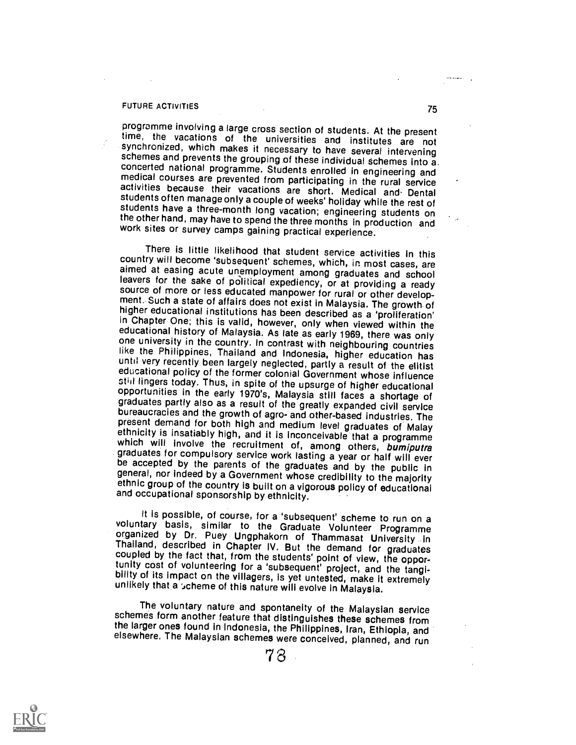programme involving a large cross section of students. At the present time, the vacations of the universities and institutes are not synchronized, which makes it necessary to have several intervening schemes and prevents the grouping of these individual schemes into a concerted national programme. Students enrolled in engineering and medical courses are prevented from participating in the rural service activities because their vacations are short. Medical and Dental students often manage only a couple of weeks' holiday while the rest of students have a three-month long vacation; engineering students on the other hand, may have to spend the three months in production and work sites or survey camps gaining practical experience.

There is little likelihood that student service activities in this country will become 'subsequent' schemes, which, in most cases, are aimed at easing acute unemployment among graduates and school leavers for the sake of political expediency, or at providing a ready source of more or less educated manpower for rural or other development. Such a state of affairs does not exist in Malaysia. The growth of higher educational institutions has been described as a 'proliferation' in Chapter One; this is valid, however, only when viewed within the educational history of Malaysia. As late as early 1969, there was only one university in the country. In contrast with neighbouring countries like the Philippines, Thailand and Indonesia, higher education has until very recently been largely neglected, partly a result of the elitist educational policy of the former colonial Government whose influence still lingers today. Thus, in spite of the upsurge of higher educational opportunities in the early 1970's, Malaysia still faces a shortage of graduates partly also as a result of the greatly expanded civil service bureaucracies and the growth of agro- and other-based industries. The present demand for both high and medium level graduates of Malay ethnicity is insatiably high, and it is inconceivable that a programme which will involve the recruitment of, among others, *bumiputra* graduates for compulsory service work lasting a year or half will ever be accepted by the parents of the graduates and by the public in general, nor indeed by a Government whose credibility to the majority ethnic group of the country is built on a vigorous policy of educational and occupational sponsorship by ethnicity.

It is possible, of course, for a 'subsequent' scheme to run on a voluntary basis, similar to the Graduate Volunteer Programme organized by Dr. Puey Ungphakorn of Thammasat University in Thailand, described in Chapter IV. But the demand for graduates coupled by the fact that, from the students' point of view, the opportunity cost of volunteering for a 'subsequent' project, and the tangibility of its impact on the villagers, is yet untested, make it extremely unlikely that a scheme of this nature will evolve in Malaysia.

The voluntary nature and spontaneity of the Malaysian service schemes form another feature that distinguishes these schemes from the larger ones found in Indonesia, the Philippines, Iran, Ethiopia, and elsewhere. The Malaysian schemes were conceived, planned, and run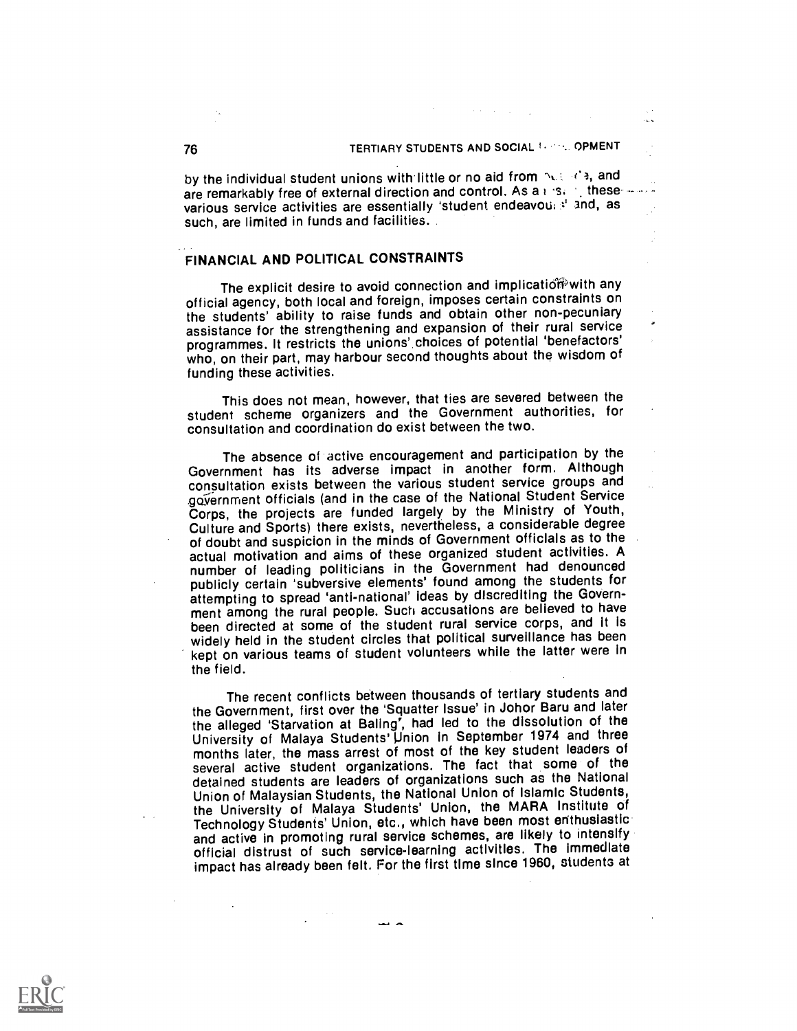by the individual student unions with little or no aid from outside, and are remarkably free of external direction and control. As a result, these various service activities are essentially 'student endeavours' and, as such, are limited in funds and facilities.

## FINANCIAL AND POLITICAL CONSTRAINTS

The explicit desire to avoid connection and implication with any official agency, both local and foreign, imposes certain constraints on the students' ability to raise funds and obtain other non-pecuniary assistance for the strengthening and expansion of their rural service programmes. It restricts the unions' choices of potential 'benefactors' who, on their part, may harbour second thoughts about the wisdom of funding these activities.

This does not mean, however, that ties are severed between the student scheme organizers and the Government authorities, for consultation and coordination do exist between the two.

The absence of active encouragement and participation by the Government has its adverse impact in another form. Although consultation exists between the various student service groups and government officials (and in the case of the National Student Service Corps, the projects are funded largely by the Ministry of Youth, Culture and Sports) there exists, nevertheless, a considerable degree of doubt and suspicion in the minds of Government officials as to the actual motivation and aims of these organized student activities. A number of leading politicians in the Government had denounced publicly certain 'subversive elements' found among the students for attempting to spread 'anti-national' ideas by discrediting the Government among the rural people. Such accusations are believed to have been directed at some of the student rural service corps, and it is widely held in the student circles that political surveillance has been kept on various teams of student volunteers while the latter were in the field.

The recent conflicts between thousands of tertiary students and the Government, first over the 'Squatter Issue' in Johor Baru and later the alleged 'Starvation at Baling', had led to the dissolution of the University of Malaya Students' Union in September 1974 and three months later, the mass arrest of most of the key student leaders of several active student organizations. The fact that some of the detained students are leaders of organizations such as the National Union of Malaysian Students, the National Union of Islamic Students, the University of Malaya Students' Union, the MARA Institute of Technology Students' Union, etc., which have been most enthusiastic and active in promoting rural service schemes, are likely to intensify official distrust of such service-learning activities. The immediate impact has already been felt. For the first time since 1960, students at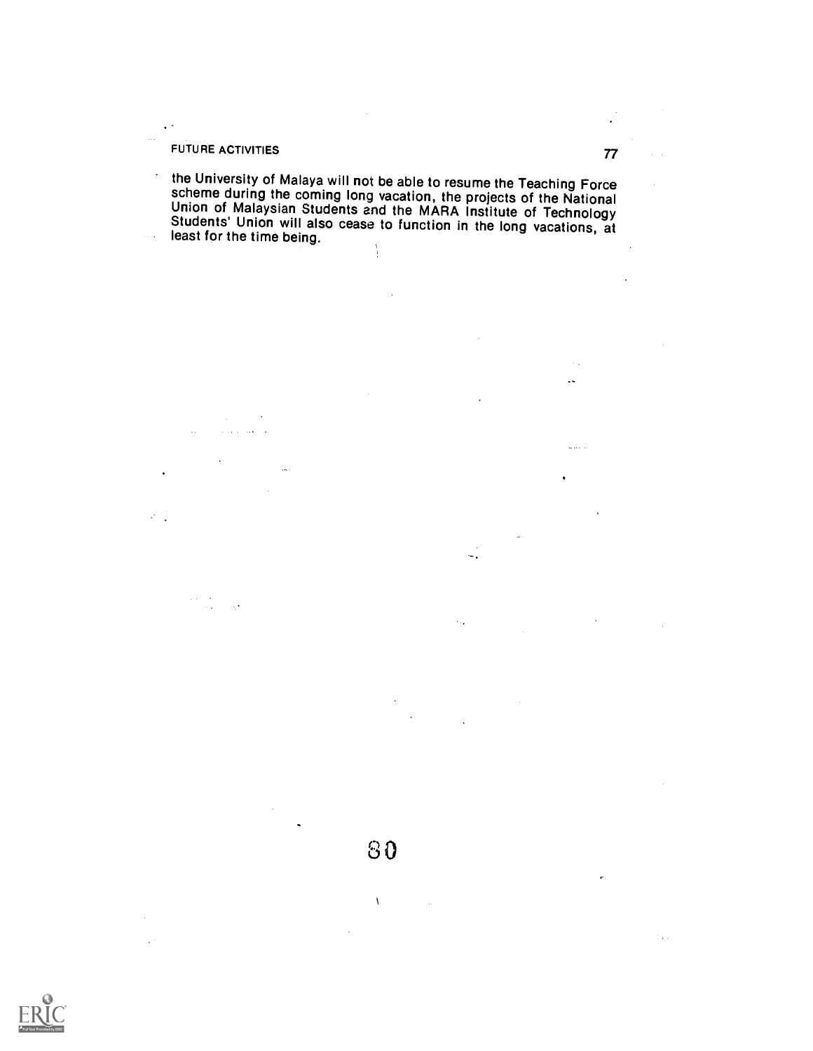the University of Malaya will not be able to resume the Teaching Force scheme during the coming long vacation, the projects of the National Union of Malaysian Students and the MARA Institute of Technology Students' Union will also cease to function in the long vacations, at least for the time being.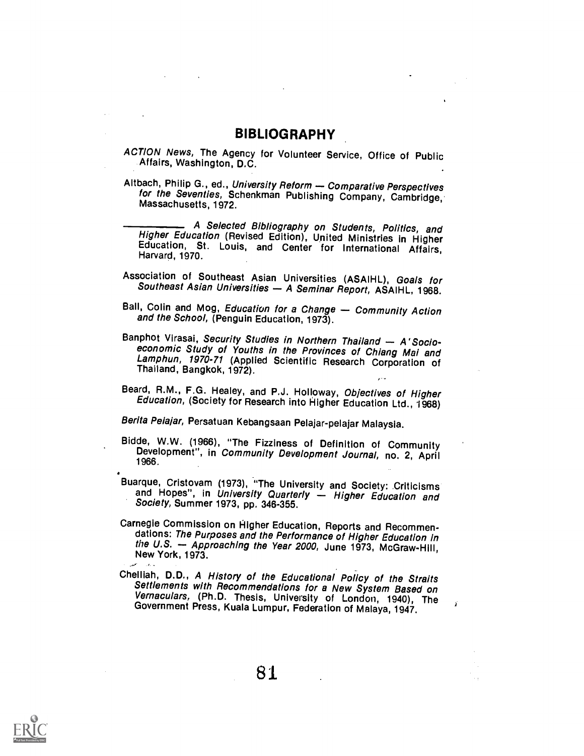## BIBLIOGRAPHY

*ACTION News*, The Agency for Volunteer Service, Office of Public Affairs, Washington, D.C.

Altbach, Philip G., ed., *University Reform — Comparative Perspectives for the Seventies*, Schenkman Publishing Company, Cambridge, Massachusetts, 1972.

\_\_\_\_\_\_\_\_\_\_ *A Selected Bibliography on Students, Politics, and Higher Education* (Revised Edition), United Ministries in Higher Education, St. Louis, and Center for International Affairs, Harvard, 1970.

Association of Southeast Asian Universities (ASAIHL), *Goals for Southeast Asian Universities — A Seminar Report*, ASAIHL, 1968.

Ball, Colin and Mog, *Education for a Change — Community Action and the School*, (Penguin Education, 1973).

Banphot Virasai, *Security Studies in Northern Thailand — A'Socio-economic Study of Youths in the Provinces of Chiang Mai and Lamphun, 1970-71* (Applied Scientific Research Corporation of Thailand, Bangkok, 1972).

Beard, R.M., F.G. Healey, and P.J. Holloway, *Objectives of Higher Education*, (Society for Research into Higher Education Ltd., 1968)

*Berita Pelajar*, Persatuan Kebangsaan Pelajar-pelajar Malaysia.

Bidde, W.W. (1966), "The Fizziness of Definition of Community Development", in *Community Development Journal*, no. 2, April 1966.

Buarque, Cristovam (1973), "The University and Society: Criticisms and Hopes", in *University Quarterly — Higher Education and Society*, Summer 1973, pp. 346-355.

Carnegie Commission on Higher Education, Reports and Recommendations: *The Purposes and the Performance of Higher Education in the U.S. — Approaching the Year 2000*, June 1973, McGraw-Hill, New York, 1973.

Chelliah, D.D., *A History of the Educational Policy of the Straits Settlements with Recommendations for a New System Based on Vernaculars*, (Ph.D. Thesis, University of London, 1940), The Government Press, Kuala Lumpur, Federation of Malaya, 1947.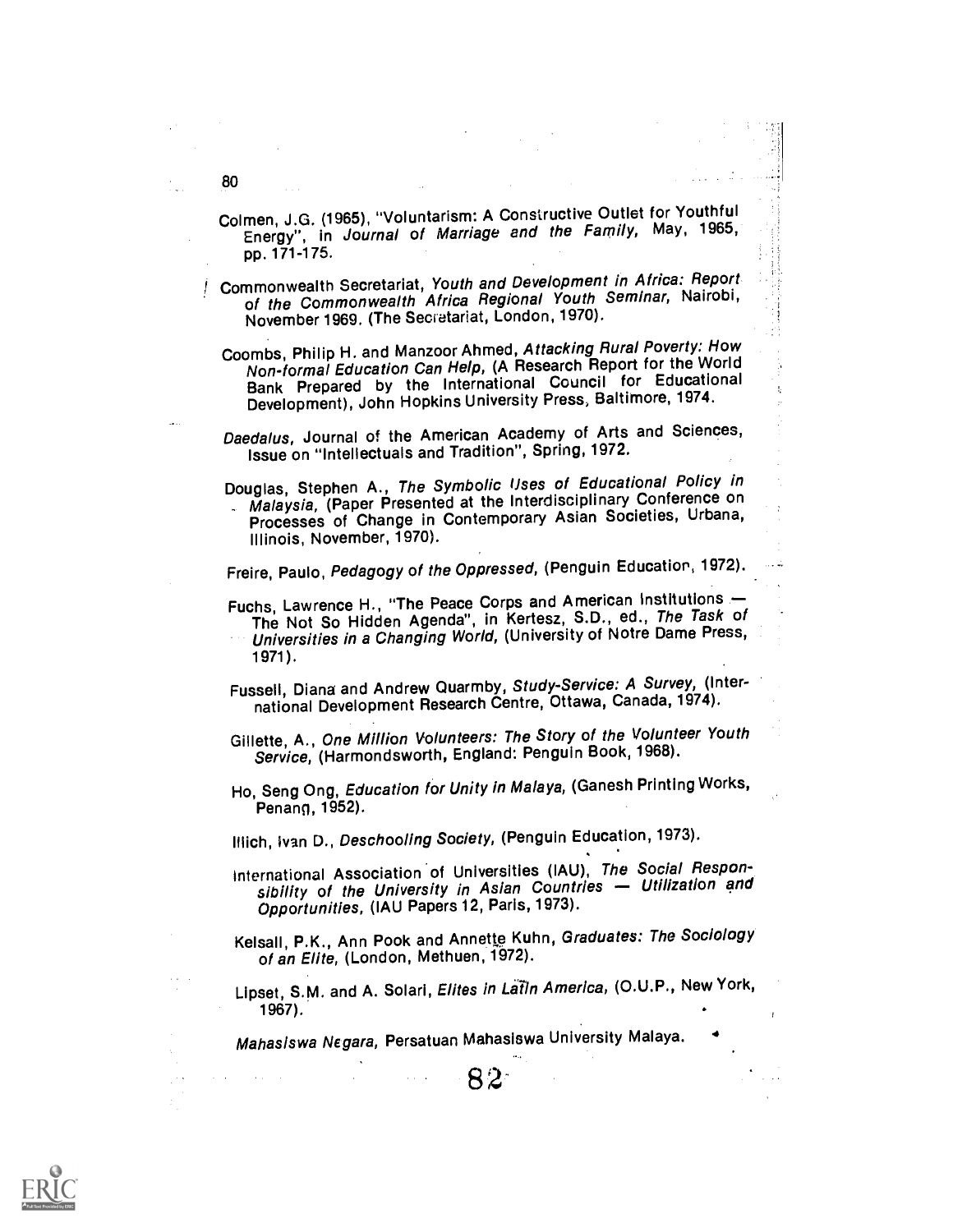Colmen, J.G. (1965), "Voluntarism: A Constructive Outlet for Youthful Energy", in *Journal of Marriage and the Family,* May, 1965, pp. 171-175.

Commonwealth Secretariat, *Youth and Development in Africa: Report of the Commonwealth Africa Regional Youth Seminar,* Nairobi, November 1969. (The Secretariat, London, 1970).

Coombs, Philip H. and Manzoor Ahmed, *Attacking Rural Poverty: How Non-formal Education Can Help,* (A Research Report for the World Bank Prepared by the International Council for Educational Development), John Hopkins University Press, Baltimore, 1974.

*Daedalus,* Journal of the American Academy of Arts and Sciences, Issue on "Intellectuals and Tradition", Spring, 1972.

Douglas, Stephen A., *The Symbolic Uses of Educational Policy in Malaysia,* (Paper Presented at the Interdisciplinary Conference on Processes of Change in Contemporary Asian Societies, Urbana, Illinois, November, 1970).

Freire, Paulo, *Pedagogy of the Oppressed,* (Penguin Education, 1972).

Fuchs, Lawrence H., "The Peace Corps and American Institutions — The Not So Hidden Agenda", in Kertesz, S.D., ed., *The Task of Universities in a Changing World,* (University of Notre Dame Press, 1971).

Fussell, Diana and Andrew Quarmby, *Study-Service: A Survey,* (International Development Research Centre, Ottawa, Canada, 1974).

Gillette, A., *One Million Volunteers: The Story of the Volunteer Youth Service,* (Harmondsworth, England: Penguin Book, 1968).

Ho, Seng Ong, *Education for Unity in Malaya,* (Ganesh Printing Works, Penang, 1952).

Illich, Ivan D., *Deschooling Society,* (Penguin Education, 1973).

International Association of Universities (IAU), *The Social Responsibility of the University in Asian Countries — Utilization and Opportunities,* (IAU Papers 12, Paris, 1973).

Kelsall, P.K., Ann Pook and Annette Kuhn, *Graduates: The Sociology of an Elite,* (London, Methuen, 1972).

Lipset, S.M. and A. Solari, *Elites in Latin America,* (O.U.P., New York, 1967).

*Mahasiswa Negara,* Persatuan Mahasiswa University Malaya.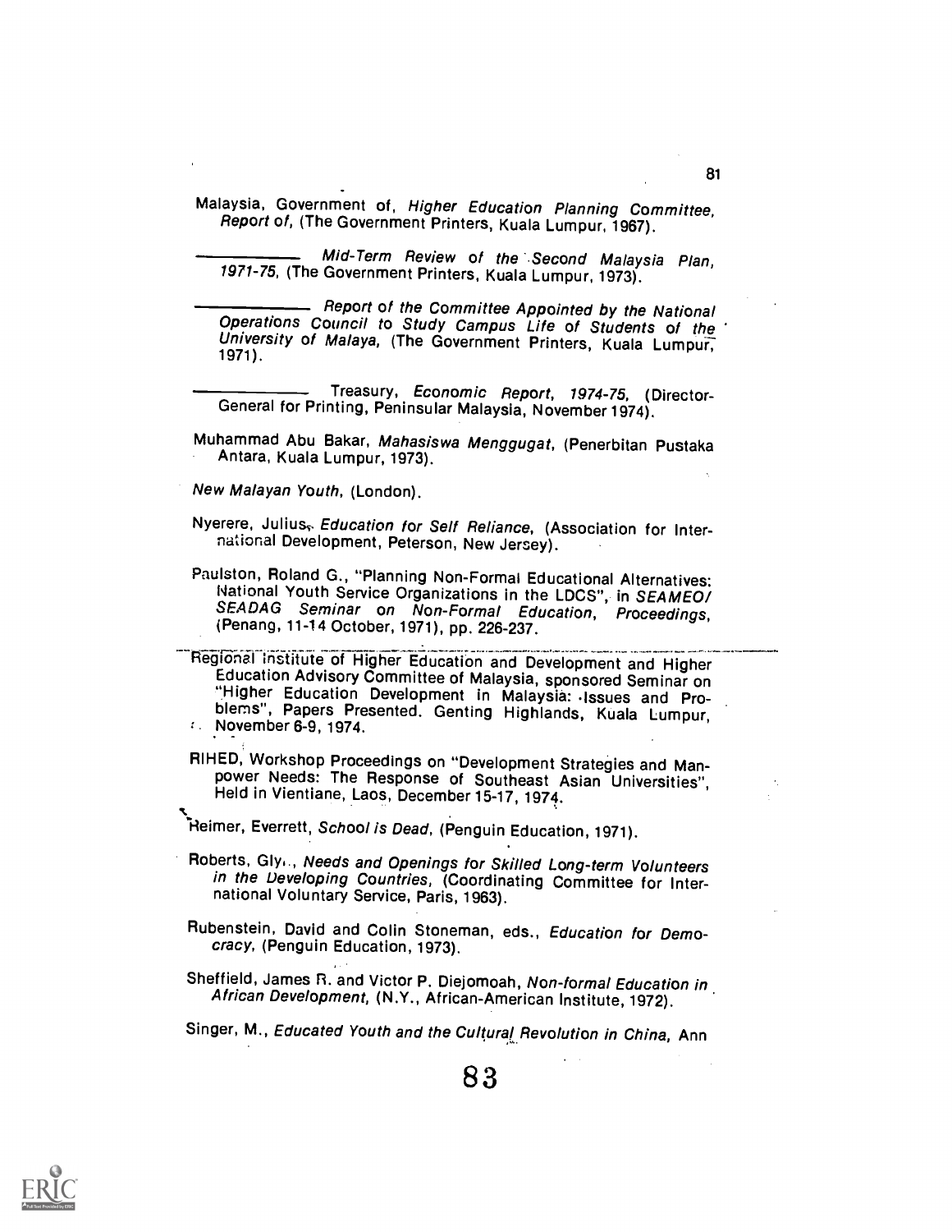Malaysia, Government of, *Higher Education Planning Committee, Report of*, (The Government Printers, Kuala Lumpur, 1967).

——————— *Mid-Term Review of the Second Malaysia Plan, 1971-75*, (The Government Printers, Kuala Lumpur, 1973).

——————— *Report of the Committee Appointed by the National Operations Council to Study Campus Life of Students of the University of Malaya*, (The Government Printers, Kuala Lumpur, 1971).

——————— Treasury, *Economic Report, 1974-75*, (Director-General for Printing, Peninsular Malaysia, November 1974).

Muhammad Abu Bakar, *Mahasiswa Menggugat*, (Penerbitan Pustaka Antara, Kuala Lumpur, 1973).

*New Malayan Youth*, (London).

Nyerere, Julius, *Education for Self Reliance*, (Association for International Development, Peterson, New Jersey).

Paulston, Roland G., "Planning Non-Formal Educational Alternatives: National Youth Service Organizations in the LDCS", in *SEAMEO/SEADAG Seminar on Non-Formal Education, Proceedings*, (Penang, 11-14 October, 1971), pp. 226-237.

Regional Institute of Higher Education and Development and Higher Education Advisory Committee of Malaysia, sponsored Seminar on "Higher Education Development in Malaysia: Issues and Problems", Papers Presented. Genting Highlands, Kuala Lumpur, November 6-9, 1974.

RIHED, Workshop Proceedings on "Development Strategies and Manpower Needs: The Response of Southeast Asian Universities", Held in Vientiane, Laos, December 15-17, 1974.

Reimer, Everrett, *School is Dead*, (Penguin Education, 1971).

Roberts, Glyn, *Needs and Openings for Skilled Long-term Volunteers in the Developing Countries*, (Coordinating Committee for International Voluntary Service, Paris, 1963).

Rubenstein, David and Colin Stoneman, eds., *Education for Democracy*, (Penguin Education, 1973).

Sheffield, James R. and Victor P. Diejomoah, *Non-formal Education in African Development*, (N.Y., African-American Institute, 1972).

Singer, M., *Educated Youth and the Cultural Revolution in China*, Ann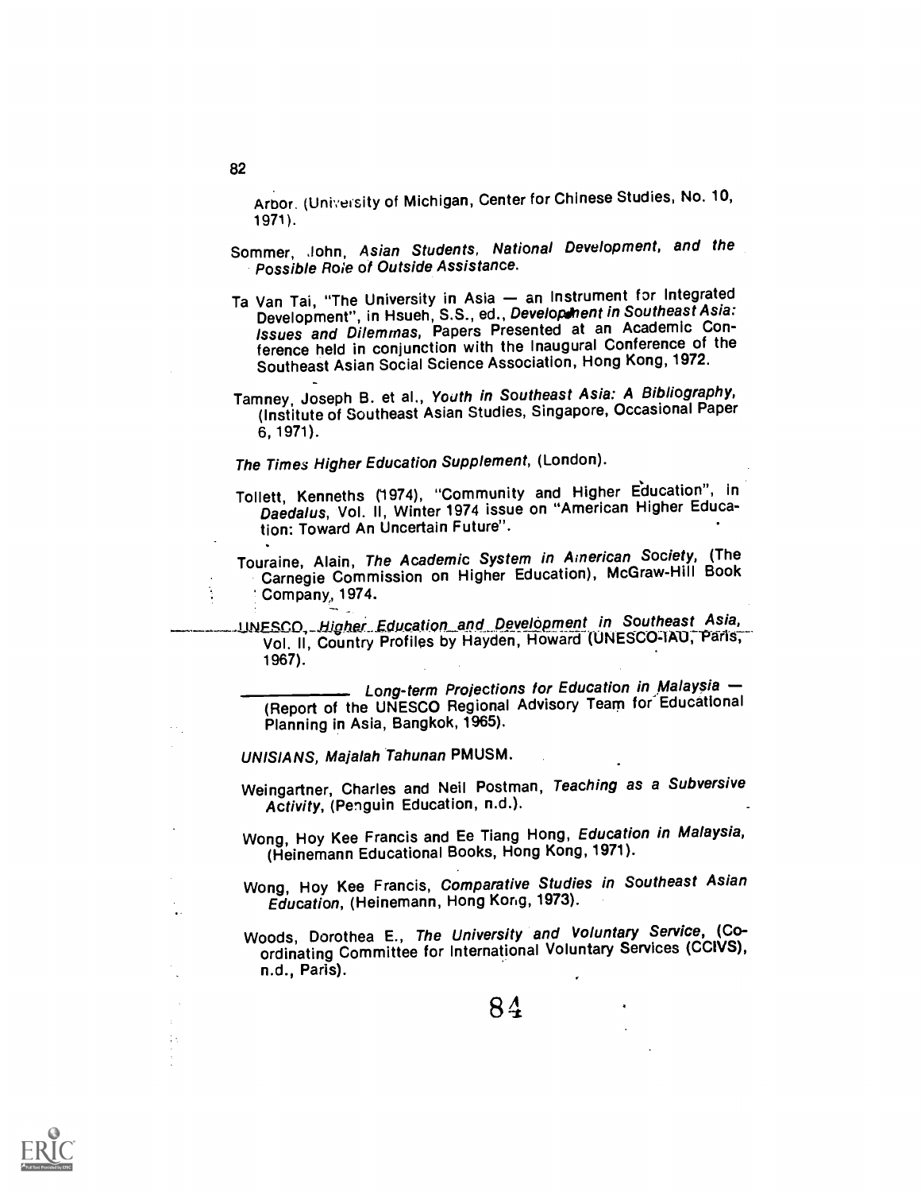Arbor. (University of Michigan, Center for Chinese Studies, No. 10, 1971).

Sommer, John, *Asian Students, National Development, and the Possible Role of Outside Assistance.*

Ta Van Tai, "The University in Asia — an Instrument for Integrated Development", in Hsueh, S.S., ed., *Development in Southeast Asia: Issues and Dilemmas,* Papers Presented at an Academic Conference held in conjunction with the Inaugural Conference of the Southeast Asian Social Science Association, Hong Kong, 1972.

Tamney, Joseph B. et al., *Youth in Southeast Asia: A Bibliography,* (Institute of Southeast Asian Studies, Singapore, Occasional Paper 6, 1971).

*The Times Higher Education Supplement,* (London).

Tollett, Kenneths (1974), "Community and Higher Education", in *Daedalus,* Vol. II, Winter 1974 issue on "American Higher Education: Toward An Uncertain Future".

Touraine, Alain, *The Academic System in American Society,* (The Carnegie Commission on Higher Education), McGraw-Hill Book Company, 1974.

UNESCO, *Higher Education and Development in Southeast Asia,* Vol. II, Country Profiles by Hayden, Howard (UNESCO-IAU, Paris, 1967).

\_\_\_\_\_\_\_\_\_\_\_\_ *Long-term Projections for Education in Malaysia* — (Report of the UNESCO Regional Advisory Team for Educational Planning in Asia, Bangkok, 1965).

*UNISIANS, Majalah Tahunan* PMUSM.

Weingartner, Charles and Neil Postman, *Teaching as a Subversive Activity,* (Penguin Education, n.d.).

Wong, Hoy Kee Francis and Ee Tiang Hong, *Education in Malaysia,* (Heinemann Educational Books, Hong Kong, 1971).

Wong, Hoy Kee Francis, *Comparative Studies in Southeast Asian Education,* (Heinemann, Hong Kong, 1973).

Woods, Dorothea E., *The University and Voluntary Service,* (Coordinating Committee for International Voluntary Services (CCIVS), n.d., Paris).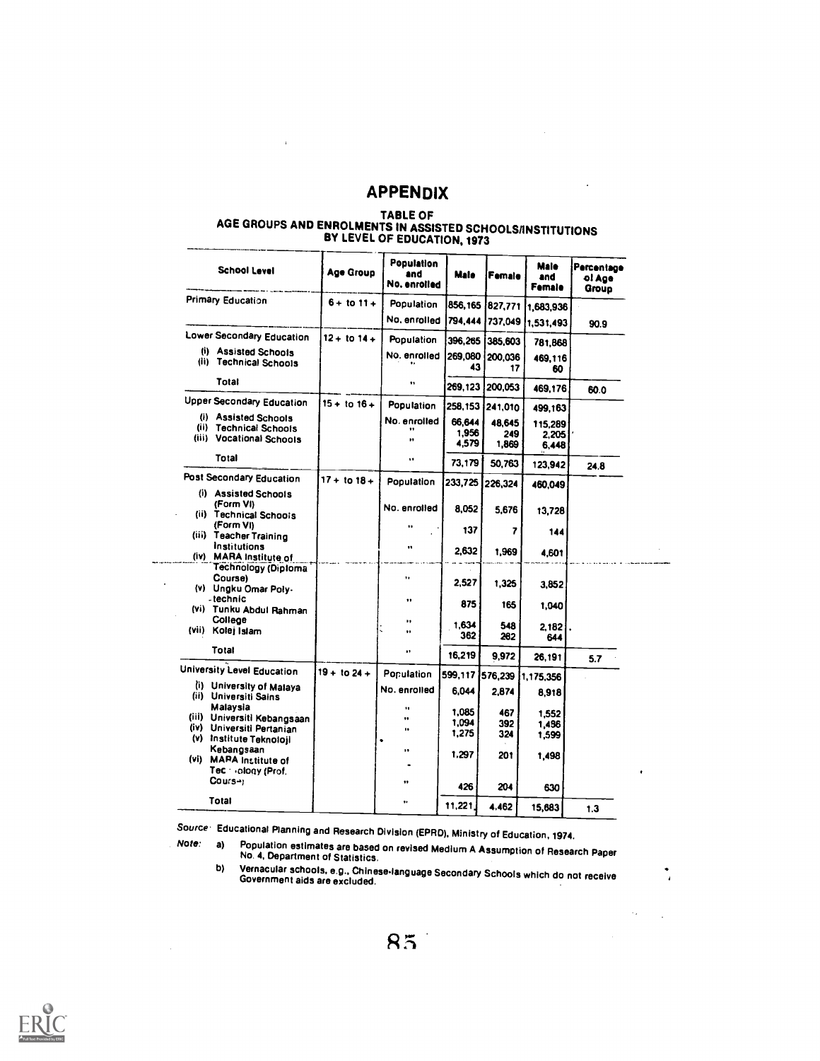# APPENDIX

## TABLE OF AGE GROUPS AND ENROLMENTS IN ASSISTED SCHOOLS/INSTITUTIONS BY LEVEL OF EDUCATION, 1973

| School Level | Age Group | Population and No. enrolled | Male | Female | Male and Female | Percentage of Age Group |
|---|---|---|---|---|---|---|
| Primary Education | 6 + to 11 + | Population | 856,165 | 827,771 | 1,683,936 | |
| | | No. enrolled | 794,444 | 737,049 | 1,531,493 | 90.9 |
| Lower Secondary Education | 12 + to 14 + | Population | 396,265 | 385,603 | 781,868 | |
| (i) Assisted Schools | | No. enrolled | 269,080 | 200,036 | 469,116 | |
| (ii) Technical Schools | | " | 43 | 17 | 60 | |
| Total | | " | 269,123 | 200,053 | 469,176 | 60.0 |
| Upper Secondary Education | 15 + to 16 + | Population | 258,153 | 241,010 | 499,163 | |
| (i) Assisted Schools | | No. enrolled | 66,644 | 48,645 | 115,289 | |
| (ii) Technical Schools | | " | 1,956 | 249 | 2,205 | |
| (iii) Vocational Schools | | " | 4,579 | 1,869 | 6,448 | |
| Total | | " | 73,179 | 50,763 | 123,942 | 24.8 |
| Post Secondary Education | 17 + to 18 + | Population | 233,725 | 226,324 | 460,049 | |
| (i) Assisted Schools (Form VI) | | No. enrolled | 8,052 | 5,676 | 13,728 | |
| (ii) Technical Schools (Form VI) | | " | 137 | 7 | 144 | |
| (iii) Teacher Training Institutions | | " | 2,632 | 1,969 | 4,601 | |
| (iv) MARA Institute of Technology (Diploma Course) | | " | 2,527 | 1,325 | 3,852 | |
| (v) Ungku Omar Polytechnic | | " | 875 | 165 | 1,040 | |
| (vi) Tunku Abdul Rahman College | | " | 1,634 | 548 | 2,182 | |
| (vii) Kolej Islam | | " | 362 | 282 | 644 | |
| Total | | " | 16,219 | 9,972 | 26,191 | 5.7 |
| University Level Education | 19 + to 24 + | Population | 599,117 | 576,239 | 1,175,356 | |
| (i) University of Malaya | | No. enrolled | 6,044 | 2,874 | 8,918 | |
| (ii) Universiti Sains Malaysia | | " | 1,085 | 467 | 1,552 | |
| (iii) Universiti Kebangsaan | | " | 1,094 | 392 | 1,486 | |
| (iv) Universiti Pertanian | | " | 1,275 | 324 | 1,599 | |
| (v) Institute Teknologi Kebangsaan | | " | 1,297 | 201 | 1,498 | |
| (vi) MARA Institute of Technology (Prof. Course) | | " | 426 | 204 | 630 | |
| Total | | " | 11,221 | 4,462 | 15,683 | 1.3 |

*Source:* Educational Planning and Research Division (EPRD), Ministry of Education, 1974.

*Note:* a) Population estimates are based on revised Medium A Assumption of Research Paper No. 4, Department of Statistics.

b) Vernacular schools, e.g., Chinese-language Secondary Schools which do not receive Government aids are excluded.